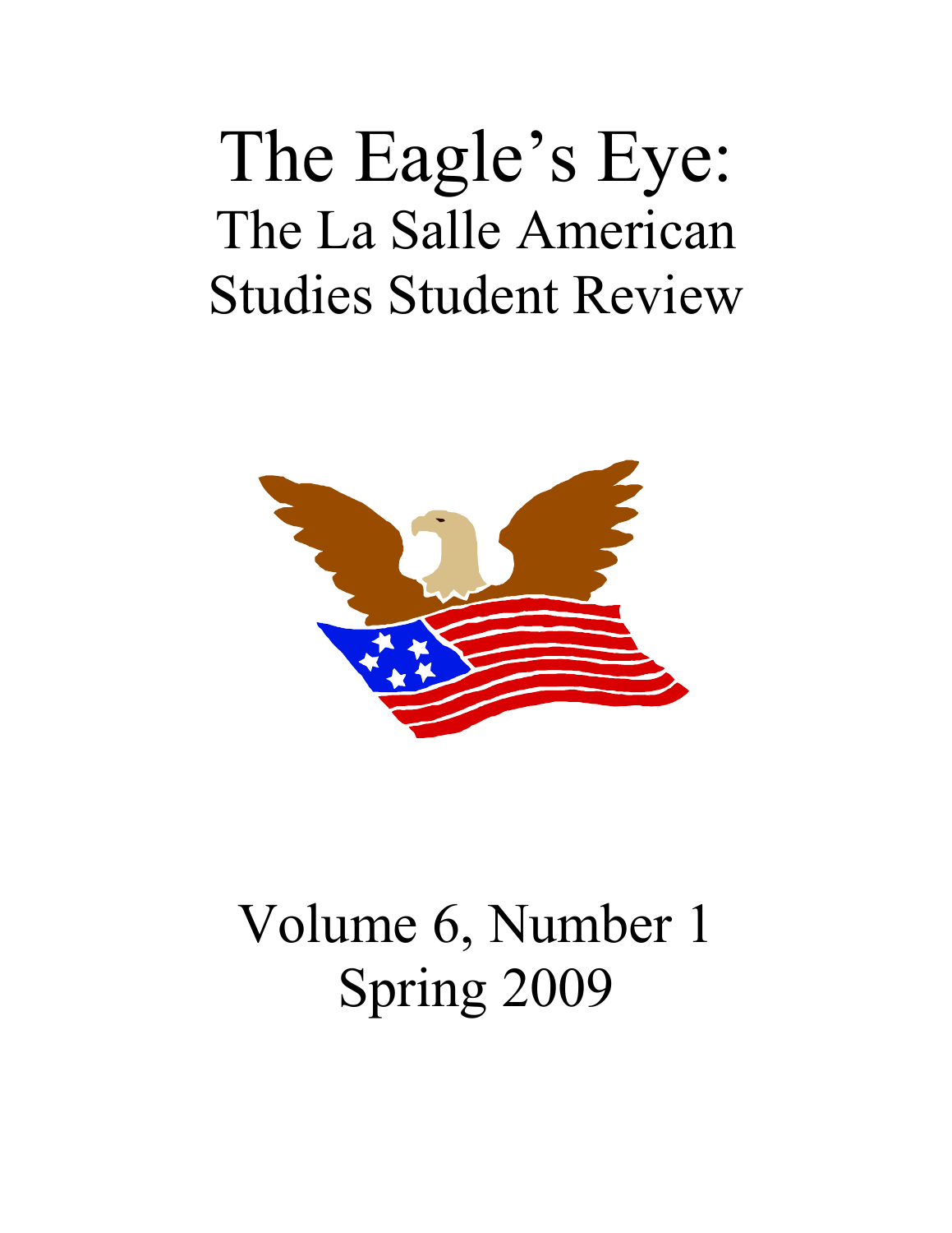# The Eagle's Eye:

## The La Salle American Studies Student Review

Volume 6, Number 1

Spring 2009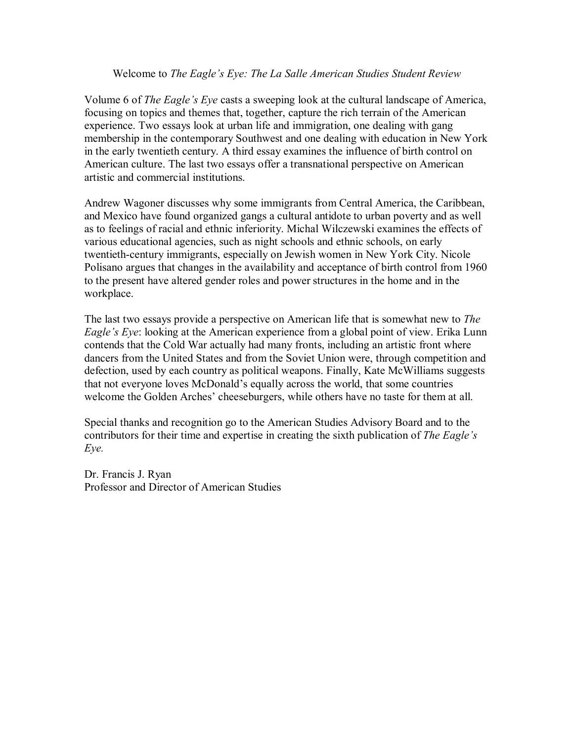Welcome to *The Eagle's Eye: The La Salle American Studies Student Review*

Volume 6 of *The Eagle's Eye* casts a sweeping look at the cultural landscape of America, focusing on topics and themes that, together, capture the rich terrain of the American experience. Two essays look at urban life and immigration, one dealing with gang membership in the contemporary Southwest and one dealing with education in New York in the early twentieth century. A third essay examines the influence of birth control on American culture. The last two essays offer a transnational perspective on American artistic and commercial institutions.

Andrew Wagoner discusses why some immigrants from Central America, the Caribbean, and Mexico have found organized gangs a cultural antidote to urban poverty and as well as to feelings of racial and ethnic inferiority. Michal Wilczewski examines the effects of various educational agencies, such as night schools and ethnic schools, on early twentieth-century immigrants, especially on Jewish women in New York City. Nicole Polisano argues that changes in the availability and acceptance of birth control from 1960 to the present have altered gender roles and power structures in the home and in the workplace.

The last two essays provide a perspective on American life that is somewhat new to *The Eagle's Eye*: looking at the American experience from a global point of view. Erika Lunn contends that the Cold War actually had many fronts, including an artistic front where dancers from the United States and from the Soviet Union were, through competition and defection, used by each country as political weapons. Finally, Kate McWilliams suggests that not everyone loves McDonald's equally across the world, that some countries welcome the Golden Arches' cheeseburgers, while others have no taste for them at all.

Special thanks and recognition go to the American Studies Advisory Board and to the contributors for their time and expertise in creating the sixth publication of *The Eagle's Eye.*

Dr. Francis J. Ryan
Professor and Director of American Studies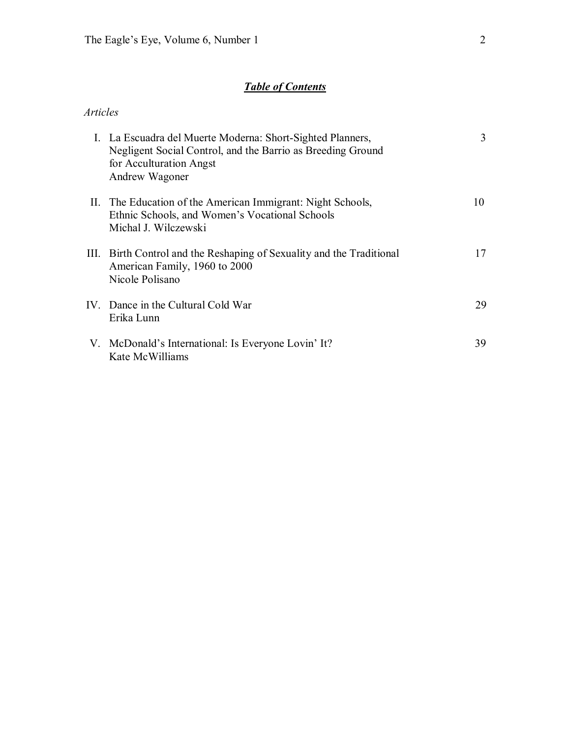## ***Table of Contents***

*Articles*

| | | |
|---|---|---|
| I. | La Escuadra del Muerte Moderna: Short-Sighted Planners, Negligent Social Control, and the Barrio as Breeding Ground for Acculturation Angst<br>Andrew Wagoner | 3 |
| II. | The Education of the American Immigrant: Night Schools, Ethnic Schools, and Women's Vocational Schools<br>Michal J. Wilczewski | 10 |
| III. | Birth Control and the Reshaping of Sexuality and the Traditional American Family, 1960 to 2000<br>Nicole Polisano | 17 |
| IV. | Dance in the Cultural Cold War<br>Erika Lunn | 29 |
| V. | McDonald's International: Is Everyone Lovin' It?<br>Kate McWilliams | 39 |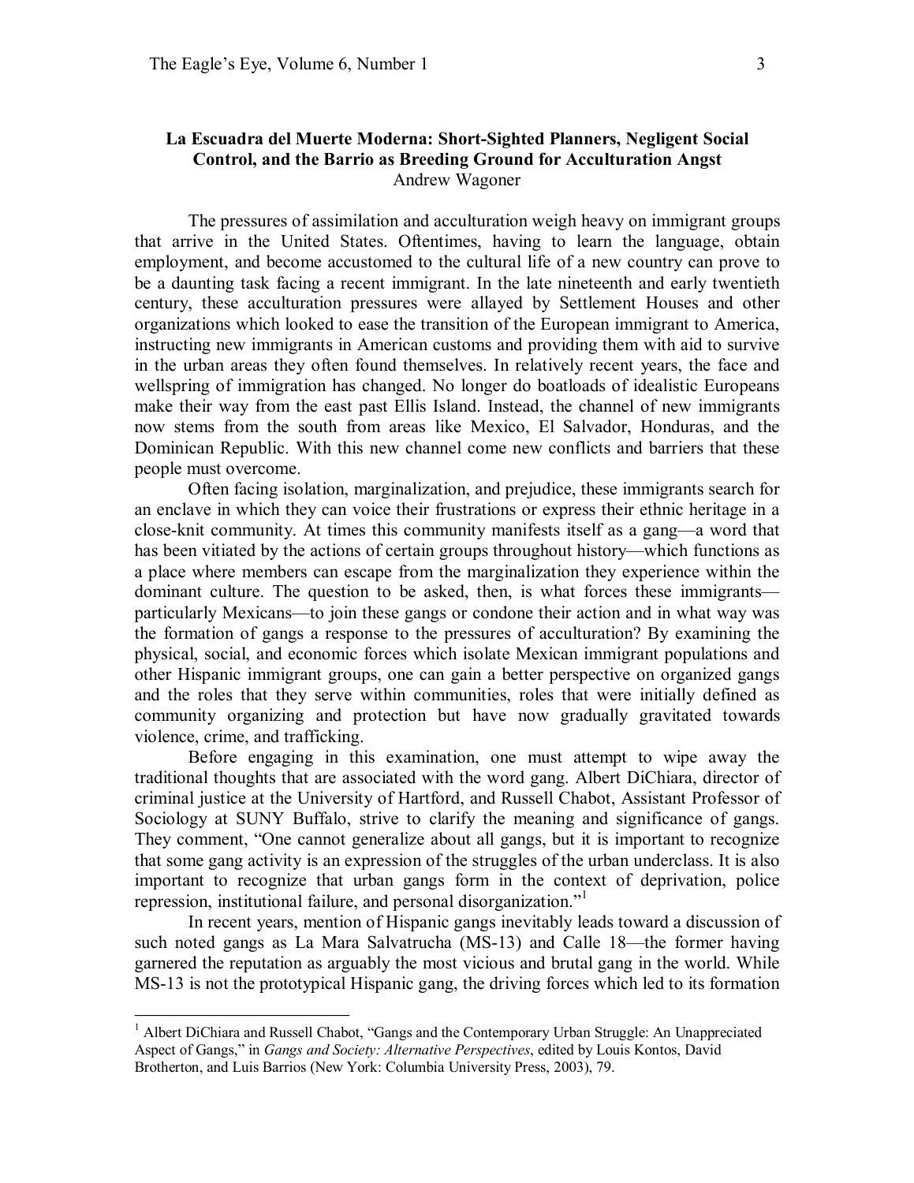## La Escuadra del Muerte Moderna: Short-Sighted Planners, Negligent Social Control, and the Barrio as Breeding Ground for Acculturation Angst

Andrew Wagoner

The pressures of assimilation and acculturation weigh heavy on immigrant groups that arrive in the United States. Oftentimes, having to learn the language, obtain employment, and become accustomed to the cultural life of a new country can prove to be a daunting task facing a recent immigrant. In the late nineteenth and early twentieth century, these acculturation pressures were allayed by Settlement Houses and other organizations which looked to ease the transition of the European immigrant to America, instructing new immigrants in American customs and providing them with aid to survive in the urban areas they often found themselves. In relatively recent years, the face and wellspring of immigration has changed. No longer do boatloads of idealistic Europeans make their way from the east past Ellis Island. Instead, the channel of new immigrants now stems from the south from areas like Mexico, El Salvador, Honduras, and the Dominican Republic. With this new channel come new conflicts and barriers that these people must overcome.

Often facing isolation, marginalization, and prejudice, these immigrants search for an enclave in which they can voice their frustrations or express their ethnic heritage in a close-knit community. At times this community manifests itself as a gang—a word that has been vitiated by the actions of certain groups throughout history—which functions as a place where members can escape from the marginalization they experience within the dominant culture. The question to be asked, then, is what forces these immigrants—particularly Mexicans—to join these gangs or condone their action and in what way was the formation of gangs a response to the pressures of acculturation? By examining the physical, social, and economic forces which isolate Mexican immigrant populations and other Hispanic immigrant groups, one can gain a better perspective on organized gangs and the roles that they serve within communities, roles that were initially defined as community organizing and protection but have now gradually gravitated towards violence, crime, and trafficking.

Before engaging in this examination, one must attempt to wipe away the traditional thoughts that are associated with the word gang. Albert DiChiara, director of criminal justice at the University of Hartford, and Russell Chabot, Assistant Professor of Sociology at SUNY Buffalo, strive to clarify the meaning and significance of gangs. They comment, "One cannot generalize about all gangs, but it is important to recognize that some gang activity is an expression of the struggles of the urban underclass. It is also important to recognize that urban gangs form in the context of deprivation, police repression, institutional failure, and personal disorganization."[1]

In recent years, mention of Hispanic gangs inevitably leads toward a discussion of such noted gangs as La Mara Salvatrucha (MS-13) and Calle 18—the former having garnered the reputation as arguably the most vicious and brutal gang in the world. While MS-13 is not the prototypical Hispanic gang, the driving forces which led to its formation

---

[1] Albert DiChiara and Russell Chabot, "Gangs and the Contemporary Urban Struggle: An Unappreciated Aspect of Gangs," in *Gangs and Society: Alternative Perspectives*, edited by Louis Kontos, David Brotherton, and Luis Barrios (New York: Columbia University Press, 2003), 79.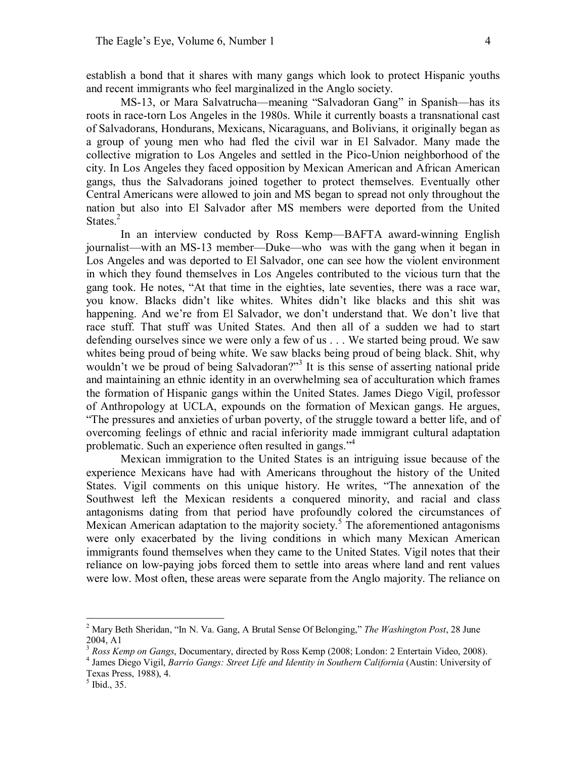establish a bond that it shares with many gangs which look to protect Hispanic youths and recent immigrants who feel marginalized in the Anglo society.

MS-13, or Mara Salvatrucha—meaning "Salvadoran Gang" in Spanish—has its roots in race-torn Los Angeles in the 1980s. While it currently boasts a transnational cast of Salvadorans, Hondurans, Mexicans, Nicaraguans, and Bolivians, it originally began as a group of young men who had fled the civil war in El Salvador. Many made the collective migration to Los Angeles and settled in the Pico-Union neighborhood of the city. In Los Angeles they faced opposition by Mexican American and African American gangs, thus the Salvadorans joined together to protect themselves. Eventually other Central Americans were allowed to join and MS began to spread not only throughout the nation but also into El Salvador after MS members were deported from the United States.[2]

In an interview conducted by Ross Kemp—BAFTA award-winning English journalist—with an MS-13 member—Duke—who was with the gang when it began in Los Angeles and was deported to El Salvador, one can see how the violent environment in which they found themselves in Los Angeles contributed to the vicious turn that the gang took. He notes, "At that time in the eighties, late seventies, there was a race war, you know. Blacks didn't like whites. Whites didn't like blacks and this shit was happening. And we're from El Salvador, we don't understand that. We don't live that race stuff. That stuff was United States. And then all of a sudden we had to start defending ourselves since we were only a few of us . . . We started being proud. We saw whites being proud of being white. We saw blacks being proud of being black. Shit, why wouldn't we be proud of being Salvadoran?"[3] It is this sense of asserting national pride and maintaining an ethnic identity in an overwhelming sea of acculturation which frames the formation of Hispanic gangs within the United States. James Diego Vigil, professor of Anthropology at UCLA, expounds on the formation of Mexican gangs. He argues, "The pressures and anxieties of urban poverty, of the struggle toward a better life, and of overcoming feelings of ethnic and racial inferiority made immigrant cultural adaptation problematic. Such an experience often resulted in gangs."[4]

Mexican immigration to the United States is an intriguing issue because of the experience Mexicans have had with Americans throughout the history of the United States. Vigil comments on this unique history. He writes, "The annexation of the Southwest left the Mexican residents a conquered minority, and racial and class antagonisms dating from that period have profoundly colored the circumstances of Mexican American adaptation to the majority society.[5] The aforementioned antagonisms were only exacerbated by the living conditions in which many Mexican American immigrants found themselves when they came to the United States. Vigil notes that their reliance on low-paying jobs forced them to settle into areas where land and rent values were low. Most often, these areas were separate from the Anglo majority. The reliance on

---

[2] Mary Beth Sheridan, "In N. Va. Gang, A Brutal Sense Of Belonging," *The Washington Post*, 28 June 2004, A1

[3] *Ross Kemp on Gangs*, Documentary, directed by Ross Kemp (2008; London: 2 Entertain Video, 2008).

[4] James Diego Vigil, *Barrio Gangs: Street Life and Identity in Southern California* (Austin: University of Texas Press, 1988), 4.

[5] Ibid., 35.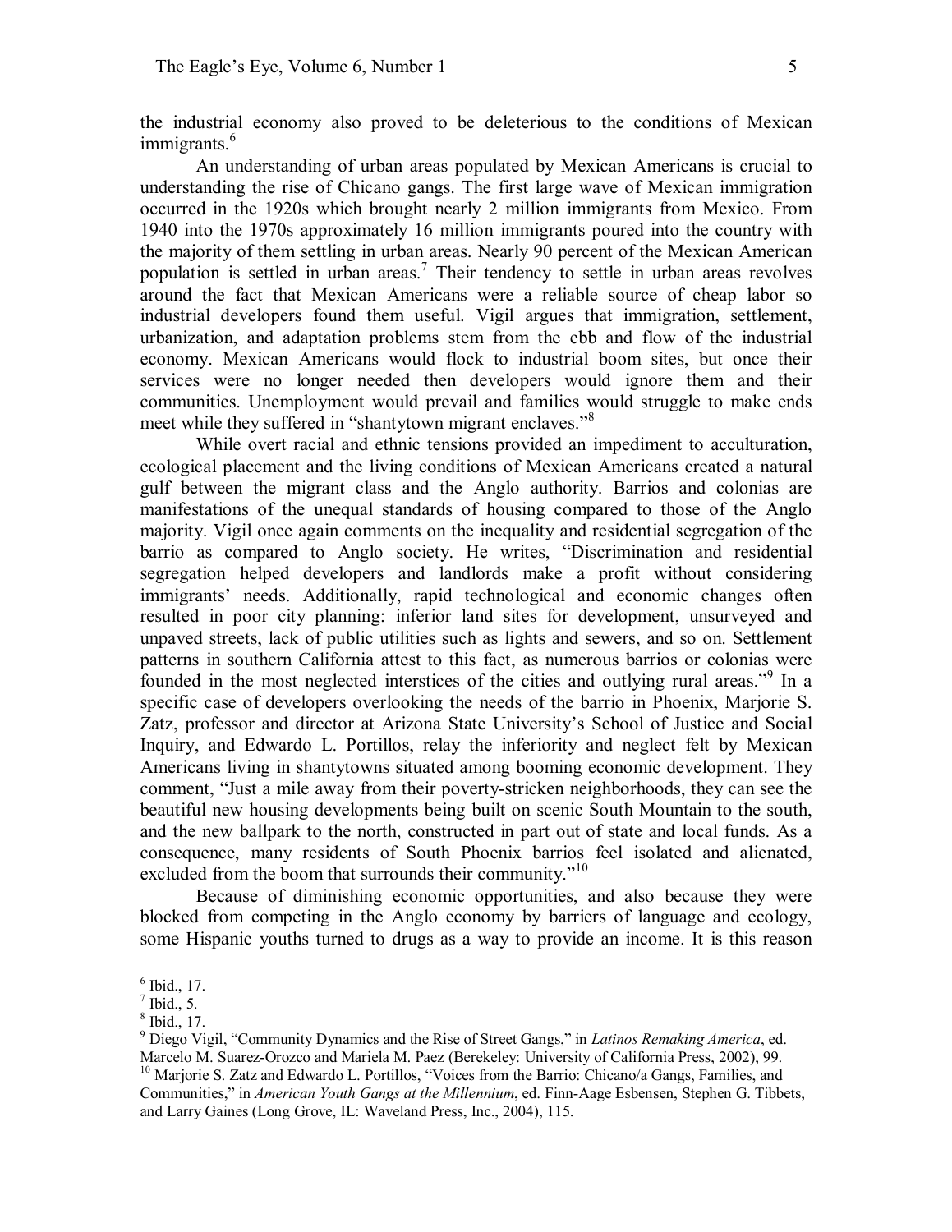the industrial economy also proved to be deleterious to the conditions of Mexican immigrants.[6]

An understanding of urban areas populated by Mexican Americans is crucial to understanding the rise of Chicano gangs. The first large wave of Mexican immigration occurred in the 1920s which brought nearly 2 million immigrants from Mexico. From 1940 into the 1970s approximately 16 million immigrants poured into the country with the majority of them settling in urban areas. Nearly 90 percent of the Mexican American population is settled in urban areas.[7] Their tendency to settle in urban areas revolves around the fact that Mexican Americans were a reliable source of cheap labor so industrial developers found them useful. Vigil argues that immigration, settlement, urbanization, and adaptation problems stem from the ebb and flow of the industrial economy. Mexican Americans would flock to industrial boom sites, but once their services were no longer needed then developers would ignore them and their communities. Unemployment would prevail and families would struggle to make ends meet while they suffered in "shantytown migrant enclaves."[8]

While overt racial and ethnic tensions provided an impediment to acculturation, ecological placement and the living conditions of Mexican Americans created a natural gulf between the migrant class and the Anglo authority. Barrios and colonias are manifestations of the unequal standards of housing compared to those of the Anglo majority. Vigil once again comments on the inequality and residential segregation of the barrio as compared to Anglo society. He writes, "Discrimination and residential segregation helped developers and landlords make a profit without considering immigrants' needs. Additionally, rapid technological and economic changes often resulted in poor city planning: inferior land sites for development, unsurveyed and unpaved streets, lack of public utilities such as lights and sewers, and so on. Settlement patterns in southern California attest to this fact, as numerous barrios or colonias were founded in the most neglected interstices of the cities and outlying rural areas."[9] In a specific case of developers overlooking the needs of the barrio in Phoenix, Marjorie S. Zatz, professor and director at Arizona State University's School of Justice and Social Inquiry, and Edwardo L. Portillos, relay the inferiority and neglect felt by Mexican Americans living in shantytowns situated among booming economic development. They comment, "Just a mile away from their poverty-stricken neighborhoods, they can see the beautiful new housing developments being built on scenic South Mountain to the south, and the new ballpark to the north, constructed in part out of state and local funds. As a consequence, many residents of South Phoenix barrios feel isolated and alienated, excluded from the boom that surrounds their community."[10]

Because of diminishing economic opportunities, and also because they were blocked from competing in the Anglo economy by barriers of language and ecology, some Hispanic youths turned to drugs as a way to provide an income. It is this reason

---

[6] Ibid., 17.

[7] Ibid., 5.

[8] Ibid., 17.

[9] Diego Vigil, "Community Dynamics and the Rise of Street Gangs," in *Latinos Remaking America*, ed. Marcelo M. Suarez-Orozco and Mariela M. Paez (Berekeley: University of California Press, 2002), 99.

[10] Marjorie S. Zatz and Edwardo L. Portillos, "Voices from the Barrio: Chicano/a Gangs, Families, and Communities," in *American Youth Gangs at the Millennium*, ed. Finn-Aage Esbensen, Stephen G. Tibbets, and Larry Gaines (Long Grove, IL: Waveland Press, Inc., 2004), 115.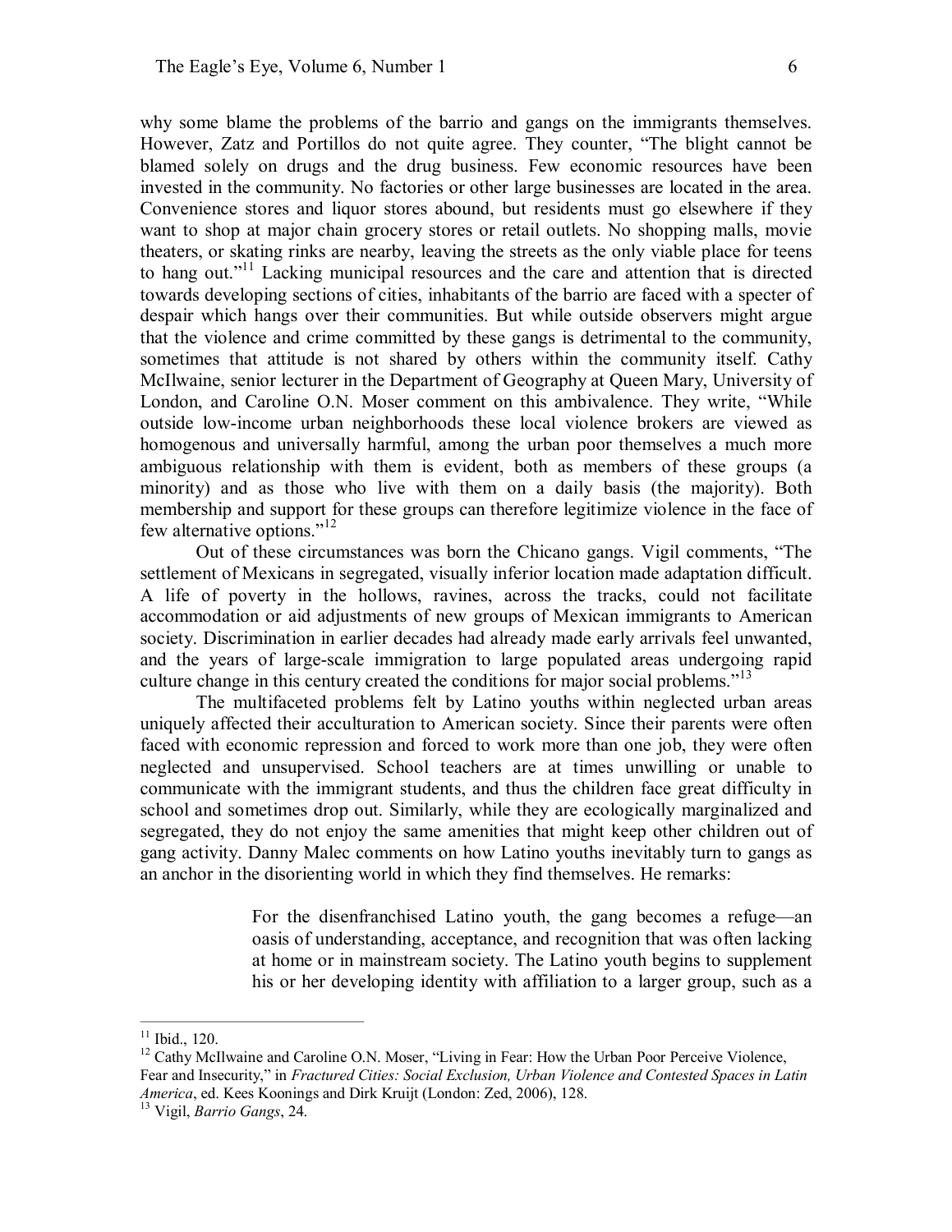why some blame the problems of the barrio and gangs on the immigrants themselves. However, Zatz and Portillos do not quite agree. They counter, "The blight cannot be blamed solely on drugs and the drug business. Few economic resources have been invested in the community. No factories or other large businesses are located in the area. Convenience stores and liquor stores abound, but residents must go elsewhere if they want to shop at major chain grocery stores or retail outlets. No shopping malls, movie theaters, or skating rinks are nearby, leaving the streets as the only viable place for teens to hang out."[11] Lacking municipal resources and the care and attention that is directed towards developing sections of cities, inhabitants of the barrio are faced with a specter of despair which hangs over their communities. But while outside observers might argue that the violence and crime committed by these gangs is detrimental to the community, sometimes that attitude is not shared by others within the community itself. Cathy McIlwaine, senior lecturer in the Department of Geography at Queen Mary, University of London, and Caroline O.N. Moser comment on this ambivalence. They write, "While outside low-income urban neighborhoods these local violence brokers are viewed as homogenous and universally harmful, among the urban poor themselves a much more ambiguous relationship with them is evident, both as members of these groups (a minority) and as those who live with them on a daily basis (the majority). Both membership and support for these groups can therefore legitimize violence in the face of few alternative options."[12]

Out of these circumstances was born the Chicano gangs. Vigil comments, "The settlement of Mexicans in segregated, visually inferior location made adaptation difficult. A life of poverty in the hollows, ravines, across the tracks, could not facilitate accommodation or aid adjustments of new groups of Mexican immigrants to American society. Discrimination in earlier decades had already made early arrivals feel unwanted, and the years of large-scale immigration to large populated areas undergoing rapid culture change in this century created the conditions for major social problems."[13]

The multifaceted problems felt by Latino youths within neglected urban areas uniquely affected their acculturation to American society. Since their parents were often faced with economic repression and forced to work more than one job, they were often neglected and unsupervised. School teachers are at times unwilling or unable to communicate with the immigrant students, and thus the children face great difficulty in school and sometimes drop out. Similarly, while they are ecologically marginalized and segregated, they do not enjoy the same amenities that might keep other children out of gang activity. Danny Malec comments on how Latino youths inevitably turn to gangs as an anchor in the disorienting world in which they find themselves. He remarks:

> For the disenfranchised Latino youth, the gang becomes a refuge—an oasis of understanding, acceptance, and recognition that was often lacking at home or in mainstream society. The Latino youth begins to supplement his or her developing identity with affiliation to a larger group, such as a

---

[11] Ibid., 120.

[12] Cathy McIlwaine and Caroline O.N. Moser, "Living in Fear: How the Urban Poor Perceive Violence, Fear and Insecurity," in *Fractured Cities: Social Exclusion, Urban Violence and Contested Spaces in Latin America*, ed. Kees Koonings and Dirk Kruijt (London: Zed, 2006), 128.

[13] Vigil, *Barrio Gangs*, 24.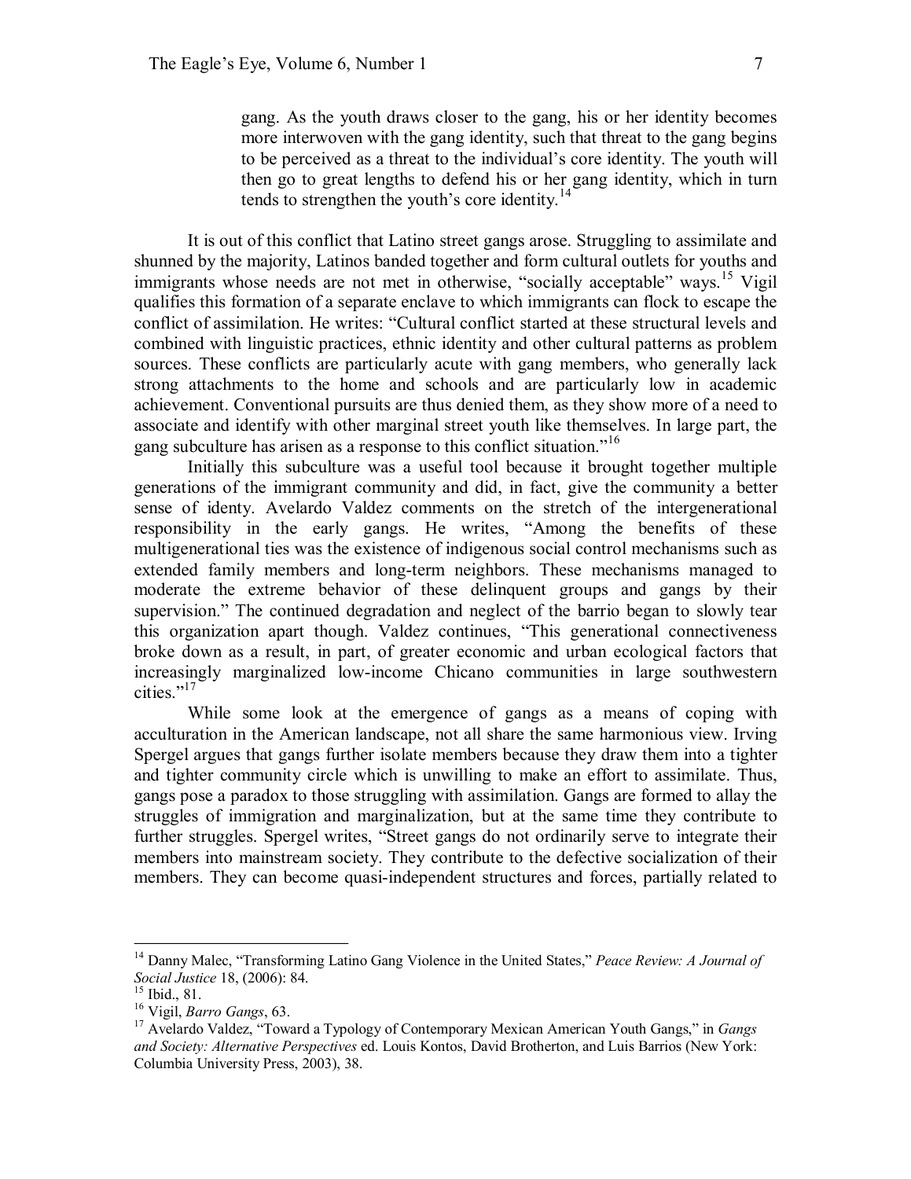> gang. As the youth draws closer to the gang, his or her identity becomes more interwoven with the gang identity, such that threat to the gang begins to be perceived as a threat to the individual's core identity. The youth will then go to great lengths to defend his or her gang identity, which in turn tends to strengthen the youth's core identity.[14]

It is out of this conflict that Latino street gangs arose. Struggling to assimilate and shunned by the majority, Latinos banded together and form cultural outlets for youths and immigrants whose needs are not met in otherwise, "socially acceptable" ways.[15] Vigil qualifies this formation of a separate enclave to which immigrants can flock to escape the conflict of assimilation. He writes: "Cultural conflict started at these structural levels and combined with linguistic practices, ethnic identity and other cultural patterns as problem sources. These conflicts are particularly acute with gang members, who generally lack strong attachments to the home and schools and are particularly low in academic achievement. Conventional pursuits are thus denied them, as they show more of a need to associate and identify with other marginal street youth like themselves. In large part, the gang subculture has arisen as a response to this conflict situation."[16]

Initially this subculture was a useful tool because it brought together multiple generations of the immigrant community and did, in fact, give the community a better sense of identy. Avelardo Valdez comments on the stretch of the intergenerational responsibility in the early gangs. He writes, "Among the benefits of these multigenerational ties was the existence of indigenous social control mechanisms such as extended family members and long-term neighbors. These mechanisms managed to moderate the extreme behavior of these delinquent groups and gangs by their supervision." The continued degradation and neglect of the barrio began to slowly tear this organization apart though. Valdez continues, "This generational connectiveness broke down as a result, in part, of greater economic and urban ecological factors that increasingly marginalized low-income Chicano communities in large southwestern cities."[17]

While some look at the emergence of gangs as a means of coping with acculturation in the American landscape, not all share the same harmonious view. Irving Spergel argues that gangs further isolate members because they draw them into a tighter and tighter community circle which is unwilling to make an effort to assimilate. Thus, gangs pose a paradox to those struggling with assimilation. Gangs are formed to allay the struggles of immigration and marginalization, but at the same time they contribute to further struggles. Spergel writes, "Street gangs do not ordinarily serve to integrate their members into mainstream society. They contribute to the defective socialization of their members. They can become quasi-independent structures and forces, partially related to

---

[14] Danny Malec, "Transforming Latino Gang Violence in the United States," *Peace Review: A Journal of Social Justice* 18, (2006): 84.

[15] Ibid., 81.

[16] Vigil, *Barro Gangs*, 63.

[17] Avelardo Valdez, "Toward a Typology of Contemporary Mexican American Youth Gangs," in *Gangs and Society: Alternative Perspectives* ed. Louis Kontos, David Brotherton, and Luis Barrios (New York: Columbia University Press, 2003), 38.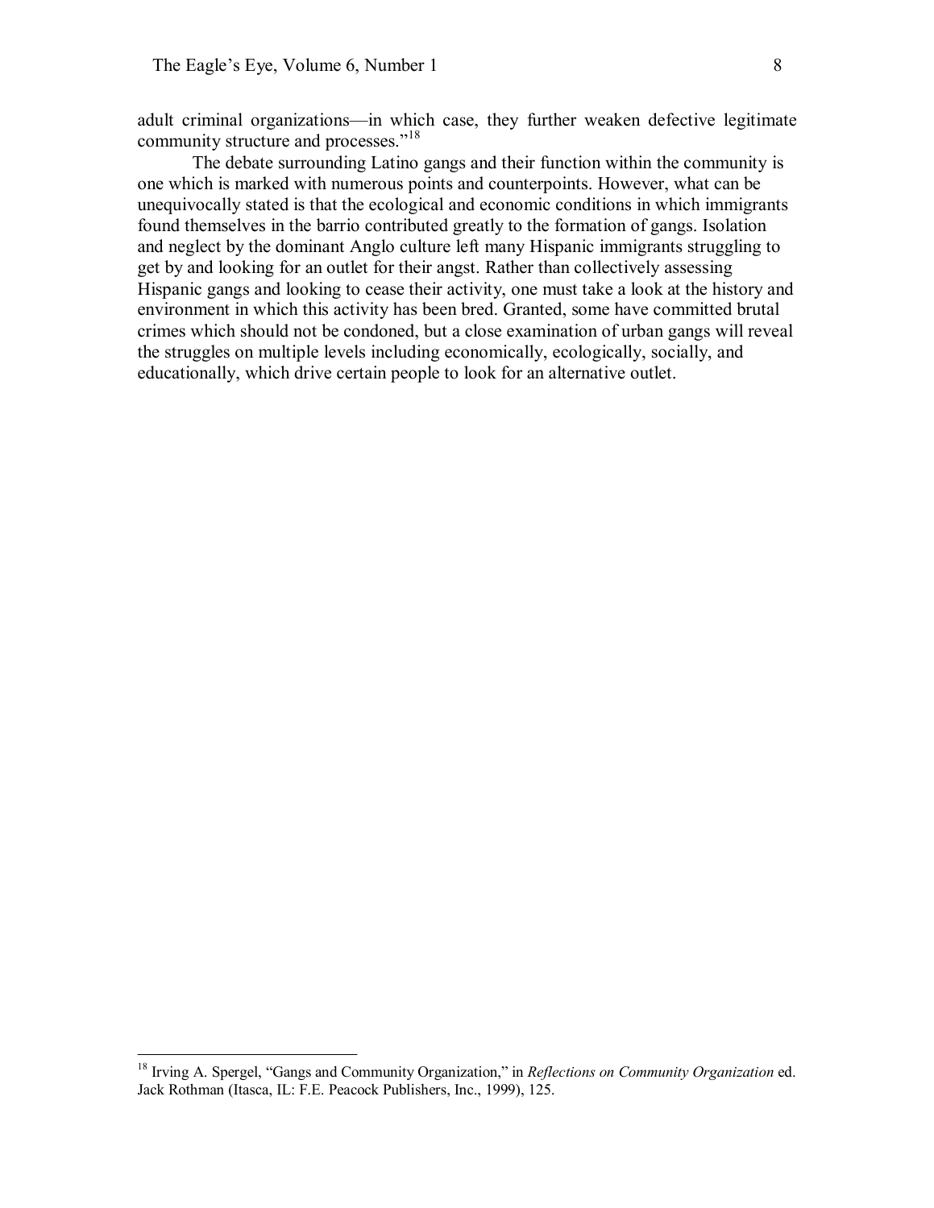adult criminal organizations—in which case, they further weaken defective legitimate community structure and processes."[18]

The debate surrounding Latino gangs and their function within the community is one which is marked with numerous points and counterpoints. However, what can be unequivocally stated is that the ecological and economic conditions in which immigrants found themselves in the barrio contributed greatly to the formation of gangs. Isolation and neglect by the dominant Anglo culture left many Hispanic immigrants struggling to get by and looking for an outlet for their angst. Rather than collectively assessing Hispanic gangs and looking to cease their activity, one must take a look at the history and environment in which this activity has been bred. Granted, some have committed brutal crimes which should not be condoned, but a close examination of urban gangs will reveal the struggles on multiple levels including economically, ecologically, socially, and educationally, which drive certain people to look for an alternative outlet.

---

[18] Irving A. Spergel, "Gangs and Community Organization," in *Reflections on Community Organization* ed. Jack Rothman (Itasca, IL: F.E. Peacock Publishers, Inc., 1999), 125.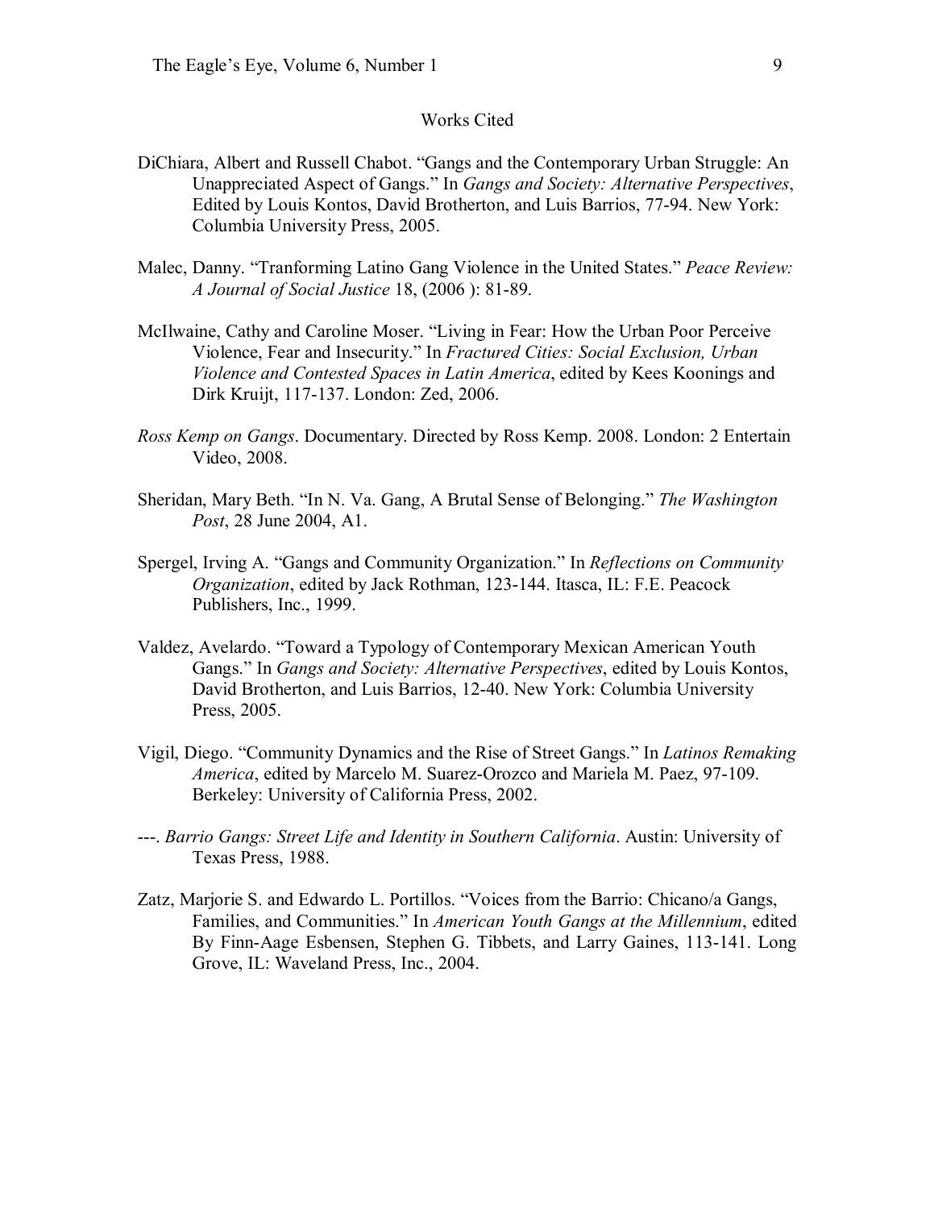## Works Cited

DiChiara, Albert and Russell Chabot. "Gangs and the Contemporary Urban Struggle: An Unappreciated Aspect of Gangs." In *Gangs and Society: Alternative Perspectives*, Edited by Louis Kontos, David Brotherton, and Luis Barrios, 77-94. New York: Columbia University Press, 2005.

Malec, Danny. "Tranforming Latino Gang Violence in the United States." *Peace Review: A Journal of Social Justice* 18, (2006 ): 81-89.

McIlwaine, Cathy and Caroline Moser. "Living in Fear: How the Urban Poor Perceive Violence, Fear and Insecurity." In *Fractured Cities: Social Exclusion, Urban Violence and Contested Spaces in Latin America*, edited by Kees Koonings and Dirk Kruijt, 117-137. London: Zed, 2006.

*Ross Kemp on Gangs*. Documentary. Directed by Ross Kemp. 2008. London: 2 Entertain Video, 2008.

Sheridan, Mary Beth. "In N. Va. Gang, A Brutal Sense of Belonging." *The Washington Post*, 28 June 2004, A1.

Spergel, Irving A. "Gangs and Community Organization." In *Reflections on Community Organization*, edited by Jack Rothman, 123-144. Itasca, IL: F.E. Peacock Publishers, Inc., 1999.

Valdez, Avelardo. "Toward a Typology of Contemporary Mexican American Youth Gangs." In *Gangs and Society: Alternative Perspectives*, edited by Louis Kontos, David Brotherton, and Luis Barrios, 12-40. New York: Columbia University Press, 2005.

Vigil, Diego. "Community Dynamics and the Rise of Street Gangs." In *Latinos Remaking America*, edited by Marcelo M. Suarez-Orozco and Mariela M. Paez, 97-109. Berkeley: University of California Press, 2002.

---. *Barrio Gangs: Street Life and Identity in Southern California*. Austin: University of Texas Press, 1988.

Zatz, Marjorie S. and Edwardo L. Portillos. "Voices from the Barrio: Chicano/a Gangs, Families, and Communities." In *American Youth Gangs at the Millennium*, edited By Finn-Aage Esbensen, Stephen G. Tibbets, and Larry Gaines, 113-141. Long Grove, IL: Waveland Press, Inc., 2004.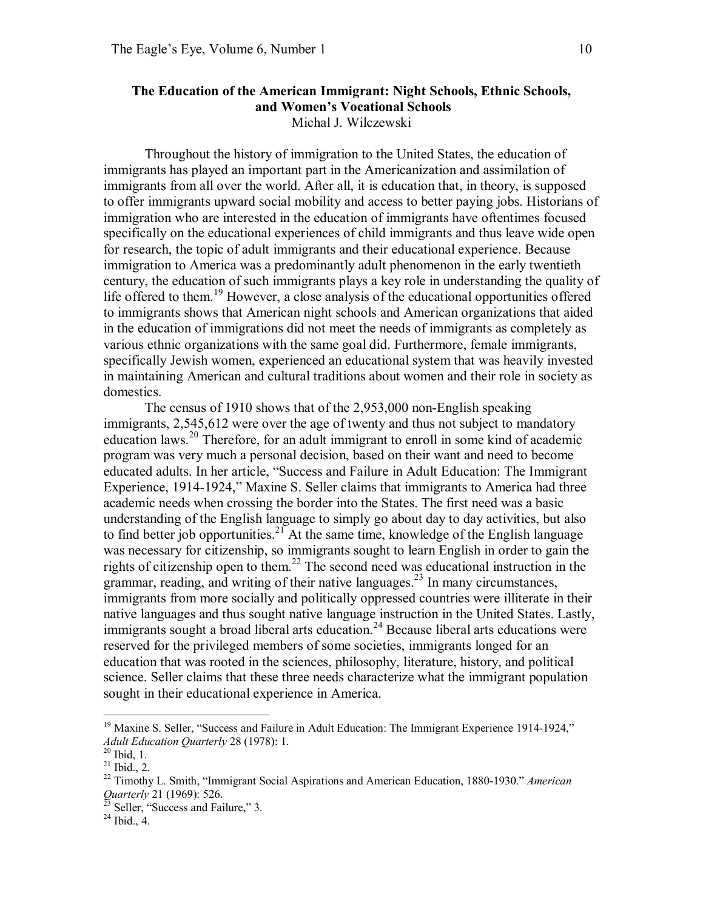## The Education of the American Immigrant: Night Schools, Ethnic Schools, and Women's Vocational Schools

Michal J. Wilczewski

Throughout the history of immigration to the United States, the education of immigrants has played an important part in the Americanization and assimilation of immigrants from all over the world. After all, it is education that, in theory, is supposed to offer immigrants upward social mobility and access to better paying jobs. Historians of immigration who are interested in the education of immigrants have oftentimes focused specifically on the educational experiences of child immigrants and thus leave wide open for research, the topic of adult immigrants and their educational experience. Because immigration to America was a predominantly adult phenomenon in the early twentieth century, the education of such immigrants plays a key role in understanding the quality of life offered to them.[19] However, a close analysis of the educational opportunities offered to immigrants shows that American night schools and American organizations that aided in the education of immigrations did not meet the needs of immigrants as completely as various ethnic organizations with the same goal did. Furthermore, female immigrants, specifically Jewish women, experienced an educational system that was heavily invested in maintaining American and cultural traditions about women and their role in society as domestics.

The census of 1910 shows that of the 2,953,000 non-English speaking immigrants, 2,545,612 were over the age of twenty and thus not subject to mandatory education laws.[20] Therefore, for an adult immigrant to enroll in some kind of academic program was very much a personal decision, based on their want and need to become educated adults. In her article, "Success and Failure in Adult Education: The Immigrant Experience, 1914-1924," Maxine S. Seller claims that immigrants to America had three academic needs when crossing the border into the States. The first need was a basic understanding of the English language to simply go about day to day activities, but also to find better job opportunities.[21] At the same time, knowledge of the English language was necessary for citizenship, so immigrants sought to learn English in order to gain the rights of citizenship open to them.[22] The second need was educational instruction in the grammar, reading, and writing of their native languages.[23] In many circumstances, immigrants from more socially and politically oppressed countries were illiterate in their native languages and thus sought native language instruction in the United States. Lastly, immigrants sought a broad liberal arts education.[24] Because liberal arts educations were reserved for the privileged members of some societies, immigrants longed for an education that was rooted in the sciences, philosophy, literature, history, and political science. Seller claims that these three needs characterize what the immigrant population sought in their educational experience in America.

---

[19] Maxine S. Seller, "Success and Failure in Adult Education: The Immigrant Experience 1914-1924," *Adult Education Quarterly* 28 (1978): 1.

[20] Ibid, 1.

[21] Ibid., 2.

[22] Timothy L. Smith, "Immigrant Social Aspirations and American Education, 1880-1930." *American Quarterly* 21 (1969): 526.

[23] Seller, "Success and Failure," 3.

[24] Ibid., 4.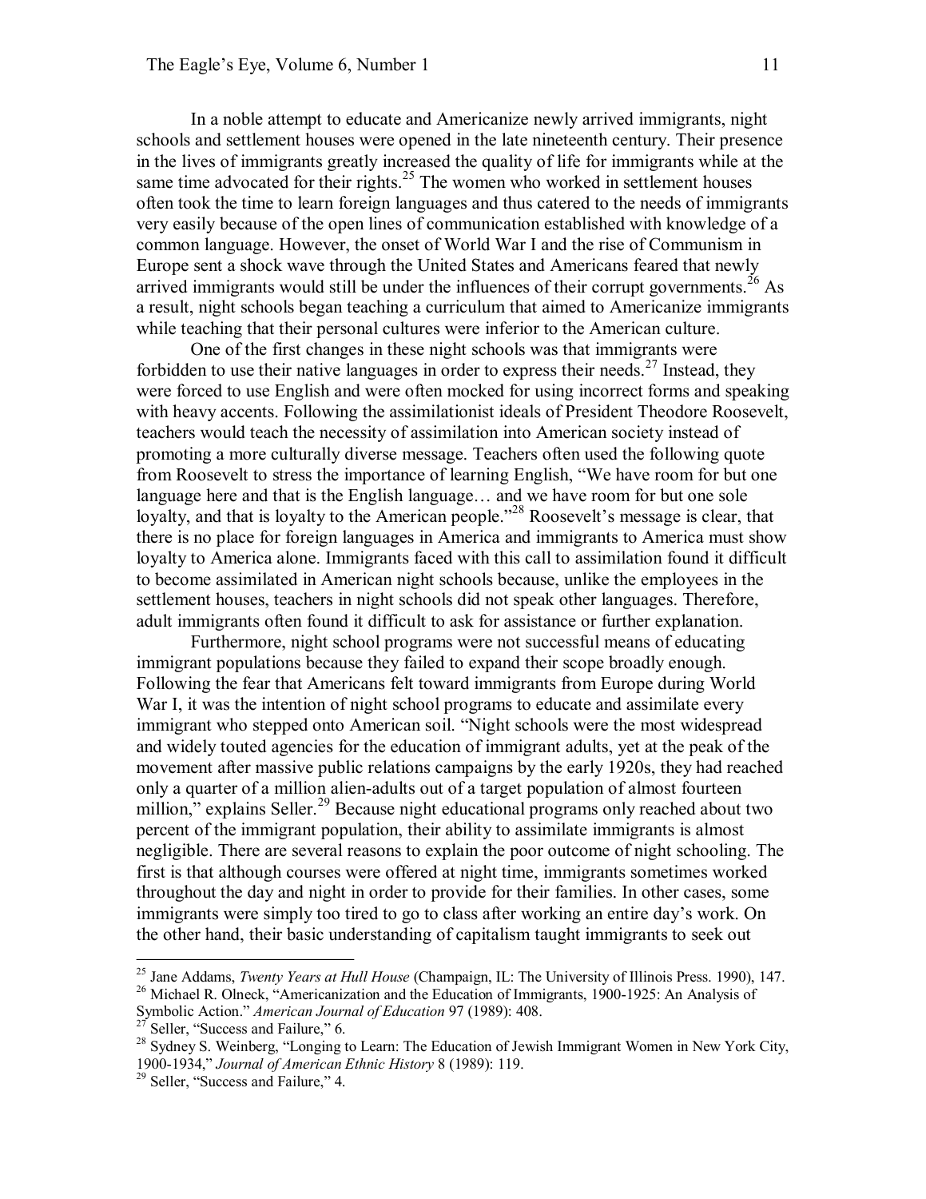In a noble attempt to educate and Americanize newly arrived immigrants, night schools and settlement houses were opened in the late nineteenth century. Their presence in the lives of immigrants greatly increased the quality of life for immigrants while at the same time advocated for their rights.[25] The women who worked in settlement houses often took the time to learn foreign languages and thus catered to the needs of immigrants very easily because of the open lines of communication established with knowledge of a common language. However, the onset of World War I and the rise of Communism in Europe sent a shock wave through the United States and Americans feared that newly arrived immigrants would still be under the influences of their corrupt governments.[26] As a result, night schools began teaching a curriculum that aimed to Americanize immigrants while teaching that their personal cultures were inferior to the American culture.

One of the first changes in these night schools was that immigrants were forbidden to use their native languages in order to express their needs.[27] Instead, they were forced to use English and were often mocked for using incorrect forms and speaking with heavy accents. Following the assimilationist ideals of President Theodore Roosevelt, teachers would teach the necessity of assimilation into American society instead of promoting a more culturally diverse message. Teachers often used the following quote from Roosevelt to stress the importance of learning English, "We have room for but one language here and that is the English language… and we have room for but one sole loyalty, and that is loyalty to the American people."[28] Roosevelt's message is clear, that there is no place for foreign languages in America and immigrants to America must show loyalty to America alone. Immigrants faced with this call to assimilation found it difficult to become assimilated in American night schools because, unlike the employees in the settlement houses, teachers in night schools did not speak other languages. Therefore, adult immigrants often found it difficult to ask for assistance or further explanation.

Furthermore, night school programs were not successful means of educating immigrant populations because they failed to expand their scope broadly enough. Following the fear that Americans felt toward immigrants from Europe during World War I, it was the intention of night school programs to educate and assimilate every immigrant who stepped onto American soil. "Night schools were the most widespread and widely touted agencies for the education of immigrant adults, yet at the peak of the movement after massive public relations campaigns by the early 1920s, they had reached only a quarter of a million alien-adults out of a target population of almost fourteen million," explains Seller.[29] Because night educational programs only reached about two percent of the immigrant population, their ability to assimilate immigrants is almost negligible. There are several reasons to explain the poor outcome of night schooling. The first is that although courses were offered at night time, immigrants sometimes worked throughout the day and night in order to provide for their families. In other cases, some immigrants were simply too tired to go to class after working an entire day's work. On the other hand, their basic understanding of capitalism taught immigrants to seek out

---

[25] Jane Addams, *Twenty Years at Hull House* (Champaign, IL: The University of Illinois Press. 1990), 147.

[26] Michael R. Olneck, "Americanization and the Education of Immigrants, 1900-1925: An Analysis of Symbolic Action." *American Journal of Education* 97 (1989): 408.

[27] Seller, "Success and Failure," 6.

[28] Sydney S. Weinberg, "Longing to Learn: The Education of Jewish Immigrant Women in New York City, 1900-1934," *Journal of American Ethnic History* 8 (1989): 119.

[29] Seller, "Success and Failure," 4.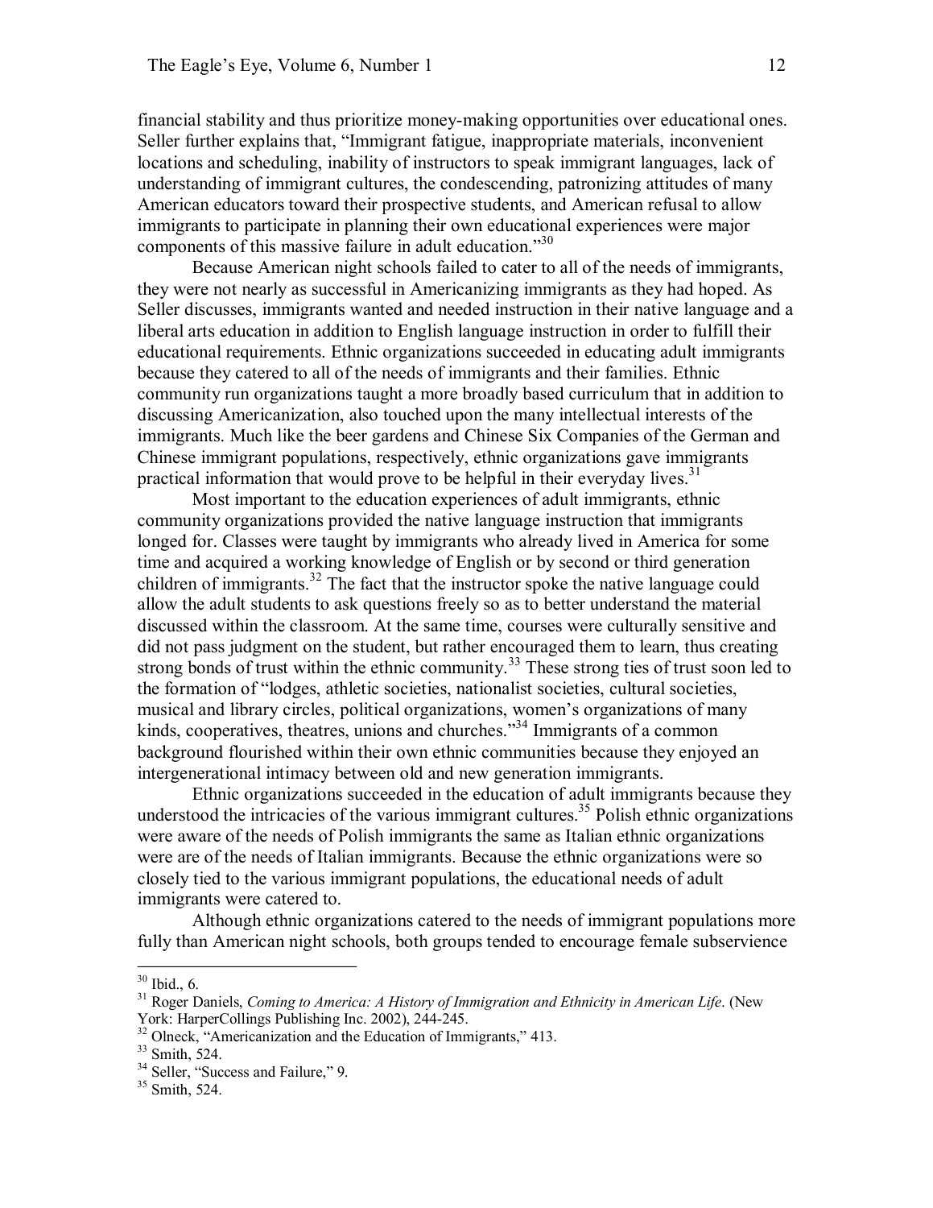financial stability and thus prioritize money-making opportunities over educational ones. Seller further explains that, "Immigrant fatigue, inappropriate materials, inconvenient locations and scheduling, inability of instructors to speak immigrant languages, lack of understanding of immigrant cultures, the condescending, patronizing attitudes of many American educators toward their prospective students, and American refusal to allow immigrants to participate in planning their own educational experiences were major components of this massive failure in adult education."[30]

Because American night schools failed to cater to all of the needs of immigrants, they were not nearly as successful in Americanizing immigrants as they had hoped. As Seller discusses, immigrants wanted and needed instruction in their native language and a liberal arts education in addition to English language instruction in order to fulfill their educational requirements. Ethnic organizations succeeded in educating adult immigrants because they catered to all of the needs of immigrants and their families. Ethnic community run organizations taught a more broadly based curriculum that in addition to discussing Americanization, also touched upon the many intellectual interests of the immigrants. Much like the beer gardens and Chinese Six Companies of the German and Chinese immigrant populations, respectively, ethnic organizations gave immigrants practical information that would prove to be helpful in their everyday lives.[31]

Most important to the education experiences of adult immigrants, ethnic community organizations provided the native language instruction that immigrants longed for. Classes were taught by immigrants who already lived in America for some time and acquired a working knowledge of English or by second or third generation children of immigrants.[32] The fact that the instructor spoke the native language could allow the adult students to ask questions freely so as to better understand the material discussed within the classroom. At the same time, courses were culturally sensitive and did not pass judgment on the student, but rather encouraged them to learn, thus creating strong bonds of trust within the ethnic community.[33] These strong ties of trust soon led to the formation of "lodges, athletic societies, nationalist societies, cultural societies, musical and library circles, political organizations, women's organizations of many kinds, cooperatives, theatres, unions and churches."[34] Immigrants of a common background flourished within their own ethnic communities because they enjoyed an intergenerational intimacy between old and new generation immigrants.

Ethnic organizations succeeded in the education of adult immigrants because they understood the intricacies of the various immigrant cultures.[35] Polish ethnic organizations were aware of the needs of Polish immigrants the same as Italian ethnic organizations were are of the needs of Italian immigrants. Because the ethnic organizations were so closely tied to the various immigrant populations, the educational needs of adult immigrants were catered to.

Although ethnic organizations catered to the needs of immigrant populations more fully than American night schools, both groups tended to encourage female subservience

---

[30] Ibid., 6.

[31] Roger Daniels, *Coming to America: A History of Immigration and Ethnicity in American Life*. (New York: HarperCollings Publishing Inc. 2002), 244-245.

[32] Olneck, "Americanization and the Education of Immigrants," 413.

[33] Smith, 524.

[34] Seller, "Success and Failure," 9.

[35] Smith, 524.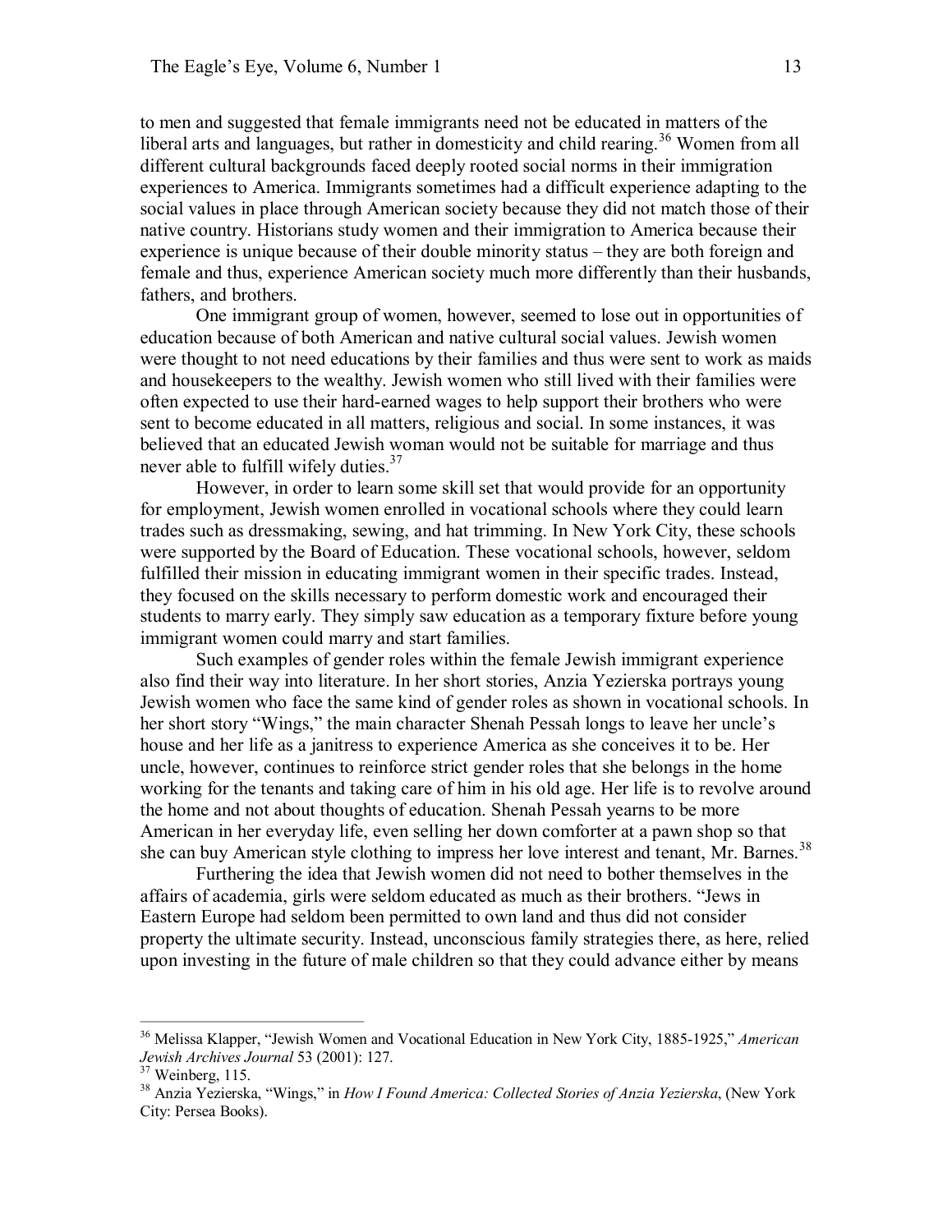to men and suggested that female immigrants need not be educated in matters of the liberal arts and languages, but rather in domesticity and child rearing.[36] Women from all different cultural backgrounds faced deeply rooted social norms in their immigration experiences to America. Immigrants sometimes had a difficult experience adapting to the social values in place through American society because they did not match those of their native country. Historians study women and their immigration to America because their experience is unique because of their double minority status – they are both foreign and female and thus, experience American society much more differently than their husbands, fathers, and brothers.

One immigrant group of women, however, seemed to lose out in opportunities of education because of both American and native cultural social values. Jewish women were thought to not need educations by their families and thus were sent to work as maids and housekeepers to the wealthy. Jewish women who still lived with their families were often expected to use their hard-earned wages to help support their brothers who were sent to become educated in all matters, religious and social. In some instances, it was believed that an educated Jewish woman would not be suitable for marriage and thus never able to fulfill wifely duties.[37]

However, in order to learn some skill set that would provide for an opportunity for employment, Jewish women enrolled in vocational schools where they could learn trades such as dressmaking, sewing, and hat trimming. In New York City, these schools were supported by the Board of Education. These vocational schools, however, seldom fulfilled their mission in educating immigrant women in their specific trades. Instead, they focused on the skills necessary to perform domestic work and encouraged their students to marry early. They simply saw education as a temporary fixture before young immigrant women could marry and start families.

Such examples of gender roles within the female Jewish immigrant experience also find their way into literature. In her short stories, Anzia Yezierska portrays young Jewish women who face the same kind of gender roles as shown in vocational schools. In her short story "Wings," the main character Shenah Pessah longs to leave her uncle's house and her life as a janitress to experience America as she conceives it to be. Her uncle, however, continues to reinforce strict gender roles that she belongs in the home working for the tenants and taking care of him in his old age. Her life is to revolve around the home and not about thoughts of education. Shenah Pessah yearns to be more American in her everyday life, even selling her down comforter at a pawn shop so that she can buy American style clothing to impress her love interest and tenant, Mr. Barnes.[38]

Furthering the idea that Jewish women did not need to bother themselves in the affairs of academia, girls were seldom educated as much as their brothers. "Jews in Eastern Europe had seldom been permitted to own land and thus did not consider property the ultimate security. Instead, unconscious family strategies there, as here, relied upon investing in the future of male children so that they could advance either by means

---

[36] Melissa Klapper, "Jewish Women and Vocational Education in New York City, 1885-1925," *American Jewish Archives Journal* 53 (2001): 127.

[37] Weinberg, 115.

[38] Anzia Yezierska, "Wings," in *How I Found America: Collected Stories of Anzia Yezierska*, (New York City: Persea Books).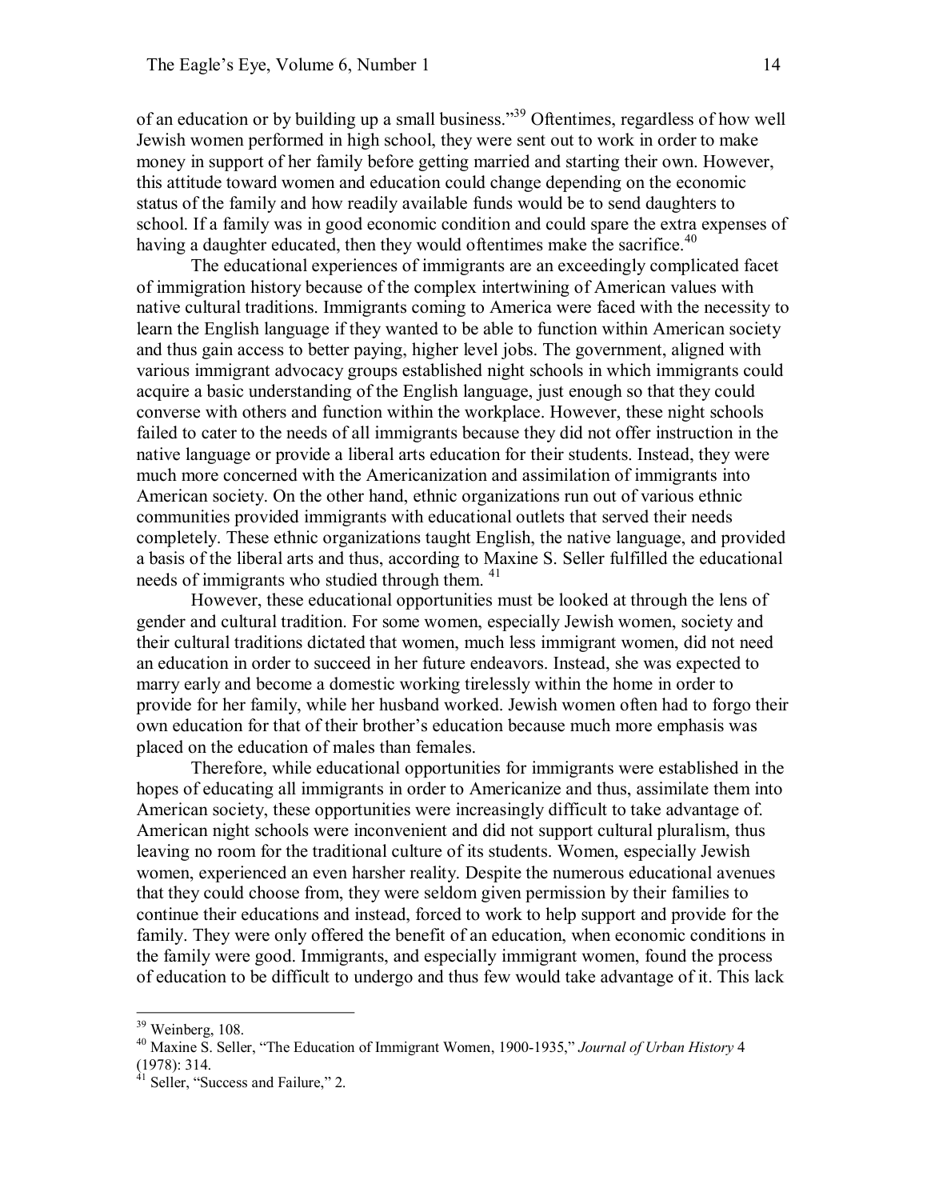of an education or by building up a small business."[39] Oftentimes, regardless of how well Jewish women performed in high school, they were sent out to work in order to make money in support of her family before getting married and starting their own. However, this attitude toward women and education could change depending on the economic status of the family and how readily available funds would be to send daughters to school. If a family was in good economic condition and could spare the extra expenses of having a daughter educated, then they would oftentimes make the sacrifice.[40]

The educational experiences of immigrants are an exceedingly complicated facet of immigration history because of the complex intertwining of American values with native cultural traditions. Immigrants coming to America were faced with the necessity to learn the English language if they wanted to be able to function within American society and thus gain access to better paying, higher level jobs. The government, aligned with various immigrant advocacy groups established night schools in which immigrants could acquire a basic understanding of the English language, just enough so that they could converse with others and function within the workplace. However, these night schools failed to cater to the needs of all immigrants because they did not offer instruction in the native language or provide a liberal arts education for their students. Instead, they were much more concerned with the Americanization and assimilation of immigrants into American society. On the other hand, ethnic organizations run out of various ethnic communities provided immigrants with educational outlets that served their needs completely. These ethnic organizations taught English, the native language, and provided a basis of the liberal arts and thus, according to Maxine S. Seller fulfilled the educational needs of immigrants who studied through them. [41]

However, these educational opportunities must be looked at through the lens of gender and cultural tradition. For some women, especially Jewish women, society and their cultural traditions dictated that women, much less immigrant women, did not need an education in order to succeed in her future endeavors. Instead, she was expected to marry early and become a domestic working tirelessly within the home in order to provide for her family, while her husband worked. Jewish women often had to forgo their own education for that of their brother's education because much more emphasis was placed on the education of males than females.

Therefore, while educational opportunities for immigrants were established in the hopes of educating all immigrants in order to Americanize and thus, assimilate them into American society, these opportunities were increasingly difficult to take advantage of. American night schools were inconvenient and did not support cultural pluralism, thus leaving no room for the traditional culture of its students. Women, especially Jewish women, experienced an even harsher reality. Despite the numerous educational avenues that they could choose from, they were seldom given permission by their families to continue their educations and instead, forced to work to help support and provide for the family. They were only offered the benefit of an education, when economic conditions in the family were good. Immigrants, and especially immigrant women, found the process of education to be difficult to undergo and thus few would take advantage of it. This lack

---

[39] Weinberg, 108.

[40] Maxine S. Seller, "The Education of Immigrant Women, 1900-1935," *Journal of Urban History* 4 (1978): 314.

[41] Seller, "Success and Failure," 2.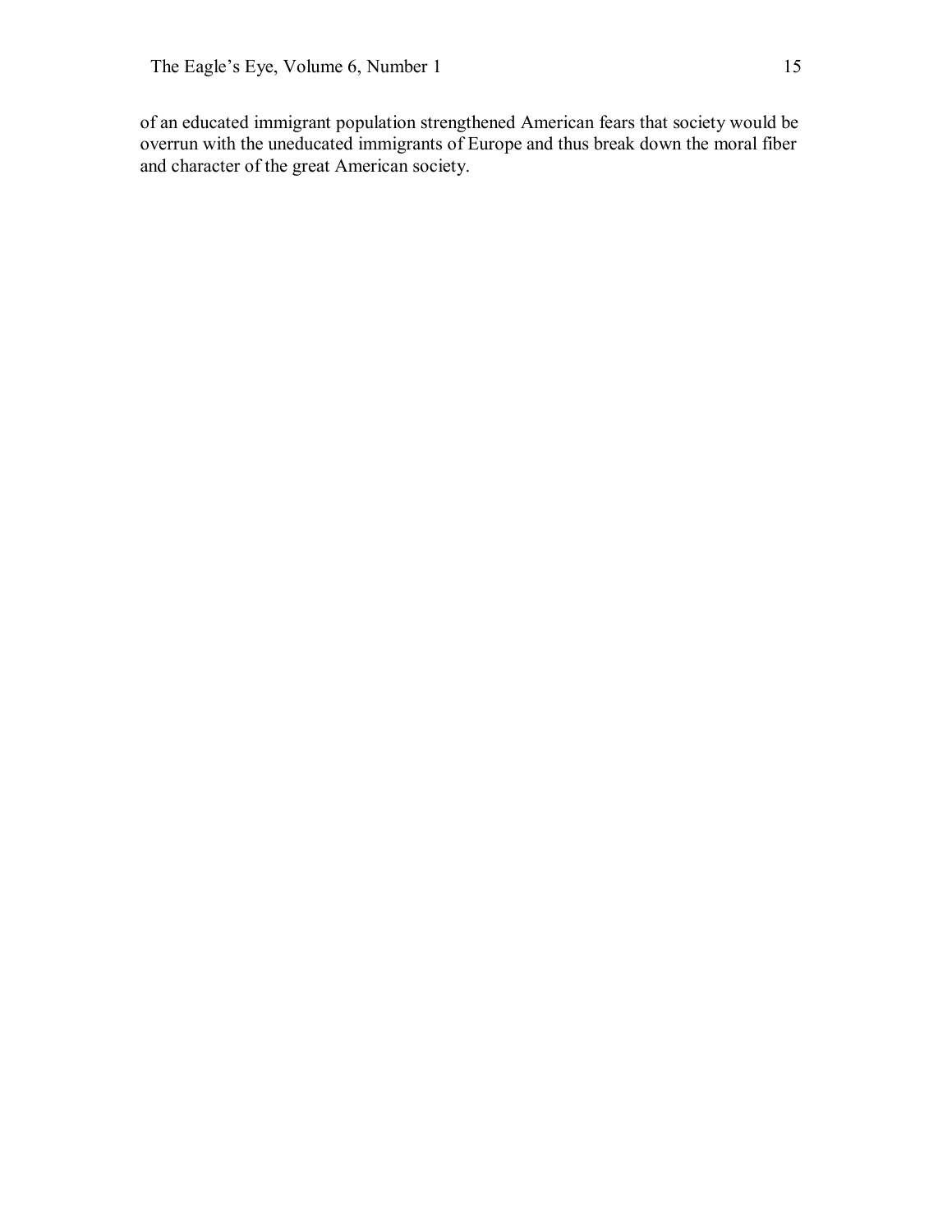of an educated immigrant population strengthened American fears that society would be overrun with the uneducated immigrants of Europe and thus break down the moral fiber and character of the great American society.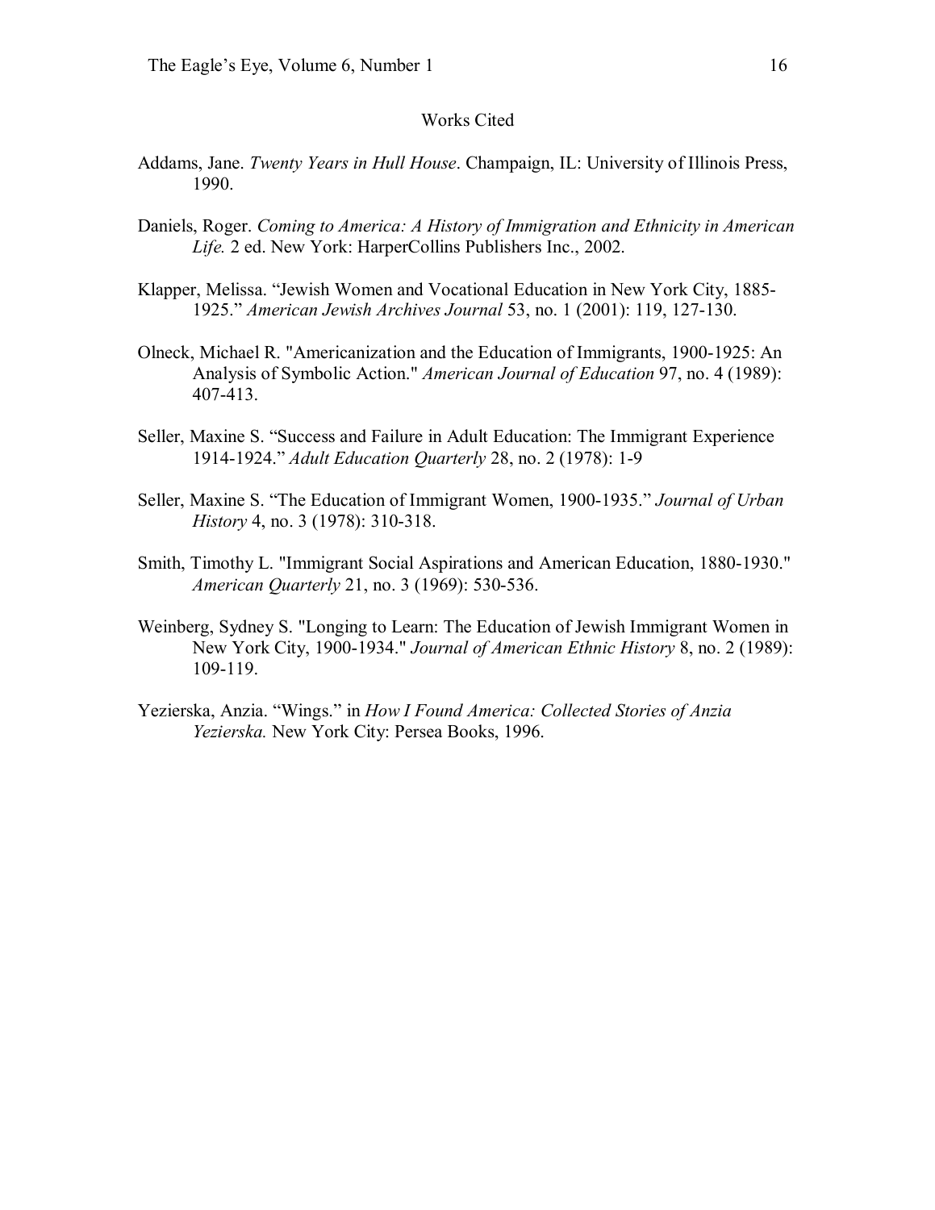## Works Cited

Addams, Jane. *Twenty Years in Hull House*. Champaign, IL: University of Illinois Press, 1990.

Daniels, Roger. *Coming to America: A History of Immigration and Ethnicity in American Life.* 2 ed. New York: HarperCollins Publishers Inc., 2002.

Klapper, Melissa. "Jewish Women and Vocational Education in New York City, 1885-1925." *American Jewish Archives Journal* 53, no. 1 (2001): 119, 127-130.

Olneck, Michael R. "Americanization and the Education of Immigrants, 1900-1925: An Analysis of Symbolic Action." *American Journal of Education* 97, no. 4 (1989): 407-413.

Seller, Maxine S. "Success and Failure in Adult Education: The Immigrant Experience 1914-1924." *Adult Education Quarterly* 28, no. 2 (1978): 1-9

Seller, Maxine S. "The Education of Immigrant Women, 1900-1935." *Journal of Urban History* 4, no. 3 (1978): 310-318.

Smith, Timothy L. "Immigrant Social Aspirations and American Education, 1880-1930." *American Quarterly* 21, no. 3 (1969): 530-536.

Weinberg, Sydney S. "Longing to Learn: The Education of Jewish Immigrant Women in New York City, 1900-1934." *Journal of American Ethnic History* 8, no. 2 (1989): 109-119.

Yezierska, Anzia. "Wings." in *How I Found America: Collected Stories of Anzia Yezierska.* New York City: Persea Books, 1996.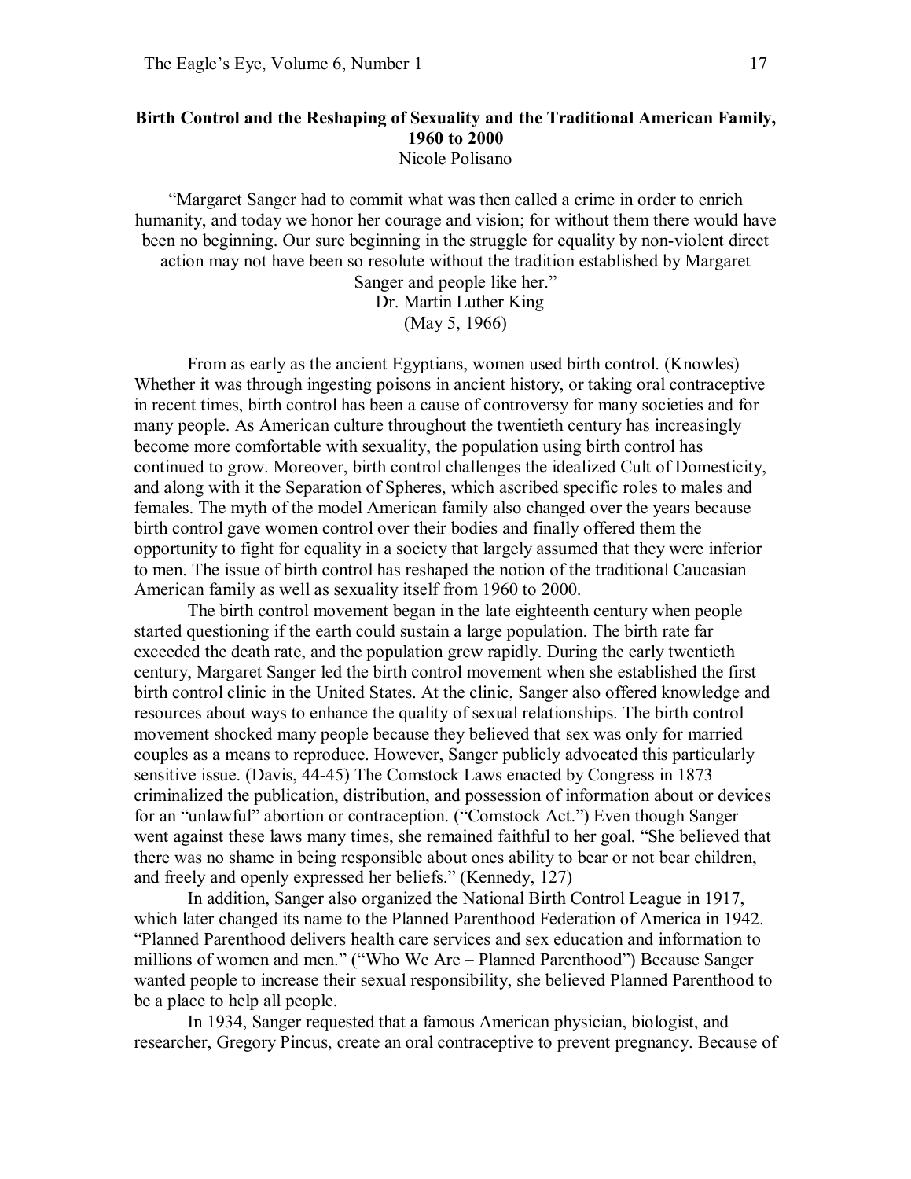## Birth Control and the Reshaping of Sexuality and the Traditional American Family, 1960 to 2000

Nicole Polisano

"Margaret Sanger had to commit what was then called a crime in order to enrich humanity, and today we honor her courage and vision; for without them there would have been no beginning. Our sure beginning in the struggle for equality by non-violent direct action may not have been so resolute without the tradition established by Margaret Sanger and people like her."
–Dr. Martin Luther King
(May 5, 1966)

From as early as the ancient Egyptians, women used birth control. (Knowles) Whether it was through ingesting poisons in ancient history, or taking oral contraceptive in recent times, birth control has been a cause of controversy for many societies and for many people. As American culture throughout the twentieth century has increasingly become more comfortable with sexuality, the population using birth control has continued to grow. Moreover, birth control challenges the idealized Cult of Domesticity, and along with it the Separation of Spheres, which ascribed specific roles to males and females. The myth of the model American family also changed over the years because birth control gave women control over their bodies and finally offered them the opportunity to fight for equality in a society that largely assumed that they were inferior to men. The issue of birth control has reshaped the notion of the traditional Caucasian American family as well as sexuality itself from 1960 to 2000.

The birth control movement began in the late eighteenth century when people started questioning if the earth could sustain a large population. The birth rate far exceeded the death rate, and the population grew rapidly. During the early twentieth century, Margaret Sanger led the birth control movement when she established the first birth control clinic in the United States. At the clinic, Sanger also offered knowledge and resources about ways to enhance the quality of sexual relationships. The birth control movement shocked many people because they believed that sex was only for married couples as a means to reproduce. However, Sanger publicly advocated this particularly sensitive issue. (Davis, 44-45) The Comstock Laws enacted by Congress in 1873 criminalized the publication, distribution, and possession of information about or devices for an "unlawful" abortion or contraception. ("Comstock Act.") Even though Sanger went against these laws many times, she remained faithful to her goal. "She believed that there was no shame in being responsible about ones ability to bear or not bear children, and freely and openly expressed her beliefs." (Kennedy, 127)

In addition, Sanger also organized the National Birth Control League in 1917, which later changed its name to the Planned Parenthood Federation of America in 1942. "Planned Parenthood delivers health care services and sex education and information to millions of women and men." ("Who We Are – Planned Parenthood") Because Sanger wanted people to increase their sexual responsibility, she believed Planned Parenthood to be a place to help all people.

In 1934, Sanger requested that a famous American physician, biologist, and researcher, Gregory Pincus, create an oral contraceptive to prevent pregnancy. Because of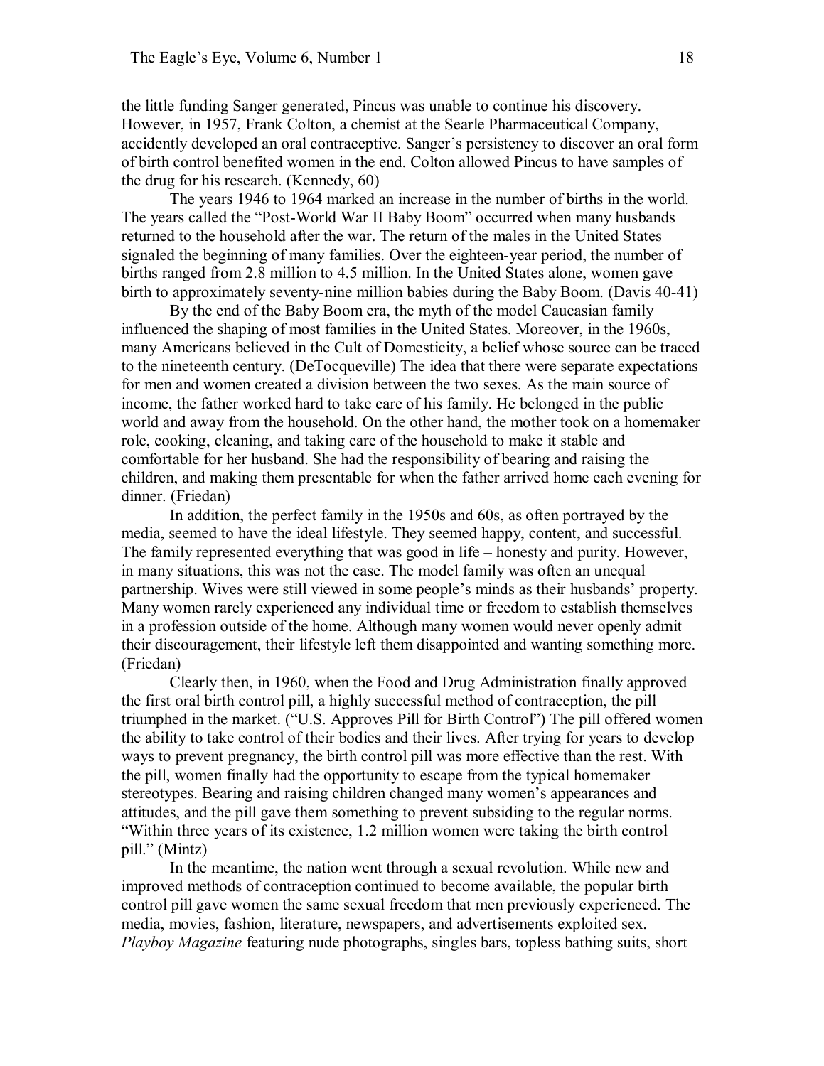the little funding Sanger generated, Pincus was unable to continue his discovery. However, in 1957, Frank Colton, a chemist at the Searle Pharmaceutical Company, accidently developed an oral contraceptive. Sanger's persistency to discover an oral form of birth control benefited women in the end. Colton allowed Pincus to have samples of the drug for his research. (Kennedy, 60)

The years 1946 to 1964 marked an increase in the number of births in the world. The years called the "Post-World War II Baby Boom" occurred when many husbands returned to the household after the war. The return of the males in the United States signaled the beginning of many families. Over the eighteen-year period, the number of births ranged from 2.8 million to 4.5 million. In the United States alone, women gave birth to approximately seventy-nine million babies during the Baby Boom. (Davis 40-41)

By the end of the Baby Boom era, the myth of the model Caucasian family influenced the shaping of most families in the United States. Moreover, in the 1960s, many Americans believed in the Cult of Domesticity, a belief whose source can be traced to the nineteenth century. (DeTocqueville) The idea that there were separate expectations for men and women created a division between the two sexes. As the main source of income, the father worked hard to take care of his family. He belonged in the public world and away from the household. On the other hand, the mother took on a homemaker role, cooking, cleaning, and taking care of the household to make it stable and comfortable for her husband. She had the responsibility of bearing and raising the children, and making them presentable for when the father arrived home each evening for dinner. (Friedan)

In addition, the perfect family in the 1950s and 60s, as often portrayed by the media, seemed to have the ideal lifestyle. They seemed happy, content, and successful. The family represented everything that was good in life – honesty and purity. However, in many situations, this was not the case. The model family was often an unequal partnership. Wives were still viewed in some people's minds as their husbands' property. Many women rarely experienced any individual time or freedom to establish themselves in a profession outside of the home. Although many women would never openly admit their discouragement, their lifestyle left them disappointed and wanting something more. (Friedan)

Clearly then, in 1960, when the Food and Drug Administration finally approved the first oral birth control pill, a highly successful method of contraception, the pill triumphed in the market. ("U.S. Approves Pill for Birth Control") The pill offered women the ability to take control of their bodies and their lives. After trying for years to develop ways to prevent pregnancy, the birth control pill was more effective than the rest. With the pill, women finally had the opportunity to escape from the typical homemaker stereotypes. Bearing and raising children changed many women's appearances and attitudes, and the pill gave them something to prevent subsiding to the regular norms. "Within three years of its existence, 1.2 million women were taking the birth control pill." (Mintz)

In the meantime, the nation went through a sexual revolution. While new and improved methods of contraception continued to become available, the popular birth control pill gave women the same sexual freedom that men previously experienced. The media, movies, fashion, literature, newspapers, and advertisements exploited sex. *Playboy Magazine* featuring nude photographs, singles bars, topless bathing suits, short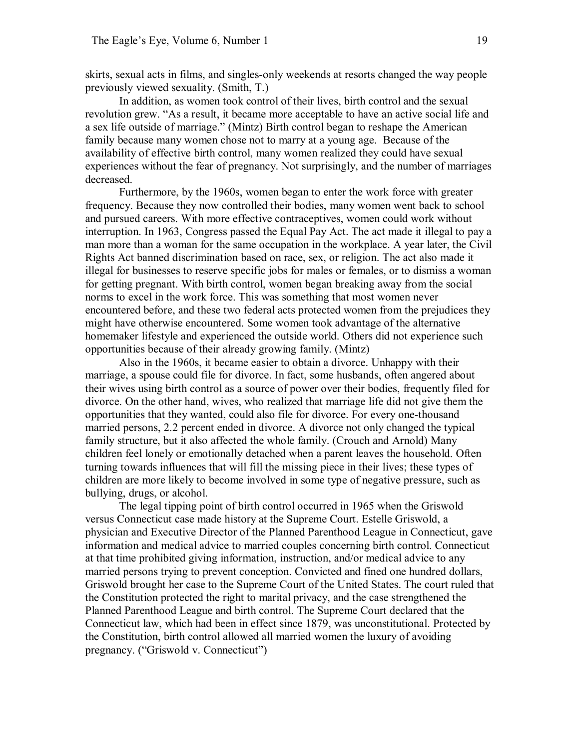skirts, sexual acts in films, and singles-only weekends at resorts changed the way people previously viewed sexuality. (Smith, T.)

In addition, as women took control of their lives, birth control and the sexual revolution grew. "As a result, it became more acceptable to have an active social life and a sex life outside of marriage." (Mintz) Birth control began to reshape the American family because many women chose not to marry at a young age. Because of the availability of effective birth control, many women realized they could have sexual experiences without the fear of pregnancy. Not surprisingly, and the number of marriages decreased.

Furthermore, by the 1960s, women began to enter the work force with greater frequency. Because they now controlled their bodies, many women went back to school and pursued careers. With more effective contraceptives, women could work without interruption. In 1963, Congress passed the Equal Pay Act. The act made it illegal to pay a man more than a woman for the same occupation in the workplace. A year later, the Civil Rights Act banned discrimination based on race, sex, or religion. The act also made it illegal for businesses to reserve specific jobs for males or females, or to dismiss a woman for getting pregnant. With birth control, women began breaking away from the social norms to excel in the work force. This was something that most women never encountered before, and these two federal acts protected women from the prejudices they might have otherwise encountered. Some women took advantage of the alternative homemaker lifestyle and experienced the outside world. Others did not experience such opportunities because of their already growing family. (Mintz)

Also in the 1960s, it became easier to obtain a divorce. Unhappy with their marriage, a spouse could file for divorce. In fact, some husbands, often angered about their wives using birth control as a source of power over their bodies, frequently filed for divorce. On the other hand, wives, who realized that marriage life did not give them the opportunities that they wanted, could also file for divorce. For every one-thousand married persons, 2.2 percent ended in divorce. A divorce not only changed the typical family structure, but it also affected the whole family. (Crouch and Arnold) Many children feel lonely or emotionally detached when a parent leaves the household. Often turning towards influences that will fill the missing piece in their lives; these types of children are more likely to become involved in some type of negative pressure, such as bullying, drugs, or alcohol.

The legal tipping point of birth control occurred in 1965 when the Griswold versus Connecticut case made history at the Supreme Court. Estelle Griswold, a physician and Executive Director of the Planned Parenthood League in Connecticut, gave information and medical advice to married couples concerning birth control. Connecticut at that time prohibited giving information, instruction, and/or medical advice to any married persons trying to prevent conception. Convicted and fined one hundred dollars, Griswold brought her case to the Supreme Court of the United States. The court ruled that the Constitution protected the right to marital privacy, and the case strengthened the Planned Parenthood League and birth control. The Supreme Court declared that the Connecticut law, which had been in effect since 1879, was unconstitutional. Protected by the Constitution, birth control allowed all married women the luxury of avoiding pregnancy. ("Griswold v. Connecticut")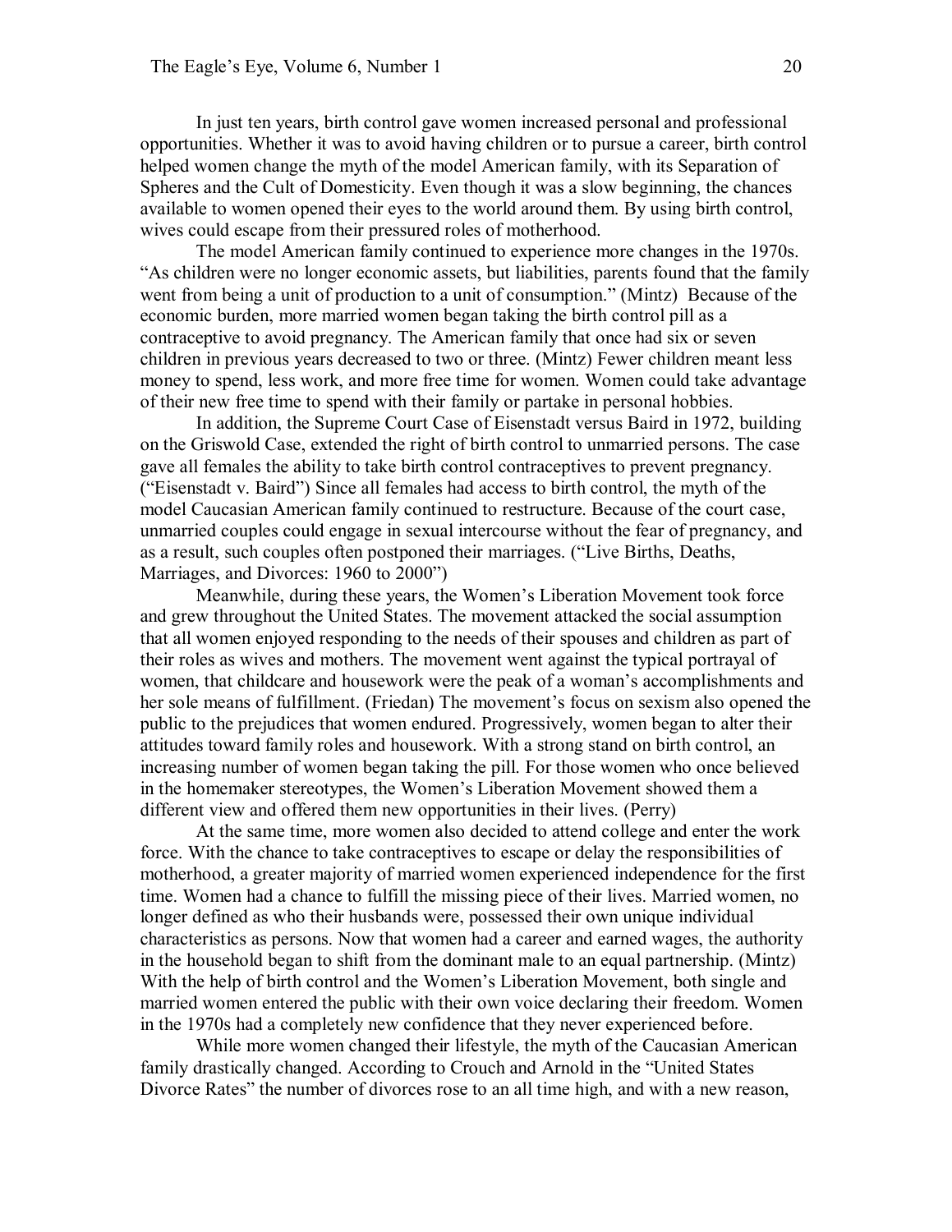In just ten years, birth control gave women increased personal and professional opportunities. Whether it was to avoid having children or to pursue a career, birth control helped women change the myth of the model American family, with its Separation of Spheres and the Cult of Domesticity. Even though it was a slow beginning, the chances available to women opened their eyes to the world around them. By using birth control, wives could escape from their pressured roles of motherhood.

The model American family continued to experience more changes in the 1970s. "As children were no longer economic assets, but liabilities, parents found that the family went from being a unit of production to a unit of consumption." (Mintz) Because of the economic burden, more married women began taking the birth control pill as a contraceptive to avoid pregnancy. The American family that once had six or seven children in previous years decreased to two or three. (Mintz) Fewer children meant less money to spend, less work, and more free time for women. Women could take advantage of their new free time to spend with their family or partake in personal hobbies.

In addition, the Supreme Court Case of Eisenstadt versus Baird in 1972, building on the Griswold Case, extended the right of birth control to unmarried persons. The case gave all females the ability to take birth control contraceptives to prevent pregnancy. ("Eisenstadt v. Baird") Since all females had access to birth control, the myth of the model Caucasian American family continued to restructure. Because of the court case, unmarried couples could engage in sexual intercourse without the fear of pregnancy, and as a result, such couples often postponed their marriages. ("Live Births, Deaths, Marriages, and Divorces: 1960 to 2000")

Meanwhile, during these years, the Women's Liberation Movement took force and grew throughout the United States. The movement attacked the social assumption that all women enjoyed responding to the needs of their spouses and children as part of their roles as wives and mothers. The movement went against the typical portrayal of women, that childcare and housework were the peak of a woman's accomplishments and her sole means of fulfillment. (Friedan) The movement's focus on sexism also opened the public to the prejudices that women endured. Progressively, women began to alter their attitudes toward family roles and housework. With a strong stand on birth control, an increasing number of women began taking the pill. For those women who once believed in the homemaker stereotypes, the Women's Liberation Movement showed them a different view and offered them new opportunities in their lives. (Perry)

At the same time, more women also decided to attend college and enter the work force. With the chance to take contraceptives to escape or delay the responsibilities of motherhood, a greater majority of married women experienced independence for the first time. Women had a chance to fulfill the missing piece of their lives. Married women, no longer defined as who their husbands were, possessed their own unique individual characteristics as persons. Now that women had a career and earned wages, the authority in the household began to shift from the dominant male to an equal partnership. (Mintz) With the help of birth control and the Women's Liberation Movement, both single and married women entered the public with their own voice declaring their freedom. Women in the 1970s had a completely new confidence that they never experienced before.

While more women changed their lifestyle, the myth of the Caucasian American family drastically changed. According to Crouch and Arnold in the "United States Divorce Rates" the number of divorces rose to an all time high, and with a new reason,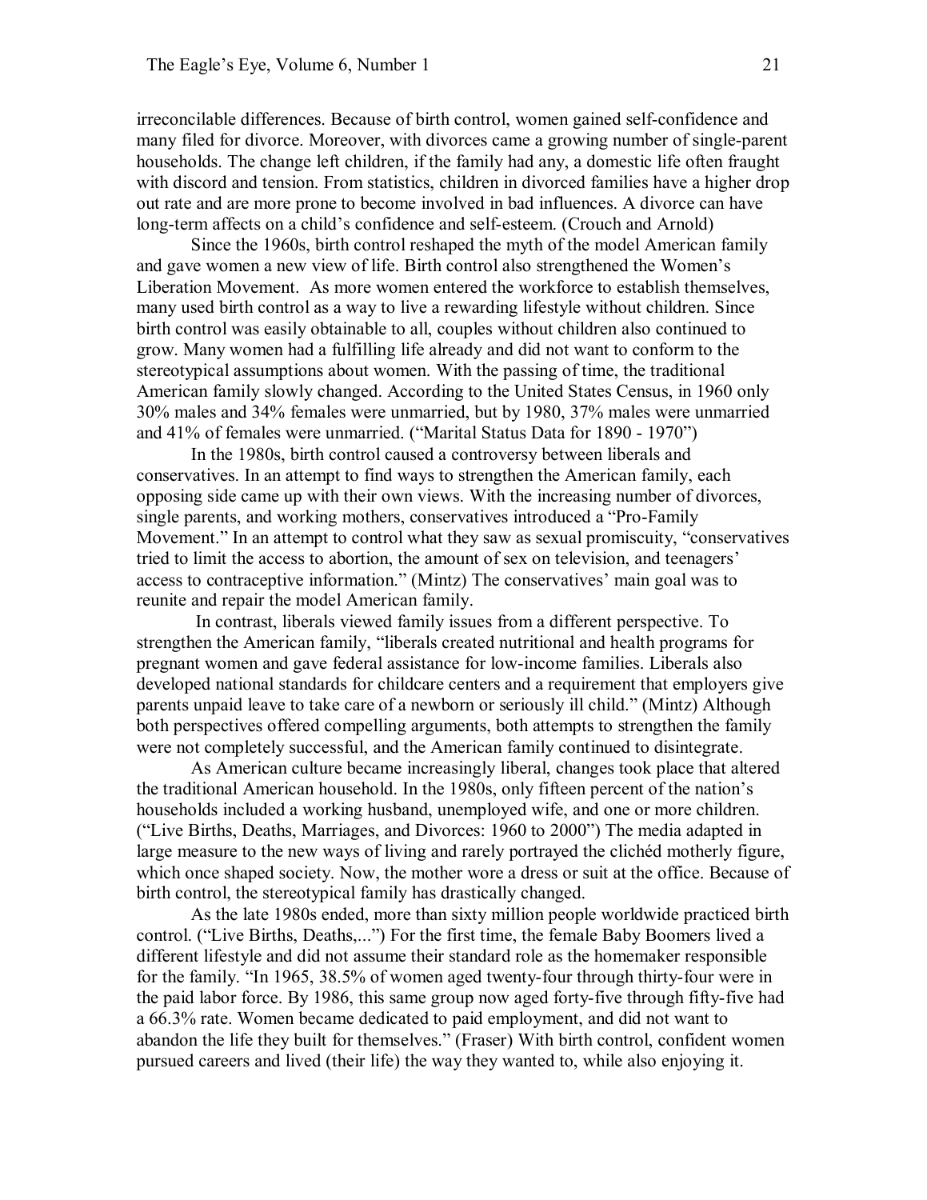irreconcilable differences. Because of birth control, women gained self-confidence and many filed for divorce. Moreover, with divorces came a growing number of single-parent households. The change left children, if the family had any, a domestic life often fraught with discord and tension. From statistics, children in divorced families have a higher drop out rate and are more prone to become involved in bad influences. A divorce can have long-term affects on a child's confidence and self-esteem. (Crouch and Arnold)

Since the 1960s, birth control reshaped the myth of the model American family and gave women a new view of life. Birth control also strengthened the Women's Liberation Movement. As more women entered the workforce to establish themselves, many used birth control as a way to live a rewarding lifestyle without children. Since birth control was easily obtainable to all, couples without children also continued to grow. Many women had a fulfilling life already and did not want to conform to the stereotypical assumptions about women. With the passing of time, the traditional American family slowly changed. According to the United States Census, in 1960 only 30% males and 34% females were unmarried, but by 1980, 37% males were unmarried and 41% of females were unmarried. ("Marital Status Data for 1890 - 1970")

In the 1980s, birth control caused a controversy between liberals and conservatives. In an attempt to find ways to strengthen the American family, each opposing side came up with their own views. With the increasing number of divorces, single parents, and working mothers, conservatives introduced a "Pro-Family Movement." In an attempt to control what they saw as sexual promiscuity, "conservatives tried to limit the access to abortion, the amount of sex on television, and teenagers' access to contraceptive information." (Mintz) The conservatives' main goal was to reunite and repair the model American family.

In contrast, liberals viewed family issues from a different perspective. To strengthen the American family, "liberals created nutritional and health programs for pregnant women and gave federal assistance for low-income families. Liberals also developed national standards for childcare centers and a requirement that employers give parents unpaid leave to take care of a newborn or seriously ill child." (Mintz) Although both perspectives offered compelling arguments, both attempts to strengthen the family were not completely successful, and the American family continued to disintegrate.

As American culture became increasingly liberal, changes took place that altered the traditional American household. In the 1980s, only fifteen percent of the nation's households included a working husband, unemployed wife, and one or more children. ("Live Births, Deaths, Marriages, and Divorces: 1960 to 2000") The media adapted in large measure to the new ways of living and rarely portrayed the clichéd motherly figure, which once shaped society. Now, the mother wore a dress or suit at the office. Because of birth control, the stereotypical family has drastically changed.

As the late 1980s ended, more than sixty million people worldwide practiced birth control. ("Live Births, Deaths,...") For the first time, the female Baby Boomers lived a different lifestyle and did not assume their standard role as the homemaker responsible for the family. "In 1965, 38.5% of women aged twenty-four through thirty-four were in the paid labor force. By 1986, this same group now aged forty-five through fifty-five had a 66.3% rate. Women became dedicated to paid employment, and did not want to abandon the life they built for themselves." (Fraser) With birth control, confident women pursued careers and lived (their life) the way they wanted to, while also enjoying it.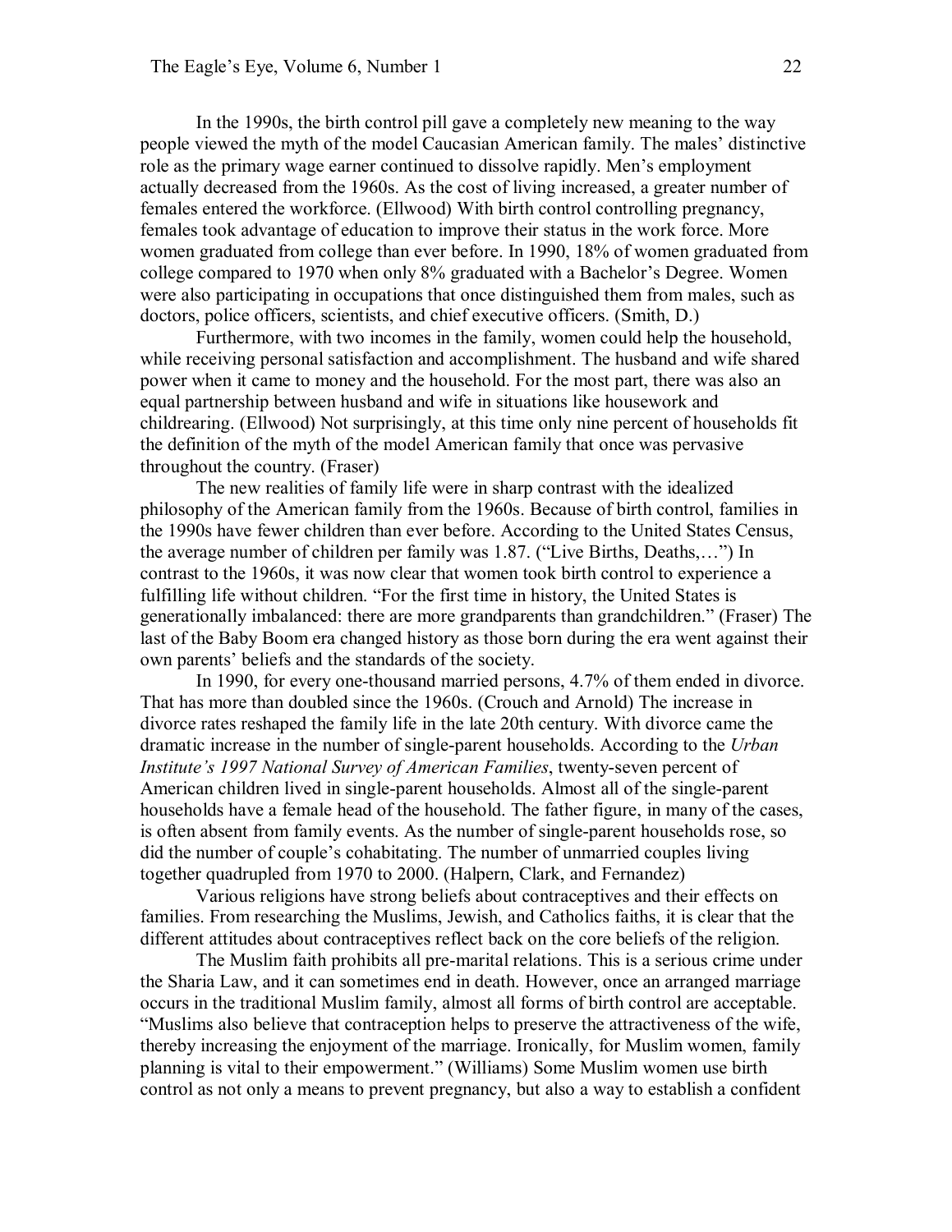In the 1990s, the birth control pill gave a completely new meaning to the way people viewed the myth of the model Caucasian American family. The males' distinctive role as the primary wage earner continued to dissolve rapidly. Men's employment actually decreased from the 1960s. As the cost of living increased, a greater number of females entered the workforce. (Ellwood) With birth control controlling pregnancy, females took advantage of education to improve their status in the work force. More women graduated from college than ever before. In 1990, 18% of women graduated from college compared to 1970 when only 8% graduated with a Bachelor's Degree. Women were also participating in occupations that once distinguished them from males, such as doctors, police officers, scientists, and chief executive officers. (Smith, D.)

Furthermore, with two incomes in the family, women could help the household, while receiving personal satisfaction and accomplishment. The husband and wife shared power when it came to money and the household. For the most part, there was also an equal partnership between husband and wife in situations like housework and childrearing. (Ellwood) Not surprisingly, at this time only nine percent of households fit the definition of the myth of the model American family that once was pervasive throughout the country. (Fraser)

The new realities of family life were in sharp contrast with the idealized philosophy of the American family from the 1960s. Because of birth control, families in the 1990s have fewer children than ever before. According to the United States Census, the average number of children per family was 1.87. ("Live Births, Deaths,…") In contrast to the 1960s, it was now clear that women took birth control to experience a fulfilling life without children. "For the first time in history, the United States is generationally imbalanced: there are more grandparents than grandchildren." (Fraser) The last of the Baby Boom era changed history as those born during the era went against their own parents' beliefs and the standards of the society.

In 1990, for every one-thousand married persons, 4.7% of them ended in divorce. That has more than doubled since the 1960s. (Crouch and Arnold) The increase in divorce rates reshaped the family life in the late 20th century. With divorce came the dramatic increase in the number of single-parent households. According to the *Urban Institute's 1997 National Survey of American Families*, twenty-seven percent of American children lived in single-parent households. Almost all of the single-parent households have a female head of the household. The father figure, in many of the cases, is often absent from family events. As the number of single-parent households rose, so did the number of couple's cohabitating. The number of unmarried couples living together quadrupled from 1970 to 2000. (Halpern, Clark, and Fernandez)

Various religions have strong beliefs about contraceptives and their effects on families. From researching the Muslims, Jewish, and Catholics faiths, it is clear that the different attitudes about contraceptives reflect back on the core beliefs of the religion.

The Muslim faith prohibits all pre-marital relations. This is a serious crime under the Sharia Law, and it can sometimes end in death. However, once an arranged marriage occurs in the traditional Muslim family, almost all forms of birth control are acceptable. "Muslims also believe that contraception helps to preserve the attractiveness of the wife, thereby increasing the enjoyment of the marriage. Ironically, for Muslim women, family planning is vital to their empowerment." (Williams) Some Muslim women use birth control as not only a means to prevent pregnancy, but also a way to establish a confident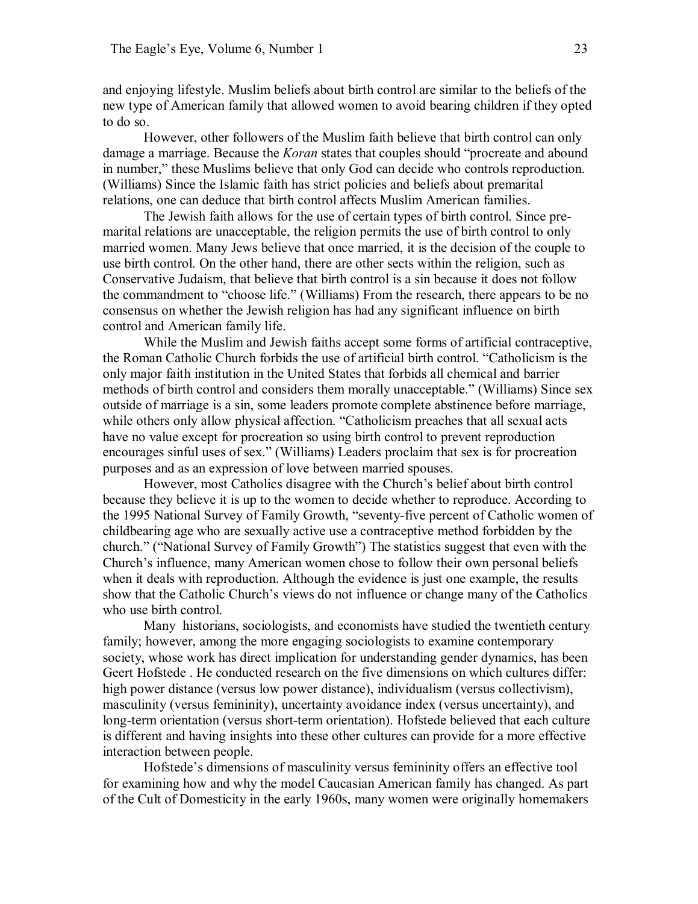and enjoying lifestyle. Muslim beliefs about birth control are similar to the beliefs of the new type of American family that allowed women to avoid bearing children if they opted to do so.

However, other followers of the Muslim faith believe that birth control can only damage a marriage. Because the *Koran* states that couples should "procreate and abound in number," these Muslims believe that only God can decide who controls reproduction. (Williams) Since the Islamic faith has strict policies and beliefs about premarital relations, one can deduce that birth control affects Muslim American families.

The Jewish faith allows for the use of certain types of birth control. Since premarital relations are unacceptable, the religion permits the use of birth control to only married women. Many Jews believe that once married, it is the decision of the couple to use birth control. On the other hand, there are other sects within the religion, such as Conservative Judaism, that believe that birth control is a sin because it does not follow the commandment to "choose life." (Williams) From the research, there appears to be no consensus on whether the Jewish religion has had any significant influence on birth control and American family life.

While the Muslim and Jewish faiths accept some forms of artificial contraceptive, the Roman Catholic Church forbids the use of artificial birth control. "Catholicism is the only major faith institution in the United States that forbids all chemical and barrier methods of birth control and considers them morally unacceptable." (Williams) Since sex outside of marriage is a sin, some leaders promote complete abstinence before marriage, while others only allow physical affection. "Catholicism preaches that all sexual acts have no value except for procreation so using birth control to prevent reproduction encourages sinful uses of sex." (Williams) Leaders proclaim that sex is for procreation purposes and as an expression of love between married spouses.

However, most Catholics disagree with the Church's belief about birth control because they believe it is up to the women to decide whether to reproduce. According to the 1995 National Survey of Family Growth, "seventy-five percent of Catholic women of childbearing age who are sexually active use a contraceptive method forbidden by the church." ("National Survey of Family Growth") The statistics suggest that even with the Church's influence, many American women chose to follow their own personal beliefs when it deals with reproduction. Although the evidence is just one example, the results show that the Catholic Church's views do not influence or change many of the Catholics who use birth control.

Many historians, sociologists, and economists have studied the twentieth century family; however, among the more engaging sociologists to examine contemporary society, whose work has direct implication for understanding gender dynamics, has been Geert Hofstede . He conducted research on the five dimensions on which cultures differ: high power distance (versus low power distance), individualism (versus collectivism), masculinity (versus femininity), uncertainty avoidance index (versus uncertainty), and long-term orientation (versus short-term orientation). Hofstede believed that each culture is different and having insights into these other cultures can provide for a more effective interaction between people.

Hofstede's dimensions of masculinity versus femininity offers an effective tool for examining how and why the model Caucasian American family has changed. As part of the Cult of Domesticity in the early 1960s, many women were originally homemakers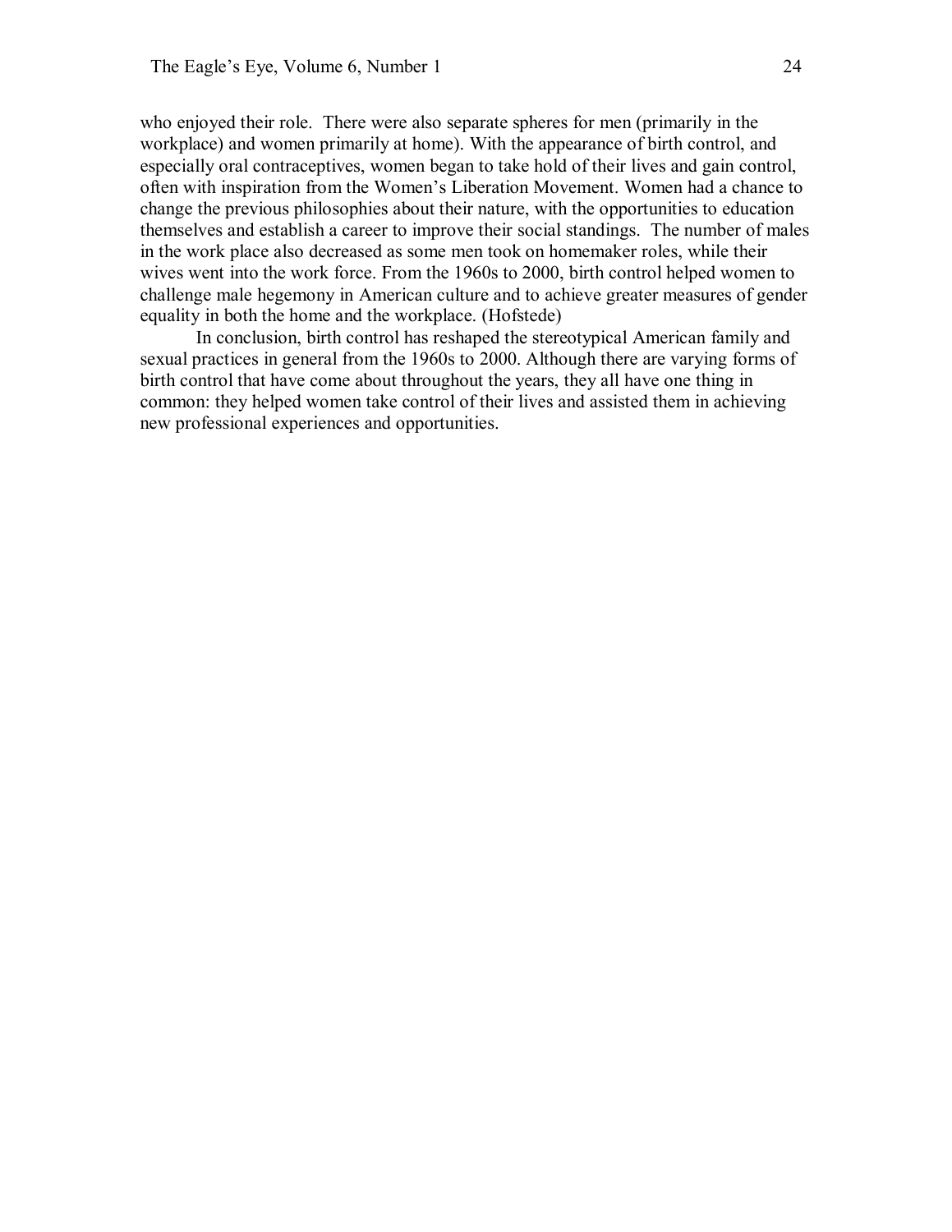who enjoyed their role. There were also separate spheres for men (primarily in the workplace) and women primarily at home). With the appearance of birth control, and especially oral contraceptives, women began to take hold of their lives and gain control, often with inspiration from the Women's Liberation Movement. Women had a chance to change the previous philosophies about their nature, with the opportunities to education themselves and establish a career to improve their social standings. The number of males in the work place also decreased as some men took on homemaker roles, while their wives went into the work force. From the 1960s to 2000, birth control helped women to challenge male hegemony in American culture and to achieve greater measures of gender equality in both the home and the workplace. (Hofstede)

In conclusion, birth control has reshaped the stereotypical American family and sexual practices in general from the 1960s to 2000. Although there are varying forms of birth control that have come about throughout the years, they all have one thing in common: they helped women take control of their lives and assisted them in achieving new professional experiences and opportunities.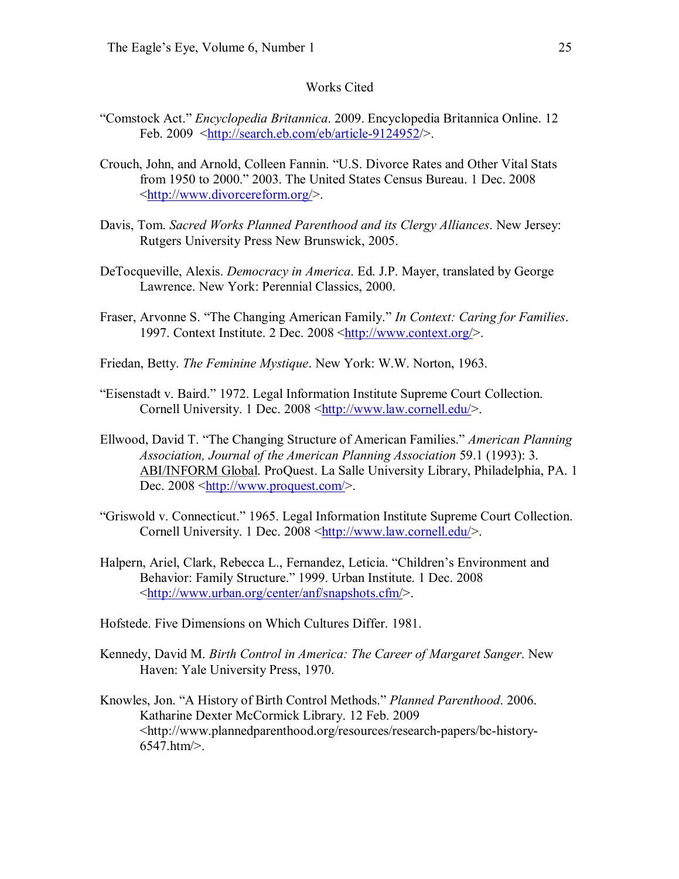## Works Cited

"Comstock Act." *Encyclopedia Britannica*. 2009. Encyclopedia Britannica Online. 12 Feb. 2009 <http://search.eb.com/eb/article-9124952/>.

Crouch, John, and Arnold, Colleen Fannin. "U.S. Divorce Rates and Other Vital Stats from 1950 to 2000." 2003. The United States Census Bureau. 1 Dec. 2008 <http://www.divorcereform.org/>.

Davis, Tom. *Sacred Works Planned Parenthood and its Clergy Alliances*. New Jersey: Rutgers University Press New Brunswick, 2005.

DeTocqueville, Alexis. *Democracy in America*. Ed. J.P. Mayer, translated by George Lawrence. New York: Perennial Classics, 2000.

Fraser, Arvonne S. "The Changing American Family." *In Context: Caring for Families*. 1997. Context Institute. 2 Dec. 2008 <http://www.context.org/>.

Friedan, Betty. *The Feminine Mystique*. New York: W.W. Norton, 1963.

"Eisenstadt v. Baird." 1972. Legal Information Institute Supreme Court Collection. Cornell University. 1 Dec. 2008 <http://www.law.cornell.edu/>.

Ellwood, David T. "The Changing Structure of American Families." *American Planning Association, Journal of the American Planning Association* 59.1 (1993): 3. ABI/INFORM Global. ProQuest. La Salle University Library, Philadelphia, PA. 1 Dec. 2008 <http://www.proquest.com/>.

"Griswold v. Connecticut." 1965. Legal Information Institute Supreme Court Collection. Cornell University. 1 Dec. 2008 <http://www.law.cornell.edu/>.

Halpern, Ariel, Clark, Rebecca L., Fernandez, Leticia. "Children's Environment and Behavior: Family Structure." 1999. Urban Institute. 1 Dec. 2008 <http://www.urban.org/center/anf/snapshots.cfm/>.

Hofstede. Five Dimensions on Which Cultures Differ. 1981.

Kennedy, David M. *Birth Control in America: The Career of Margaret Sanger*. New Haven: Yale University Press, 1970.

Knowles, Jon. "A History of Birth Control Methods." *Planned Parenthood*. 2006. Katharine Dexter McCormick Library. 12 Feb. 2009 <http://www.plannedparenthood.org/resources/research-papers/bc-history-6547.htm/>.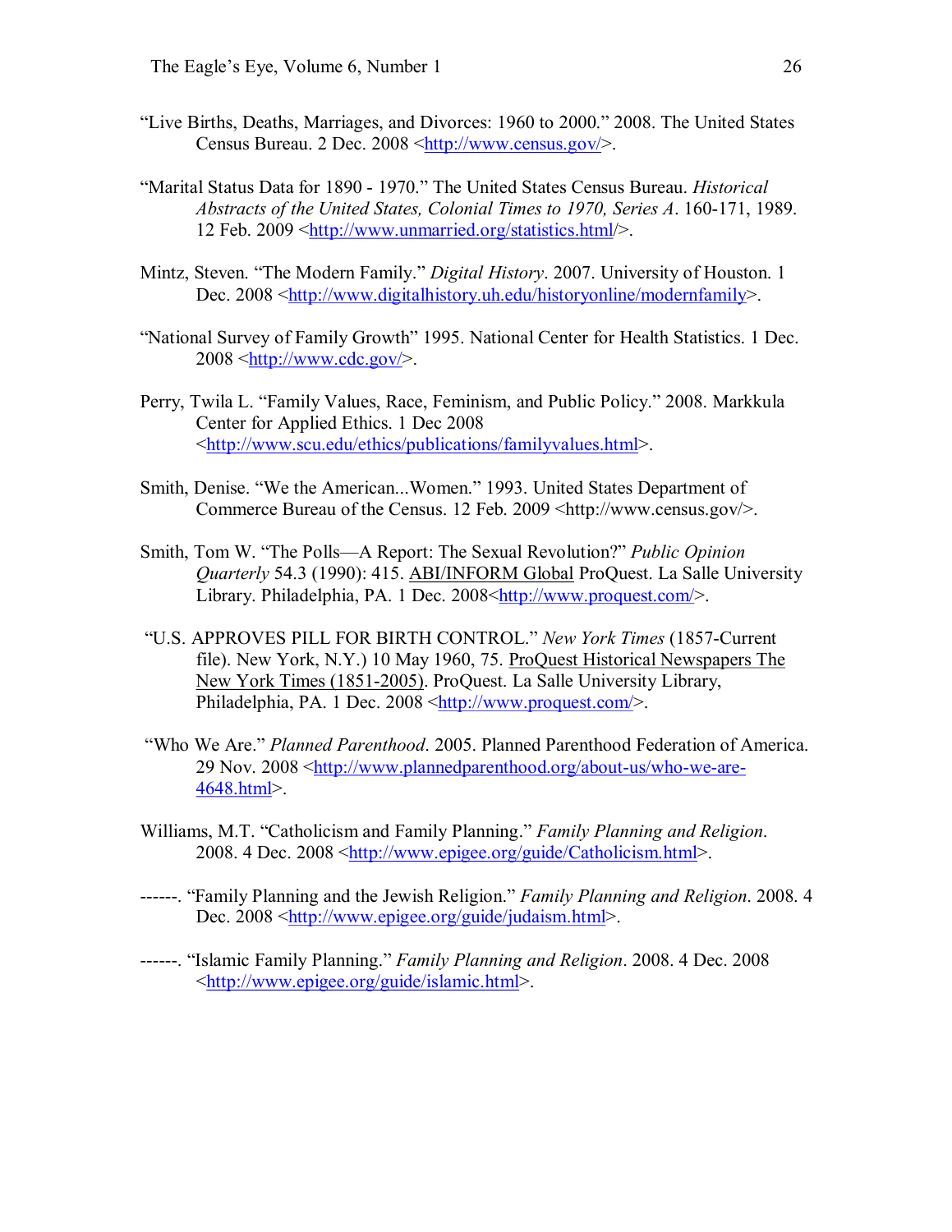“Live Births, Deaths, Marriages, and Divorces: 1960 to 2000.” 2008. The United States Census Bureau. 2 Dec. 2008 <http://www.census.gov/>.

“Marital Status Data for 1890 - 1970.” The United States Census Bureau. *Historical Abstracts of the United States, Colonial Times to 1970, Series A*. 160-171, 1989. 12 Feb. 2009 <http://www.unmarried.org/statistics.html/>.

Mintz, Steven. “The Modern Family.” *Digital History*. 2007. University of Houston. 1 Dec. 2008 <http://www.digitalhistory.uh.edu/historyonline/modernfamily>.

“National Survey of Family Growth” 1995. National Center for Health Statistics. 1 Dec. 2008 <http://www.cdc.gov/>.

Perry, Twila L. “Family Values, Race, Feminism, and Public Policy.” 2008. Markkula Center for Applied Ethics. 1 Dec 2008 <http://www.scu.edu/ethics/publications/familyvalues.html>.

Smith, Denise. “We the American...Women.” 1993. United States Department of Commerce Bureau of the Census. 12 Feb. 2009 <http://www.census.gov/>.

Smith, Tom W. “The Polls—A Report: The Sexual Revolution?” *Public Opinion Quarterly* 54.3 (1990): 415. ABI/INFORM Global ProQuest. La Salle University Library. Philadelphia, PA. 1 Dec. 2008<http://www.proquest.com/>.

“U.S. APPROVES PILL FOR BIRTH CONTROL.” *New York Times* (1857-Current file). New York, N.Y.) 10 May 1960, 75. ProQuest Historical Newspapers The New York Times (1851-2005). ProQuest. La Salle University Library, Philadelphia, PA. 1 Dec. 2008 <http://www.proquest.com/>.

“Who We Are.” *Planned Parenthood*. 2005. Planned Parenthood Federation of America. 29 Nov. 2008 <http://www.plannedparenthood.org/about-us/who-we-are-4648.html>.

Williams, M.T. “Catholicism and Family Planning.” *Family Planning and Religion*. 2008. 4 Dec. 2008 <http://www.epigee.org/guide/Catholicism.html>.

------. “Family Planning and the Jewish Religion.” *Family Planning and Religion*. 2008. 4 Dec. 2008 <http://www.epigee.org/guide/judaism.html>.

------. “Islamic Family Planning.” *Family Planning and Religion*. 2008. 4 Dec. 2008 <http://www.epigee.org/guide/islamic.html>.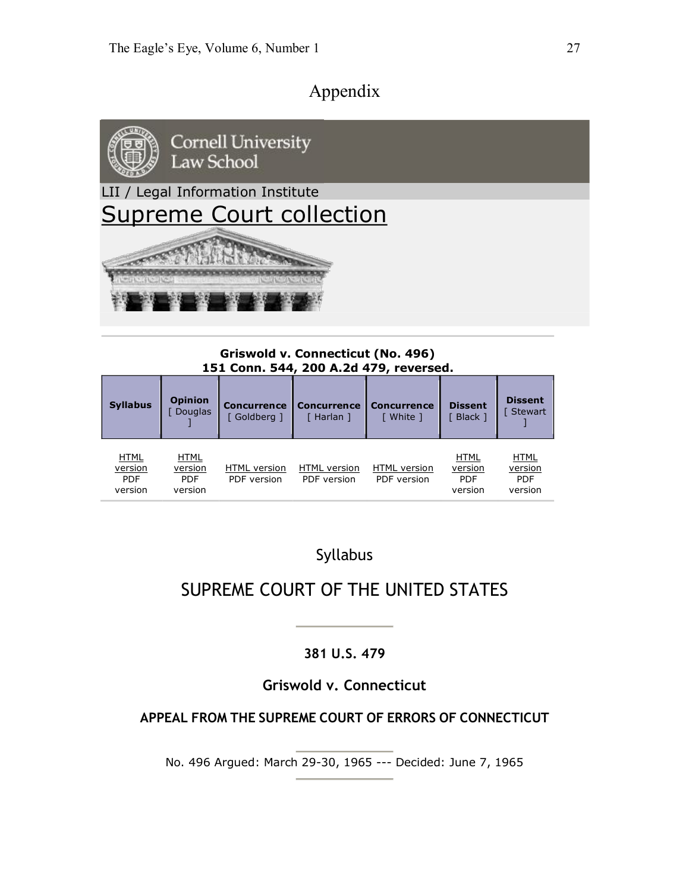# Appendix

Cornell University Law School

LII / Legal Information Institute

## Supreme Court collection

**Griswold v. Connecticut (No. 496)**
**151 Conn. 544, 200 A.2d 479, reversed.**

| **Syllabus** | **Opinion** [ Douglas ] | **Concurrence** [ Goldberg ] | **Concurrence** [ Harlan ] | **Concurrence** [ White ] | **Dissent** [ Black ] | **Dissent** [ Stewart ] |
|---|---|---|---|---|---|---|
| HTML version PDF version | HTML version PDF version | HTML version PDF version | HTML version PDF version | HTML version PDF version | HTML version PDF version | HTML version PDF version |

Syllabus

## SUPREME COURT OF THE UNITED STATES

**381 U.S. 479**

### Griswold v. Connecticut

**APPEAL FROM THE SUPREME COURT OF ERRORS OF CONNECTICUT**

No. 496 Argued: March 29-30, 1965 --- Decided: June 7, 1965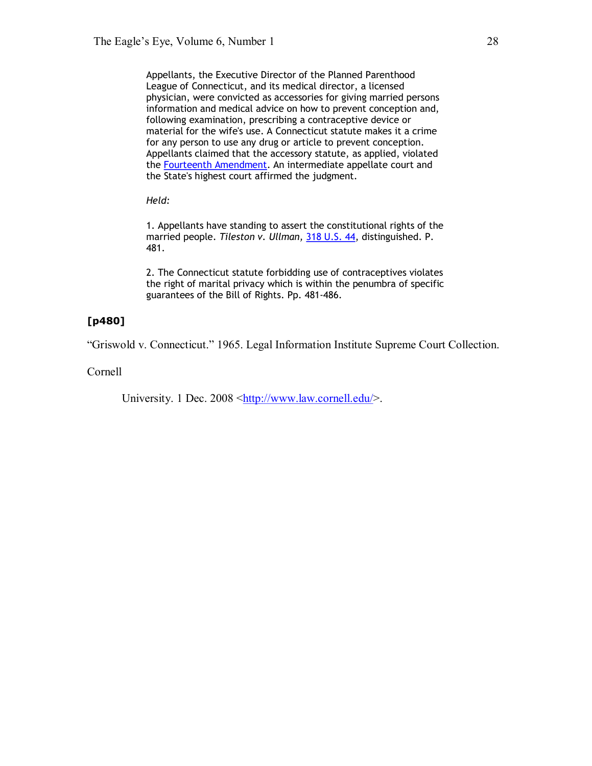> Appellants, the Executive Director of the Planned Parenthood League of Connecticut, and its medical director, a licensed physician, were convicted as accessories for giving married persons information and medical advice on how to prevent conception and, following examination, prescribing a contraceptive device or material for the wife's use. A Connecticut statute makes it a crime for any person to use any drug or article to prevent conception. Appellants claimed that the accessory statute, as applied, violated the Fourteenth Amendment. An intermediate appellate court and the State's highest court affirmed the judgment.
>
> *Held:*
>
> 1. Appellants have standing to assert the constitutional rights of the married people. *Tileston v. Ullman,* 318 U.S. 44, distinguished. P. 481.
>
> 2. The Connecticut statute forbidding use of contraceptives violates the right of marital privacy which is within the penumbra of specific guarantees of the Bill of Rights. Pp. 481-486.

**[p480]**

"Griswold v. Connecticut." 1965. Legal Information Institute Supreme Court Collection. Cornell University. 1 Dec. 2008 <http://www.law.cornell.edu/>.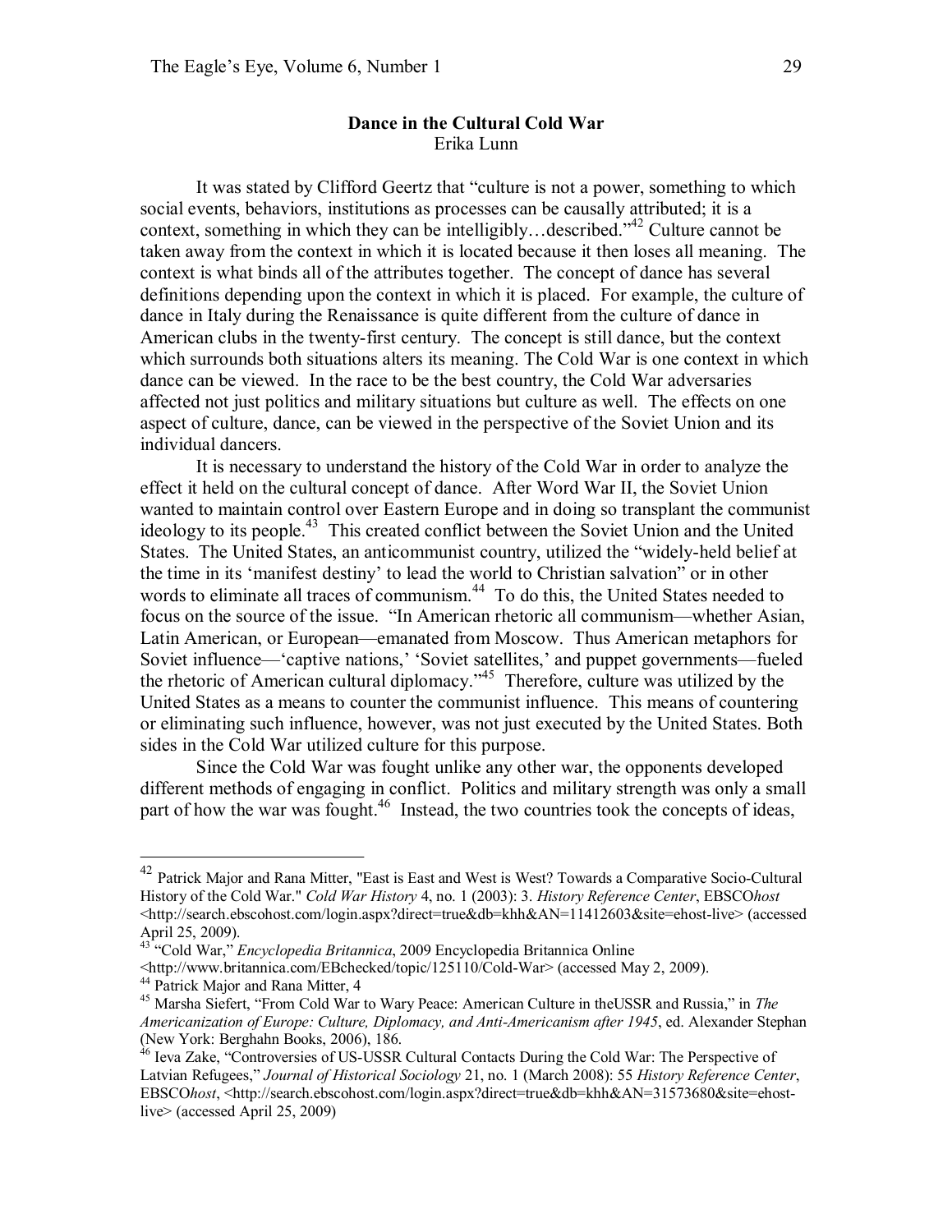## Dance in the Cultural Cold War

Erika Lunn

It was stated by Clifford Geertz that "culture is not a power, something to which social events, behaviors, institutions as processes can be causally attributed; it is a context, something in which they can be intelligibly…described."[42] Culture cannot be taken away from the context in which it is located because it then loses all meaning. The context is what binds all of the attributes together. The concept of dance has several definitions depending upon the context in which it is placed. For example, the culture of dance in Italy during the Renaissance is quite different from the culture of dance in American clubs in the twenty-first century. The concept is still dance, but the context which surrounds both situations alters its meaning. The Cold War is one context in which dance can be viewed. In the race to be the best country, the Cold War adversaries affected not just politics and military situations but culture as well. The effects on one aspect of culture, dance, can be viewed in the perspective of the Soviet Union and its individual dancers.

It is necessary to understand the history of the Cold War in order to analyze the effect it held on the cultural concept of dance. After Word War II, the Soviet Union wanted to maintain control over Eastern Europe and in doing so transplant the communist ideology to its people.[43] This created conflict between the Soviet Union and the United States. The United States, an anticommunist country, utilized the "widely-held belief at the time in its 'manifest destiny' to lead the world to Christian salvation" or in other words to eliminate all traces of communism.[44] To do this, the United States needed to focus on the source of the issue. "In American rhetoric all communism—whether Asian, Latin American, or European—emanated from Moscow. Thus American metaphors for Soviet influence—'captive nations,' 'Soviet satellites,' and puppet governments—fueled the rhetoric of American cultural diplomacy."[45] Therefore, culture was utilized by the United States as a means to counter the communist influence. This means of countering or eliminating such influence, however, was not just executed by the United States. Both sides in the Cold War utilized culture for this purpose.

Since the Cold War was fought unlike any other war, the opponents developed different methods of engaging in conflict. Politics and military strength was only a small part of how the war was fought.[46] Instead, the two countries took the concepts of ideas,

---

[42] Patrick Major and Rana Mitter, "East is East and West is West? Towards a Comparative Socio-Cultural History of the Cold War." *Cold War History* 4, no. 1 (2003): 3. *History Reference Center*, EBSCO*host* <http://search.ebscohost.com/login.aspx?direct=true&db=khh&AN=11412603&site=ehost-live> (accessed April 25, 2009).

[43] "Cold War," *Encyclopedia Britannica*, 2009 Encyclopedia Britannica Online <http://www.britannica.com/EBchecked/topic/125110/Cold-War> (accessed May 2, 2009).

[44] Patrick Major and Rana Mitter, 4

[45] Marsha Siefert, "From Cold War to Wary Peace: American Culture in theUSSR and Russia," in *The Americanization of Europe: Culture, Diplomacy, and Anti-Americanism after 1945*, ed. Alexander Stephan (New York: Berghahn Books, 2006), 186.

[46] Ieva Zake, "Controversies of US-USSR Cultural Contacts During the Cold War: The Perspective of Latvian Refugees," *Journal of Historical Sociology* 21, no. 1 (March 2008): 55 *History Reference Center*, EBSCO*host*, <http://search.ebscohost.com/login.aspx?direct=true&db=khh&AN=31573680&site=ehost-live> (accessed April 25, 2009)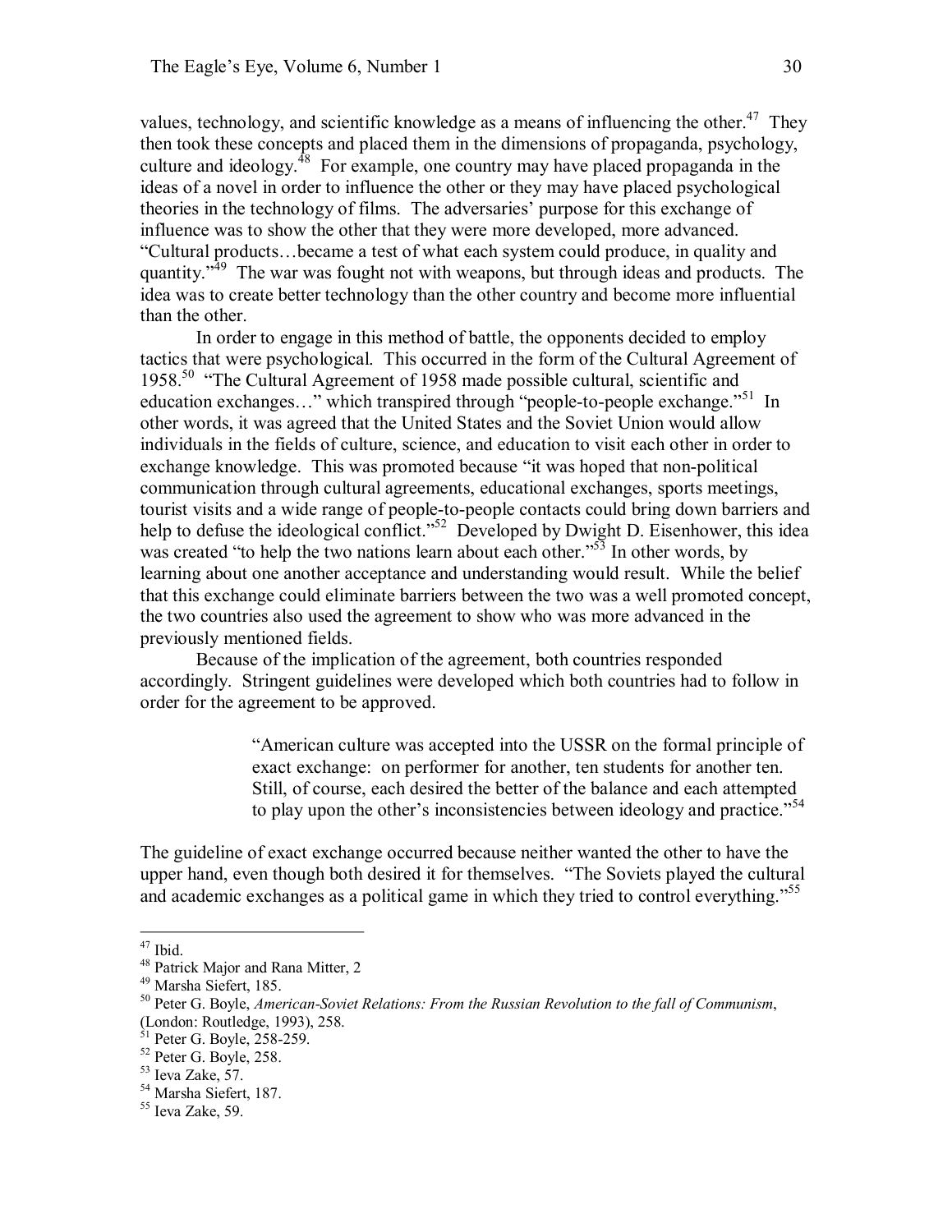values, technology, and scientific knowledge as a means of influencing the other.[47] They then took these concepts and placed them in the dimensions of propaganda, psychology, culture and ideology.[48] For example, one country may have placed propaganda in the ideas of a novel in order to influence the other or they may have placed psychological theories in the technology of films. The adversaries' purpose for this exchange of influence was to show the other that they were more developed, more advanced. "Cultural products…became a test of what each system could produce, in quality and quantity."[49] The war was fought not with weapons, but through ideas and products. The idea was to create better technology than the other country and become more influential than the other.

In order to engage in this method of battle, the opponents decided to employ tactics that were psychological. This occurred in the form of the Cultural Agreement of 1958.[50] "The Cultural Agreement of 1958 made possible cultural, scientific and education exchanges…" which transpired through "people-to-people exchange."[51] In other words, it was agreed that the United States and the Soviet Union would allow individuals in the fields of culture, science, and education to visit each other in order to exchange knowledge. This was promoted because "it was hoped that non-political communication through cultural agreements, educational exchanges, sports meetings, tourist visits and a wide range of people-to-people contacts could bring down barriers and help to defuse the ideological conflict."[52] Developed by Dwight D. Eisenhower, this idea was created "to help the two nations learn about each other."[53] In other words, by learning about one another acceptance and understanding would result. While the belief that this exchange could eliminate barriers between the two was a well promoted concept, the two countries also used the agreement to show who was more advanced in the previously mentioned fields.

Because of the implication of the agreement, both countries responded accordingly. Stringent guidelines were developed which both countries had to follow in order for the agreement to be approved.

> "American culture was accepted into the USSR on the formal principle of exact exchange: on performer for another, ten students for another ten. Still, of course, each desired the better of the balance and each attempted to play upon the other's inconsistencies between ideology and practice."[54]

The guideline of exact exchange occurred because neither wanted the other to have the upper hand, even though both desired it for themselves. "The Soviets played the cultural and academic exchanges as a political game in which they tried to control everything."[55]

---

[47] Ibid.

[48] Patrick Major and Rana Mitter, 2

[49] Marsha Siefert, 185.

[50] Peter G. Boyle, *American-Soviet Relations: From the Russian Revolution to the fall of Communism*, (London: Routledge, 1993), 258.

[51] Peter G. Boyle, 258-259.

[52] Peter G. Boyle, 258.

[53] Ieva Zake, 57.

[54] Marsha Siefert, 187.

[55] Ieva Zake, 59.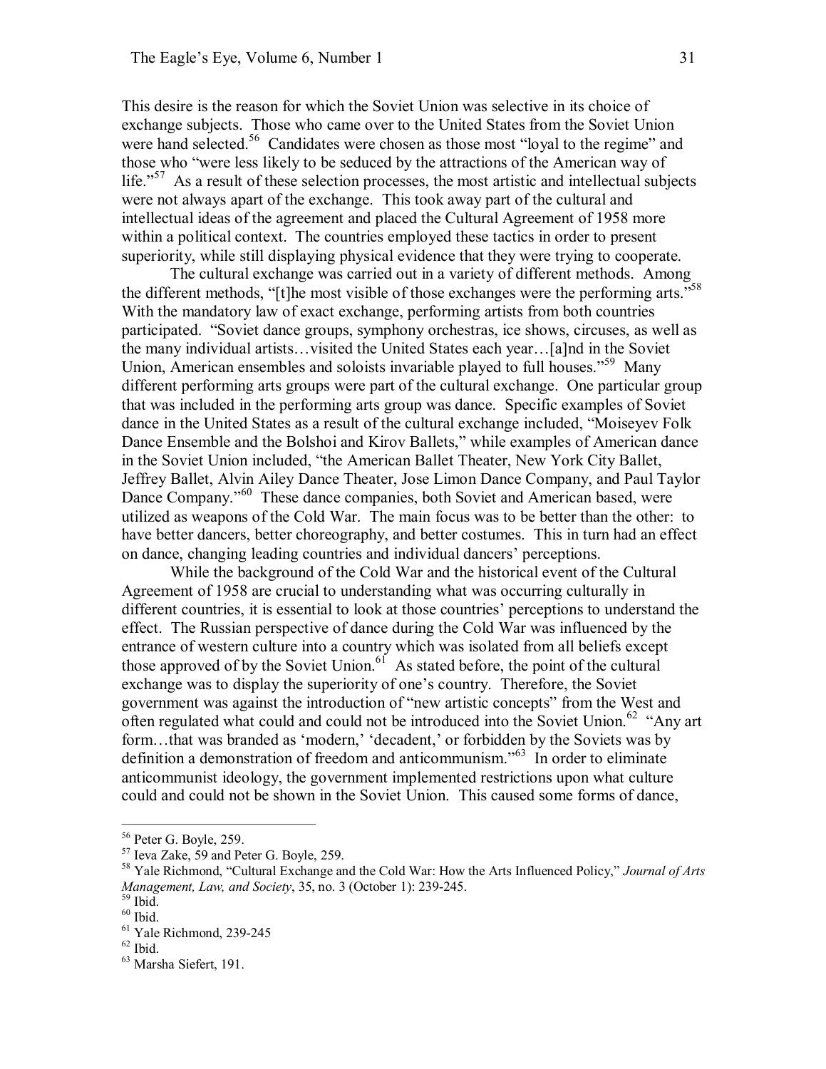This desire is the reason for which the Soviet Union was selective in its choice of exchange subjects. Those who came over to the United States from the Soviet Union were hand selected.[56] Candidates were chosen as those most "loyal to the regime" and those who "were less likely to be seduced by the attractions of the American way of life."[57] As a result of these selection processes, the most artistic and intellectual subjects were not always apart of the exchange. This took away part of the cultural and intellectual ideas of the agreement and placed the Cultural Agreement of 1958 more within a political context. The countries employed these tactics in order to present superiority, while still displaying physical evidence that they were trying to cooperate.

The cultural exchange was carried out in a variety of different methods. Among the different methods, "[t]he most visible of those exchanges were the performing arts."[58] With the mandatory law of exact exchange, performing artists from both countries participated. "Soviet dance groups, symphony orchestras, ice shows, circuses, as well as the many individual artists…visited the United States each year…[a]nd in the Soviet Union, American ensembles and soloists invariable played to full houses."[59] Many different performing arts groups were part of the cultural exchange. One particular group that was included in the performing arts group was dance. Specific examples of Soviet dance in the United States as a result of the cultural exchange included, "Moiseyev Folk Dance Ensemble and the Bolshoi and Kirov Ballets," while examples of American dance in the Soviet Union included, "the American Ballet Theater, New York City Ballet, Jeffrey Ballet, Alvin Ailey Dance Theater, Jose Limon Dance Company, and Paul Taylor Dance Company."[60] These dance companies, both Soviet and American based, were utilized as weapons of the Cold War. The main focus was to be better than the other: to have better dancers, better choreography, and better costumes. This in turn had an effect on dance, changing leading countries and individual dancers' perceptions.

While the background of the Cold War and the historical event of the Cultural Agreement of 1958 are crucial to understanding what was occurring culturally in different countries, it is essential to look at those countries' perceptions to understand the effect. The Russian perspective of dance during the Cold War was influenced by the entrance of western culture into a country which was isolated from all beliefs except those approved of by the Soviet Union.[61] As stated before, the point of the cultural exchange was to display the superiority of one's country. Therefore, the Soviet government was against the introduction of "new artistic concepts" from the West and often regulated what could and could not be introduced into the Soviet Union.[62] "Any art form…that was branded as 'modern,' 'decadent,' or forbidden by the Soviets was by definition a demonstration of freedom and anticommunism."[63] In order to eliminate anticommunist ideology, the government implemented restrictions upon what culture could and could not be shown in the Soviet Union. This caused some forms of dance,

---

[56] Peter G. Boyle, 259.

[57] Ieva Zake, 59 and Peter G. Boyle, 259.

[58] Yale Richmond, "Cultural Exchange and the Cold War: How the Arts Influenced Policy," *Journal of Arts Management, Law, and Society*, 35, no. 3 (October 1): 239-245.

[59] Ibid.

[60] Ibid.

[61] Yale Richmond, 239-245

[62] Ibid.

[63] Marsha Siefert, 191.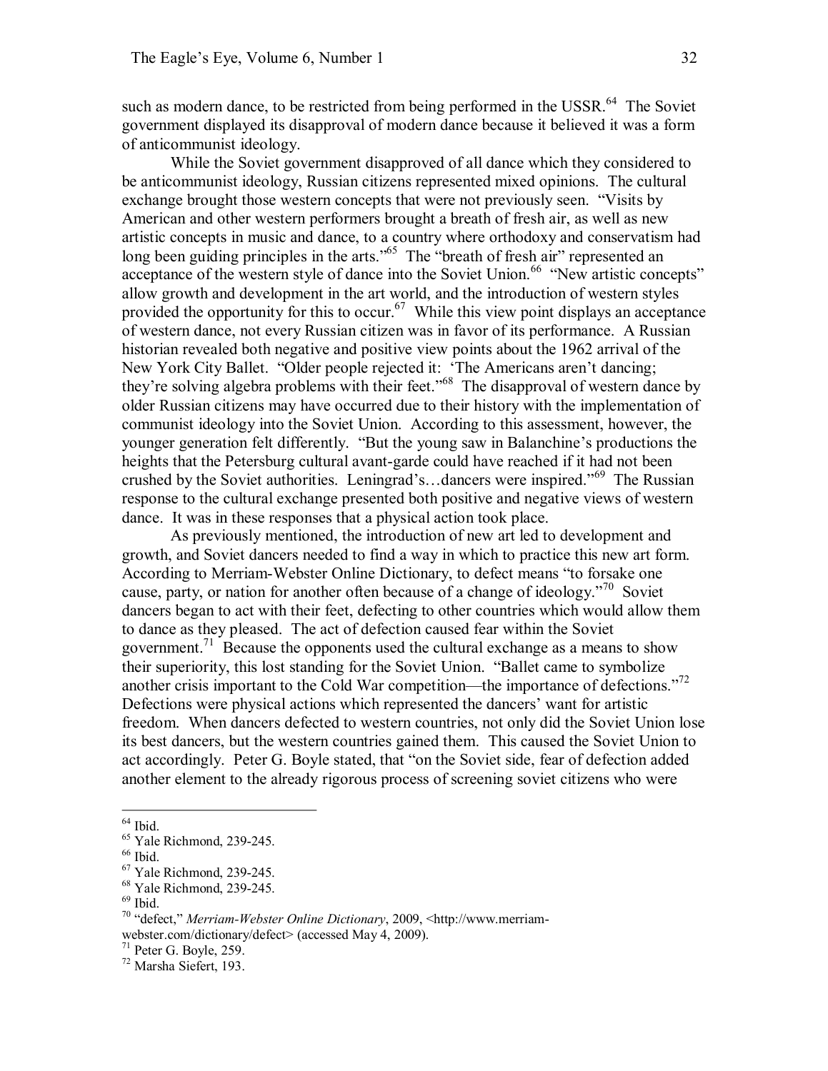such as modern dance, to be restricted from being performed in the USSR.[64] The Soviet government displayed its disapproval of modern dance because it believed it was a form of anticommunist ideology.

While the Soviet government disapproved of all dance which they considered to be anticommunist ideology, Russian citizens represented mixed opinions. The cultural exchange brought those western concepts that were not previously seen. "Visits by American and other western performers brought a breath of fresh air, as well as new artistic concepts in music and dance, to a country where orthodoxy and conservatism had long been guiding principles in the arts."[65] The "breath of fresh air" represented an acceptance of the western style of dance into the Soviet Union.[66] "New artistic concepts" allow growth and development in the art world, and the introduction of western styles provided the opportunity for this to occur.[67] While this view point displays an acceptance of western dance, not every Russian citizen was in favor of its performance. A Russian historian revealed both negative and positive view points about the 1962 arrival of the New York City Ballet. "Older people rejected it: 'The Americans aren't dancing; they're solving algebra problems with their feet."[68] The disapproval of western dance by older Russian citizens may have occurred due to their history with the implementation of communist ideology into the Soviet Union. According to this assessment, however, the younger generation felt differently. "But the young saw in Balanchine's productions the heights that the Petersburg cultural avant-garde could have reached if it had not been crushed by the Soviet authorities. Leningrad's…dancers were inspired."[69] The Russian response to the cultural exchange presented both positive and negative views of western dance. It was in these responses that a physical action took place.

As previously mentioned, the introduction of new art led to development and growth, and Soviet dancers needed to find a way in which to practice this new art form. According to Merriam-Webster Online Dictionary, to defect means "to forsake one cause, party, or nation for another often because of a change of ideology."[70] Soviet dancers began to act with their feet, defecting to other countries which would allow them to dance as they pleased. The act of defection caused fear within the Soviet government.[71] Because the opponents used the cultural exchange as a means to show their superiority, this lost standing for the Soviet Union. "Ballet came to symbolize another crisis important to the Cold War competition—the importance of defections."[72] Defections were physical actions which represented the dancers' want for artistic freedom. When dancers defected to western countries, not only did the Soviet Union lose its best dancers, but the western countries gained them. This caused the Soviet Union to act accordingly. Peter G. Boyle stated, that "on the Soviet side, fear of defection added another element to the already rigorous process of screening soviet citizens who were

---

[64] Ibid.
[65] Yale Richmond, 239-245.
[66] Ibid.
[67] Yale Richmond, 239-245.
[68] Yale Richmond, 239-245.
[69] Ibid.
[70] "defect," *Merriam-Webster Online Dictionary*, 2009, <http://www.merriam-webster.com/dictionary/defect> (accessed May 4, 2009).
[71] Peter G. Boyle, 259.
[72] Marsha Siefert, 193.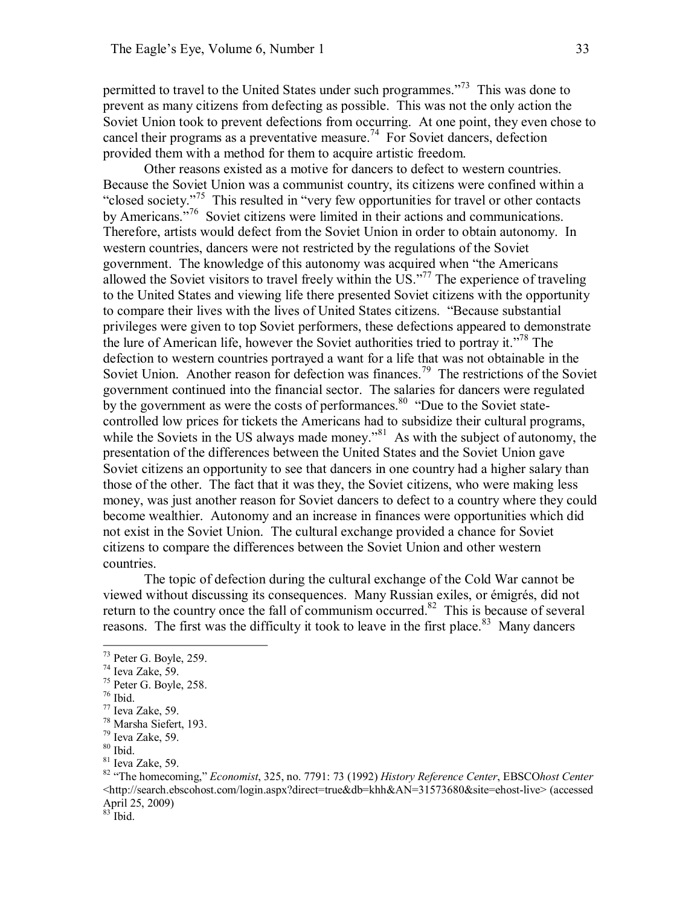permitted to travel to the United States under such programmes."[73] This was done to prevent as many citizens from defecting as possible. This was not the only action the Soviet Union took to prevent defections from occurring. At one point, they even chose to cancel their programs as a preventative measure.[74] For Soviet dancers, defection provided them with a method for them to acquire artistic freedom.

Other reasons existed as a motive for dancers to defect to western countries. Because the Soviet Union was a communist country, its citizens were confined within a "closed society."[75] This resulted in "very few opportunities for travel or other contacts by Americans."[76] Soviet citizens were limited in their actions and communications. Therefore, artists would defect from the Soviet Union in order to obtain autonomy. In western countries, dancers were not restricted by the regulations of the Soviet government. The knowledge of this autonomy was acquired when "the Americans allowed the Soviet visitors to travel freely within the US."[77] The experience of traveling to the United States and viewing life there presented Soviet citizens with the opportunity to compare their lives with the lives of United States citizens. "Because substantial privileges were given to top Soviet performers, these defections appeared to demonstrate the lure of American life, however the Soviet authorities tried to portray it."[78] The defection to western countries portrayed a want for a life that was not obtainable in the Soviet Union. Another reason for defection was finances.[79] The restrictions of the Soviet government continued into the financial sector. The salaries for dancers were regulated by the government as were the costs of performances.[80] "Due to the Soviet state-controlled low prices for tickets the Americans had to subsidize their cultural programs, while the Soviets in the US always made money."[81] As with the subject of autonomy, the presentation of the differences between the United States and the Soviet Union gave Soviet citizens an opportunity to see that dancers in one country had a higher salary than those of the other. The fact that it was they, the Soviet citizens, who were making less money, was just another reason for Soviet dancers to defect to a country where they could become wealthier. Autonomy and an increase in finances were opportunities which did not exist in the Soviet Union. The cultural exchange provided a chance for Soviet citizens to compare the differences between the Soviet Union and other western countries.

The topic of defection during the cultural exchange of the Cold War cannot be viewed without discussing its consequences. Many Russian exiles, or émigrés, did not return to the country once the fall of communism occurred.[82] This is because of several reasons. The first was the difficulty it took to leave in the first place.[83] Many dancers

---

[73] Peter G. Boyle, 259.

[74] Ieva Zake, 59.

[75] Peter G. Boyle, 258.

[76] Ibid.

[77] Ieva Zake, 59.

[78] Marsha Siefert, 193.

[79] Ieva Zake, 59.

[80] Ibid.

[81] Ieva Zake, 59.

[82] "The homecoming," *Economist*, 325, no. 7791: 73 (1992) *History Reference Center*, EBSCO*host Center* <http://search.ebscohost.com/login.aspx?direct=true&db=khh&AN=31573680&site=ehost-live> (accessed April 25, 2009)

[83] Ibid.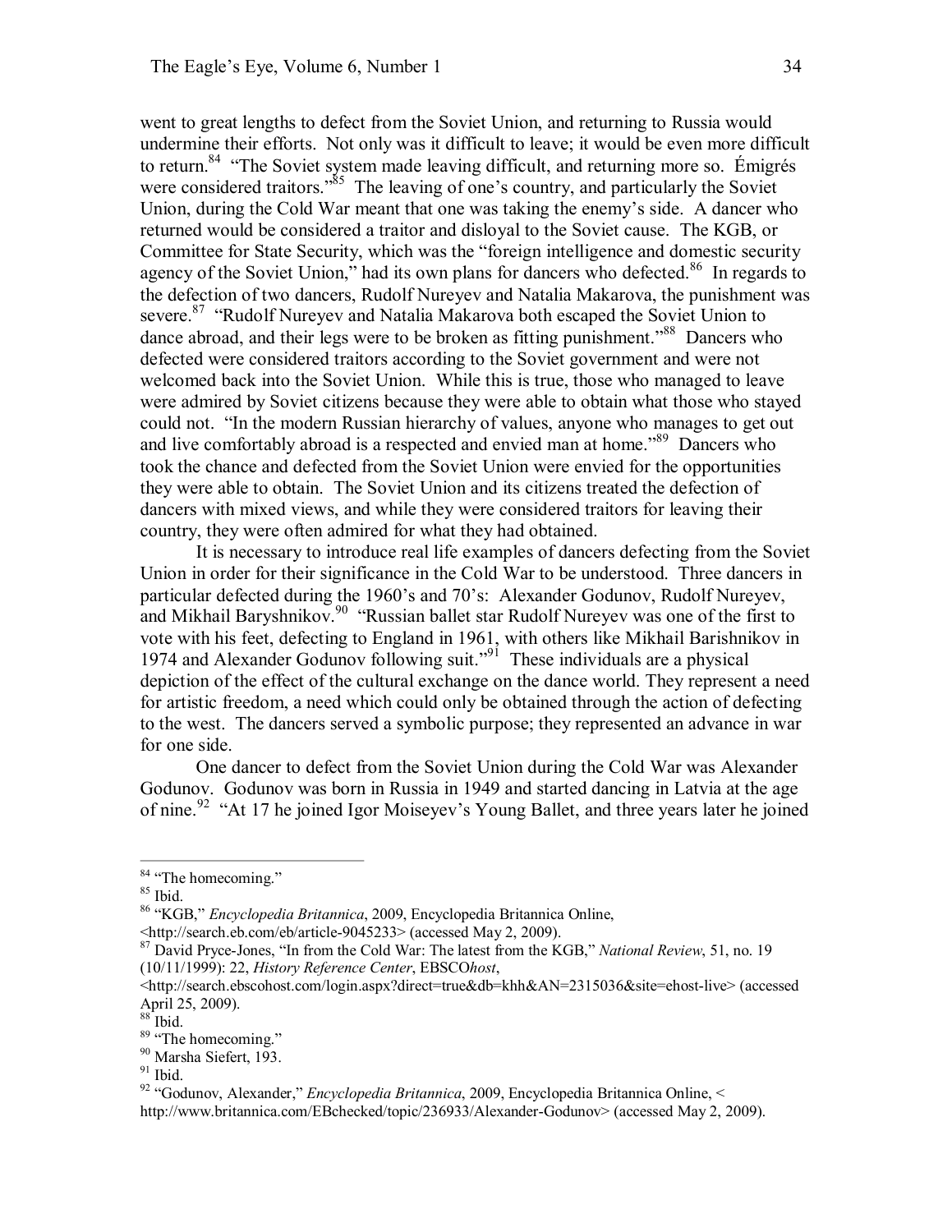went to great lengths to defect from the Soviet Union, and returning to Russia would undermine their efforts. Not only was it difficult to leave; it would be even more difficult to return.[84] "The Soviet system made leaving difficult, and returning more so. Émigrés were considered traitors."[85] The leaving of one's country, and particularly the Soviet Union, during the Cold War meant that one was taking the enemy's side. A dancer who returned would be considered a traitor and disloyal to the Soviet cause. The KGB, or Committee for State Security, which was the "foreign intelligence and domestic security agency of the Soviet Union," had its own plans for dancers who defected.[86] In regards to the defection of two dancers, Rudolf Nureyev and Natalia Makarova, the punishment was severe.[87] "Rudolf Nureyev and Natalia Makarova both escaped the Soviet Union to dance abroad, and their legs were to be broken as fitting punishment."[88] Dancers who defected were considered traitors according to the Soviet government and were not welcomed back into the Soviet Union. While this is true, those who managed to leave were admired by Soviet citizens because they were able to obtain what those who stayed could not. "In the modern Russian hierarchy of values, anyone who manages to get out and live comfortably abroad is a respected and envied man at home."[89] Dancers who took the chance and defected from the Soviet Union were envied for the opportunities they were able to obtain. The Soviet Union and its citizens treated the defection of dancers with mixed views, and while they were considered traitors for leaving their country, they were often admired for what they had obtained.

It is necessary to introduce real life examples of dancers defecting from the Soviet Union in order for their significance in the Cold War to be understood. Three dancers in particular defected during the 1960's and 70's: Alexander Godunov, Rudolf Nureyev, and Mikhail Baryshnikov.[90] "Russian ballet star Rudolf Nureyev was one of the first to vote with his feet, defecting to England in 1961, with others like Mikhail Barishnikov in 1974 and Alexander Godunov following suit."[91] These individuals are a physical depiction of the effect of the cultural exchange on the dance world. They represent a need for artistic freedom, a need which could only be obtained through the action of defecting to the west. The dancers served a symbolic purpose; they represented an advance in war for one side.

One dancer to defect from the Soviet Union during the Cold War was Alexander Godunov. Godunov was born in Russia in 1949 and started dancing in Latvia at the age of nine.[92] "At 17 he joined Igor Moiseyev's Young Ballet, and three years later he joined

---

[84] "The homecoming."

[85] Ibid.

[86] "KGB," *Encyclopedia Britannica*, 2009, Encyclopedia Britannica Online, <http://search.eb.com/eb/article-9045233> (accessed May 2, 2009).

[87] David Pryce-Jones, "In from the Cold War: The latest from the KGB," *National Review*, 51, no. 19 (10/11/1999): 22, *History Reference Center*, EBSCO*host*, <http://search.ebscohost.com/login.aspx?direct=true&db=khh&AN=2315036&site=ehost-live> (accessed April 25, 2009).

[88] Ibid.

[89] "The homecoming."

[90] Marsha Siefert, 193.

[91] Ibid.

[92] "Godunov, Alexander," *Encyclopedia Britannica*, 2009, Encyclopedia Britannica Online, < http://www.britannica.com/EBchecked/topic/236933/Alexander-Godunov> (accessed May 2, 2009).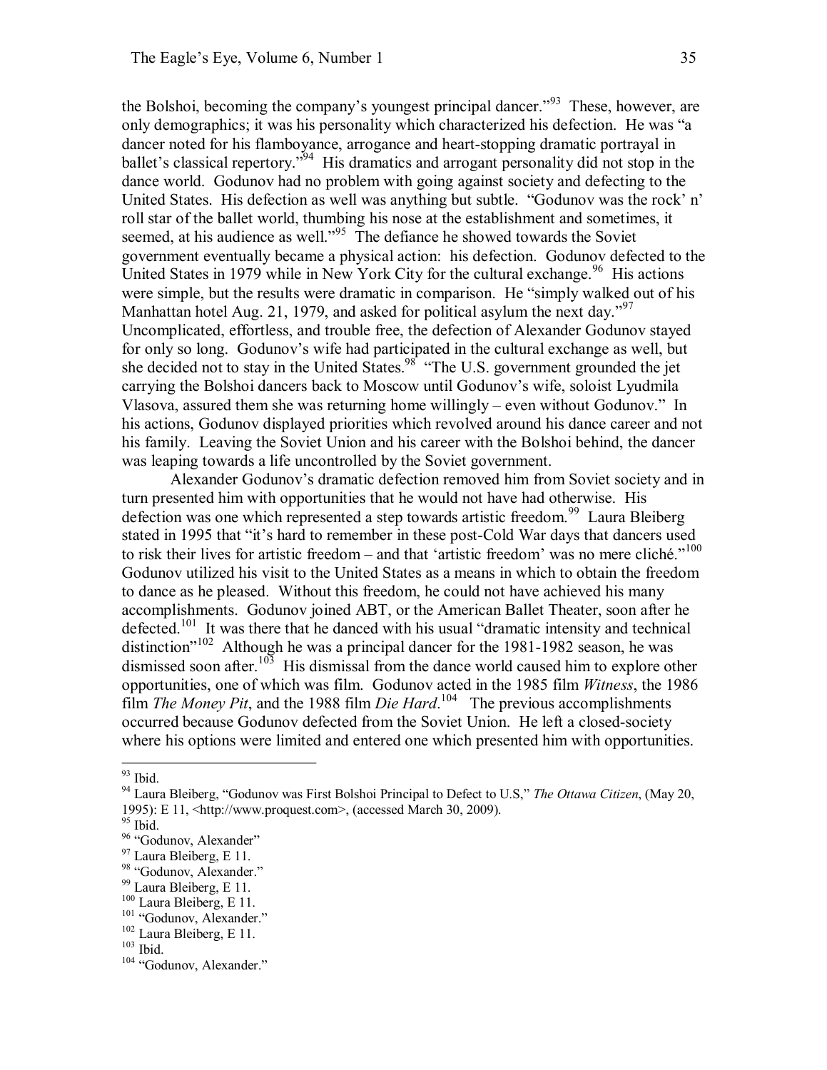the Bolshoi, becoming the company's youngest principal dancer."[93] These, however, are only demographics; it was his personality which characterized his defection. He was "a dancer noted for his flamboyance, arrogance and heart-stopping dramatic portrayal in ballet's classical repertory."[94] His dramatics and arrogant personality did not stop in the dance world. Godunov had no problem with going against society and defecting to the United States. His defection as well was anything but subtle. "Godunov was the rock' n' roll star of the ballet world, thumbing his nose at the establishment and sometimes, it seemed, at his audience as well."[95] The defiance he showed towards the Soviet government eventually became a physical action: his defection. Godunov defected to the United States in 1979 while in New York City for the cultural exchange.[96] His actions were simple, but the results were dramatic in comparison. He "simply walked out of his Manhattan hotel Aug. 21, 1979, and asked for political asylum the next day."[97] Uncomplicated, effortless, and trouble free, the defection of Alexander Godunov stayed for only so long. Godunov's wife had participated in the cultural exchange as well, but she decided not to stay in the United States.[98] "The U.S. government grounded the jet carrying the Bolshoi dancers back to Moscow until Godunov's wife, soloist Lyudmila Vlasova, assured them she was returning home willingly – even without Godunov." In his actions, Godunov displayed priorities which revolved around his dance career and not his family. Leaving the Soviet Union and his career with the Bolshoi behind, the dancer was leaping towards a life uncontrolled by the Soviet government.

Alexander Godunov's dramatic defection removed him from Soviet society and in turn presented him with opportunities that he would not have had otherwise. His defection was one which represented a step towards artistic freedom.[99] Laura Bleiberg stated in 1995 that "it's hard to remember in these post-Cold War days that dancers used to risk their lives for artistic freedom – and that 'artistic freedom' was no mere cliché."[100] Godunov utilized his visit to the United States as a means in which to obtain the freedom to dance as he pleased. Without this freedom, he could not have achieved his many accomplishments. Godunov joined ABT, or the American Ballet Theater, soon after he defected.[101] It was there that he danced with his usual "dramatic intensity and technical distinction"[102] Although he was a principal dancer for the 1981-1982 season, he was dismissed soon after.[103] His dismissal from the dance world caused him to explore other opportunities, one of which was film. Godunov acted in the 1985 film *Witness*, the 1986 film *The Money Pit*, and the 1988 film *Die Hard*.[104] The previous accomplishments occurred because Godunov defected from the Soviet Union. He left a closed-society where his options were limited and entered one which presented him with opportunities.

---

[93] Ibid.
[94] Laura Bleiberg, "Godunov was First Bolshoi Principal to Defect to U.S," *The Ottawa Citizen*, (May 20, 1995): E 11, <http://www.proquest.com>, (accessed March 30, 2009).
[95] Ibid.
[96] "Godunov, Alexander"
[97] Laura Bleiberg, E 11.
[98] "Godunov, Alexander."
[99] Laura Bleiberg, E 11.
[100] Laura Bleiberg, E 11.
[101] "Godunov, Alexander."
[102] Laura Bleiberg, E 11.
[103] Ibid.
[104] "Godunov, Alexander."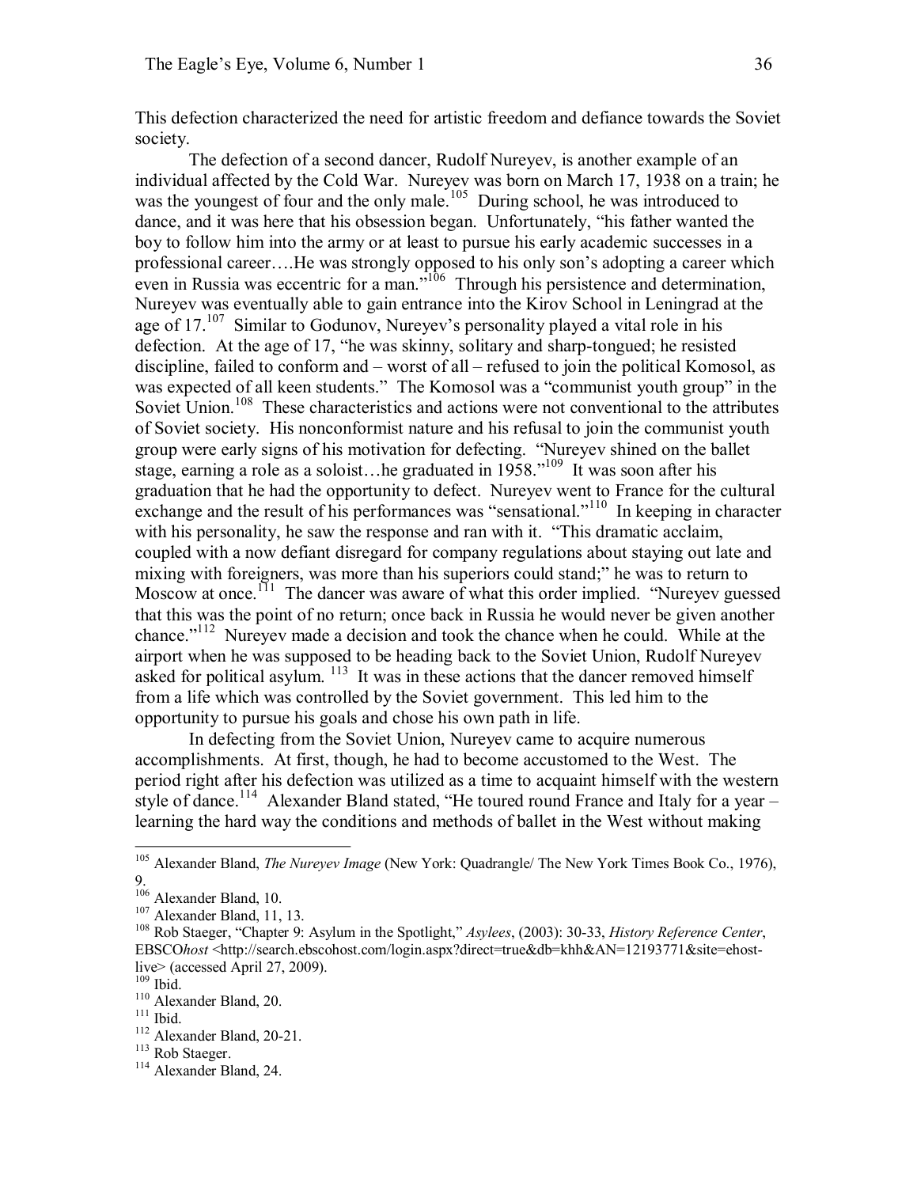This defection characterized the need for artistic freedom and defiance towards the Soviet society.

The defection of a second dancer, Rudolf Nureyev, is another example of an individual affected by the Cold War. Nureyev was born on March 17, 1938 on a train; he was the youngest of four and the only male.[105] During school, he was introduced to dance, and it was here that his obsession began. Unfortunately, "his father wanted the boy to follow him into the army or at least to pursue his early academic successes in a professional career….He was strongly opposed to his only son's adopting a career which even in Russia was eccentric for a man."[106] Through his persistence and determination, Nureyev was eventually able to gain entrance into the Kirov School in Leningrad at the age of 17.[107] Similar to Godunov, Nureyev's personality played a vital role in his defection. At the age of 17, "he was skinny, solitary and sharp-tongued; he resisted discipline, failed to conform and – worst of all – refused to join the political Komosol, as was expected of all keen students." The Komosol was a "communist youth group" in the Soviet Union.[108] These characteristics and actions were not conventional to the attributes of Soviet society. His nonconformist nature and his refusal to join the communist youth group were early signs of his motivation for defecting. "Nureyev shined on the ballet stage, earning a role as a soloist…he graduated in 1958."[109] It was soon after his graduation that he had the opportunity to defect. Nureyev went to France for the cultural exchange and the result of his performances was "sensational."[110] In keeping in character with his personality, he saw the response and ran with it. "This dramatic acclaim, coupled with a now defiant disregard for company regulations about staying out late and mixing with foreigners, was more than his superiors could stand;" he was to return to Moscow at once.[111] The dancer was aware of what this order implied. "Nureyev guessed that this was the point of no return; once back in Russia he would never be given another chance."[112] Nureyev made a decision and took the chance when he could. While at the airport when he was supposed to be heading back to the Soviet Union, Rudolf Nureyev asked for political asylum.[113] It was in these actions that the dancer removed himself from a life which was controlled by the Soviet government. This led him to the opportunity to pursue his goals and chose his own path in life.

In defecting from the Soviet Union, Nureyev came to acquire numerous accomplishments. At first, though, he had to become accustomed to the West. The period right after his defection was utilized as a time to acquaint himself with the western style of dance.[114] Alexander Bland stated, "He toured round France and Italy for a year – learning the hard way the conditions and methods of ballet in the West without making

---

[105] Alexander Bland, *The Nureyev Image* (New York: Quadrangle/ The New York Times Book Co., 1976), 9.

[106] Alexander Bland, 10.

[107] Alexander Bland, 11, 13.

[108] Rob Staeger, "Chapter 9: Asylum in the Spotlight," *Asylees*, (2003): 30-33, *History Reference Center*, EBSCO*host* <http://search.ebscohost.com/login.aspx?direct=true&db=khh&AN=12193771&site=ehost-live> (accessed April 27, 2009).

[109] Ibid.

[110] Alexander Bland, 20.

[111] Ibid.

[112] Alexander Bland, 20-21.

[113] Rob Staeger.

[114] Alexander Bland, 24.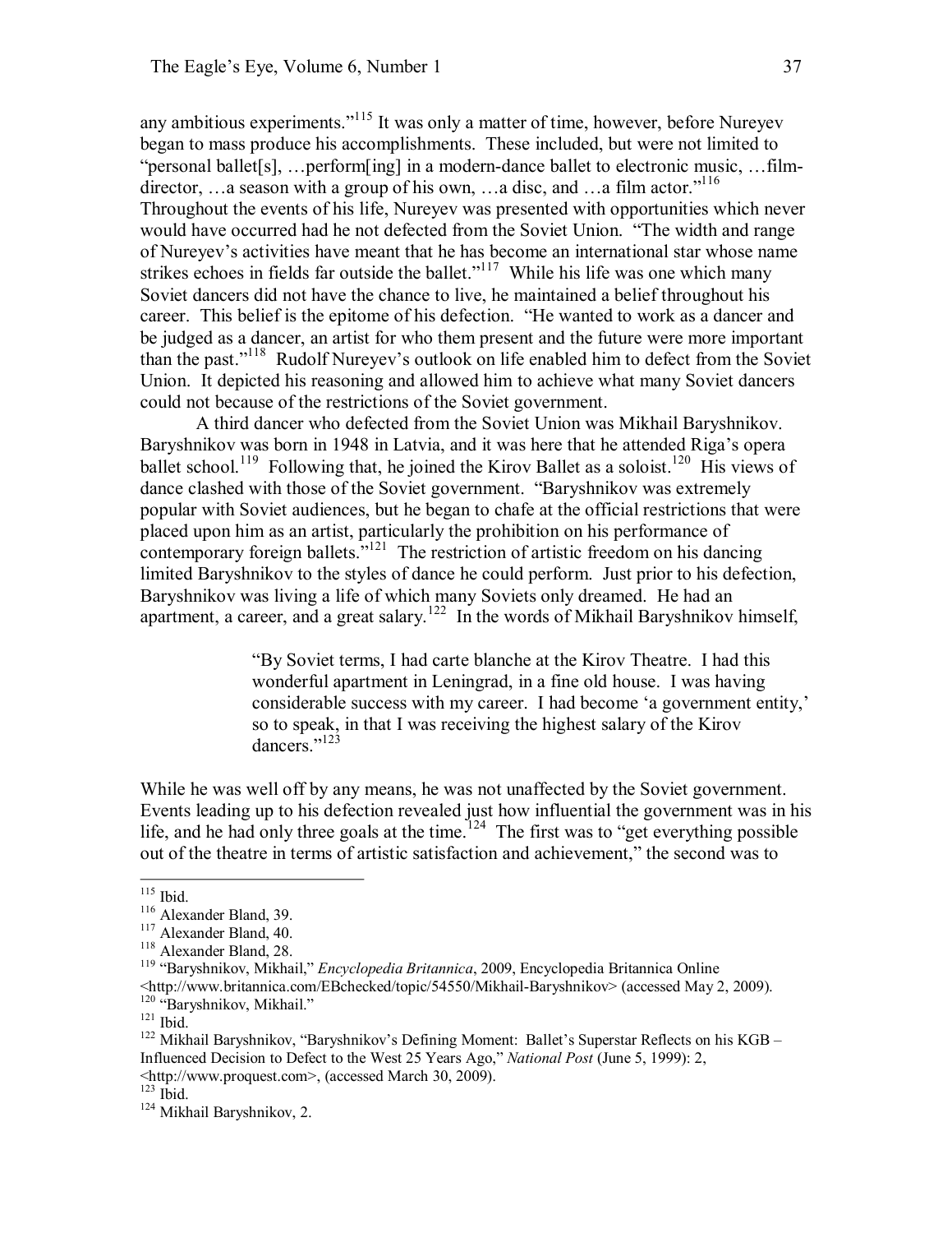any ambitious experiments."[115] It was only a matter of time, however, before Nureyev began to mass produce his accomplishments. These included, but were not limited to "personal ballet[s], …perform[ing] in a modern-dance ballet to electronic music, …film-director, …a season with a group of his own, …a disc, and …a film actor."[116] Throughout the events of his life, Nureyev was presented with opportunities which never would have occurred had he not defected from the Soviet Union. "The width and range of Nureyev's activities have meant that he has become an international star whose name strikes echoes in fields far outside the ballet."[117] While his life was one which many Soviet dancers did not have the chance to live, he maintained a belief throughout his career. This belief is the epitome of his defection. "He wanted to work as a dancer and be judged as a dancer, an artist for who them present and the future were more important than the past."[118] Rudolf Nureyev's outlook on life enabled him to defect from the Soviet Union. It depicted his reasoning and allowed him to achieve what many Soviet dancers could not because of the restrictions of the Soviet government.

A third dancer who defected from the Soviet Union was Mikhail Baryshnikov. Baryshnikov was born in 1948 in Latvia, and it was here that he attended Riga's opera ballet school.[119] Following that, he joined the Kirov Ballet as a soloist.[120] His views of dance clashed with those of the Soviet government. "Baryshnikov was extremely popular with Soviet audiences, but he began to chafe at the official restrictions that were placed upon him as an artist, particularly the prohibition on his performance of contemporary foreign ballets."[121] The restriction of artistic freedom on his dancing limited Baryshnikov to the styles of dance he could perform. Just prior to his defection, Baryshnikov was living a life of which many Soviets only dreamed. He had an apartment, a career, and a great salary.[122] In the words of Mikhail Baryshnikov himself,

> "By Soviet terms, I had carte blanche at the Kirov Theatre. I had this wonderful apartment in Leningrad, in a fine old house. I was having considerable success with my career. I had become 'a government entity,' so to speak, in that I was receiving the highest salary of the Kirov dancers."[123]

While he was well off by any means, he was not unaffected by the Soviet government. Events leading up to his defection revealed just how influential the government was in his life, and he had only three goals at the time.[124] The first was to "get everything possible out of the theatre in terms of artistic satisfaction and achievement," the second was to

---

[115] Ibid.

[116] Alexander Bland, 39.

[117] Alexander Bland, 40.

[118] Alexander Bland, 28.

[119] "Baryshnikov, Mikhail," *Encyclopedia Britannica*, 2009, Encyclopedia Britannica Online <http://www.britannica.com/EBchecked/topic/54550/Mikhail-Baryshnikov> (accessed May 2, 2009).

[120] "Baryshnikov, Mikhail."

[121] Ibid.

[122] Mikhail Baryshnikov, "Baryshnikov's Defining Moment: Ballet's Superstar Reflects on his KGB – Influenced Decision to Defect to the West 25 Years Ago," *National Post* (June 5, 1999): 2, <http://www.proquest.com>, (accessed March 30, 2009).

[123] Ibid.

[124] Mikhail Baryshnikov, 2.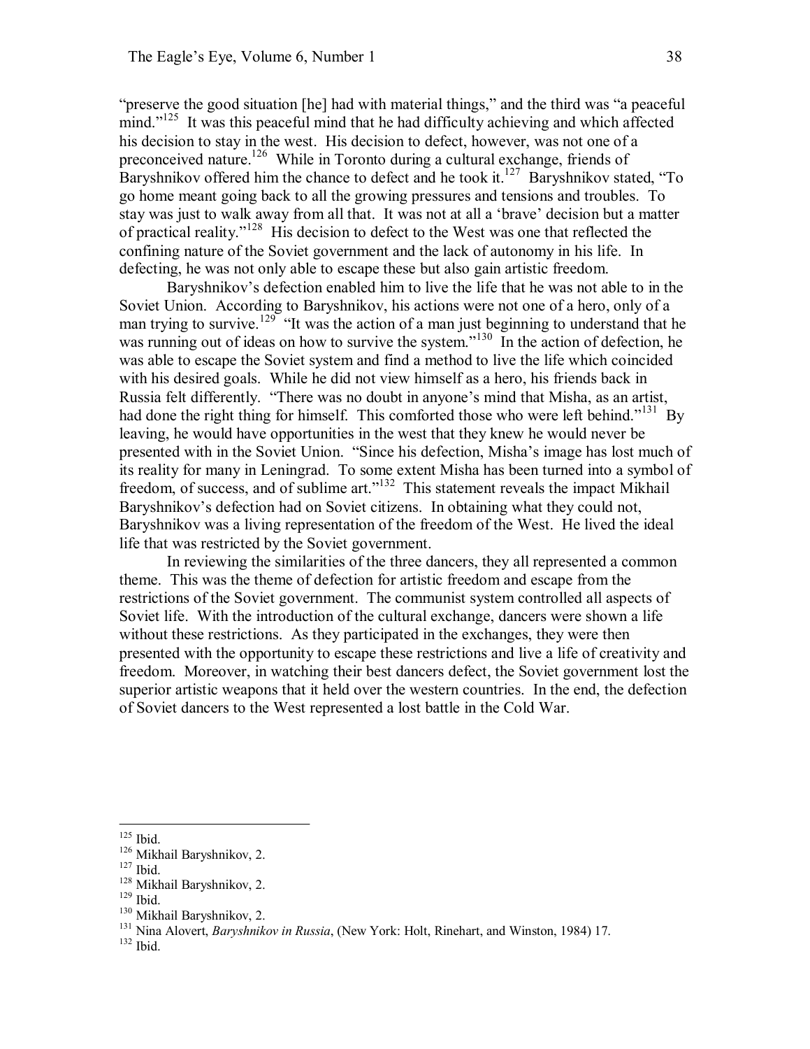"preserve the good situation [he] had with material things," and the third was "a peaceful mind."[125] It was this peaceful mind that he had difficulty achieving and which affected his decision to stay in the west. His decision to defect, however, was not one of a preconceived nature.[126] While in Toronto during a cultural exchange, friends of Baryshnikov offered him the chance to defect and he took it.[127] Baryshnikov stated, "To go home meant going back to all the growing pressures and tensions and troubles. To stay was just to walk away from all that. It was not at all a 'brave' decision but a matter of practical reality."[128] His decision to defect to the West was one that reflected the confining nature of the Soviet government and the lack of autonomy in his life. In defecting, he was not only able to escape these but also gain artistic freedom.

Baryshnikov's defection enabled him to live the life that he was not able to in the Soviet Union. According to Baryshnikov, his actions were not one of a hero, only of a man trying to survive.[129] "It was the action of a man just beginning to understand that he was running out of ideas on how to survive the system."[130] In the action of defection, he was able to escape the Soviet system and find a method to live the life which coincided with his desired goals. While he did not view himself as a hero, his friends back in Russia felt differently. "There was no doubt in anyone's mind that Misha, as an artist, had done the right thing for himself. This comforted those who were left behind."[131] By leaving, he would have opportunities in the west that they knew he would never be presented with in the Soviet Union. "Since his defection, Misha's image has lost much of its reality for many in Leningrad. To some extent Misha has been turned into a symbol of freedom, of success, and of sublime art."[132] This statement reveals the impact Mikhail Baryshnikov's defection had on Soviet citizens. In obtaining what they could not, Baryshnikov was a living representation of the freedom of the West. He lived the ideal life that was restricted by the Soviet government.

In reviewing the similarities of the three dancers, they all represented a common theme. This was the theme of defection for artistic freedom and escape from the restrictions of the Soviet government. The communist system controlled all aspects of Soviet life. With the introduction of the cultural exchange, dancers were shown a life without these restrictions. As they participated in the exchanges, they were then presented with the opportunity to escape these restrictions and live a life of creativity and freedom. Moreover, in watching their best dancers defect, the Soviet government lost the superior artistic weapons that it held over the western countries. In the end, the defection of Soviet dancers to the West represented a lost battle in the Cold War.

---

[125] Ibid.
[126] Mikhail Baryshnikov, 2.
[127] Ibid.
[128] Mikhail Baryshnikov, 2.
[129] Ibid.
[130] Mikhail Baryshnikov, 2.
[131] Nina Alovert, *Baryshnikov in Russia*, (New York: Holt, Rinehart, and Winston, 1984) 17.
[132] Ibid.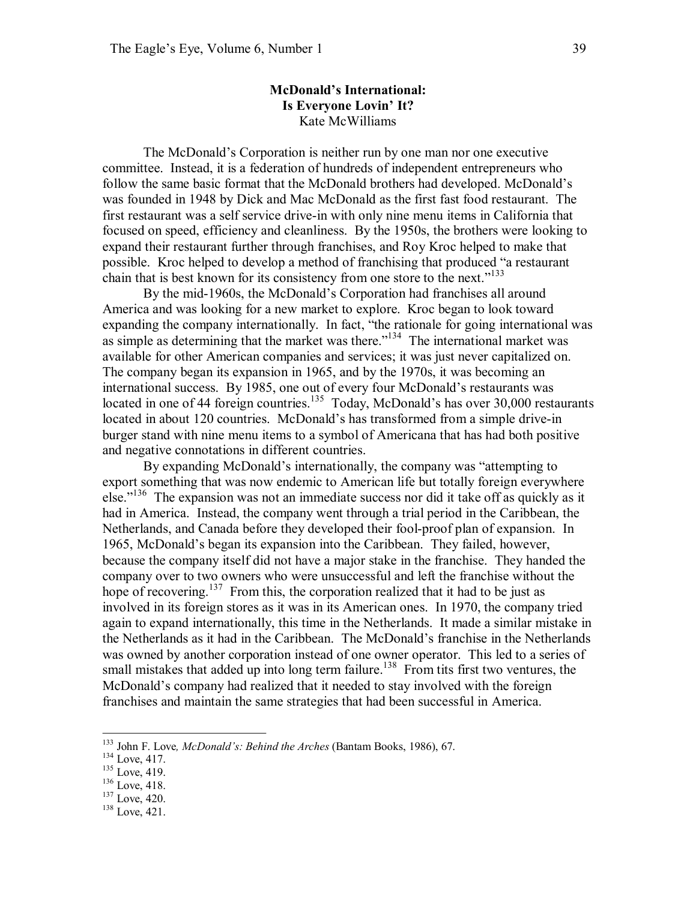**McDonald's International:**
**Is Everyone Lovin' It?**
Kate McWilliams

The McDonald's Corporation is neither run by one man nor one executive committee. Instead, it is a federation of hundreds of independent entrepreneurs who follow the same basic format that the McDonald brothers had developed. McDonald's was founded in 1948 by Dick and Mac McDonald as the first fast food restaurant. The first restaurant was a self service drive-in with only nine menu items in California that focused on speed, efficiency and cleanliness. By the 1950s, the brothers were looking to expand their restaurant further through franchises, and Roy Kroc helped to make that possible. Kroc helped to develop a method of franchising that produced "a restaurant chain that is best known for its consistency from one store to the next."[133]

By the mid-1960s, the McDonald's Corporation had franchises all around America and was looking for a new market to explore. Kroc began to look toward expanding the company internationally. In fact, "the rationale for going international was as simple as determining that the market was there."[134] The international market was available for other American companies and services; it was just never capitalized on. The company began its expansion in 1965, and by the 1970s, it was becoming an international success. By 1985, one out of every four McDonald's restaurants was located in one of 44 foreign countries.[135] Today, McDonald's has over 30,000 restaurants located in about 120 countries. McDonald's has transformed from a simple drive-in burger stand with nine menu items to a symbol of Americana that has had both positive and negative connotations in different countries.

By expanding McDonald's internationally, the company was "attempting to export something that was now endemic to American life but totally foreign everywhere else."[136] The expansion was not an immediate success nor did it take off as quickly as it had in America. Instead, the company went through a trial period in the Caribbean, the Netherlands, and Canada before they developed their fool-proof plan of expansion. In 1965, McDonald's began its expansion into the Caribbean. They failed, however, because the company itself did not have a major stake in the franchise. They handed the company over to two owners who were unsuccessful and left the franchise without the hope of recovering.[137] From this, the corporation realized that it had to be just as involved in its foreign stores as it was in its American ones. In 1970, the company tried again to expand internationally, this time in the Netherlands. It made a similar mistake in the Netherlands as it had in the Caribbean. The McDonald's franchise in the Netherlands was owned by another corporation instead of one owner operator. This led to a series of small mistakes that added up into long term failure.[138] From tits first two ventures, the McDonald's company had realized that it needed to stay involved with the foreign franchises and maintain the same strategies that had been successful in America.

---

[133] John F. Love*, McDonald's: Behind the Arches* (Bantam Books, 1986), 67.
[134] Love, 417.
[135] Love, 419.
[136] Love, 418.
[137] Love, 420.
[138] Love, 421.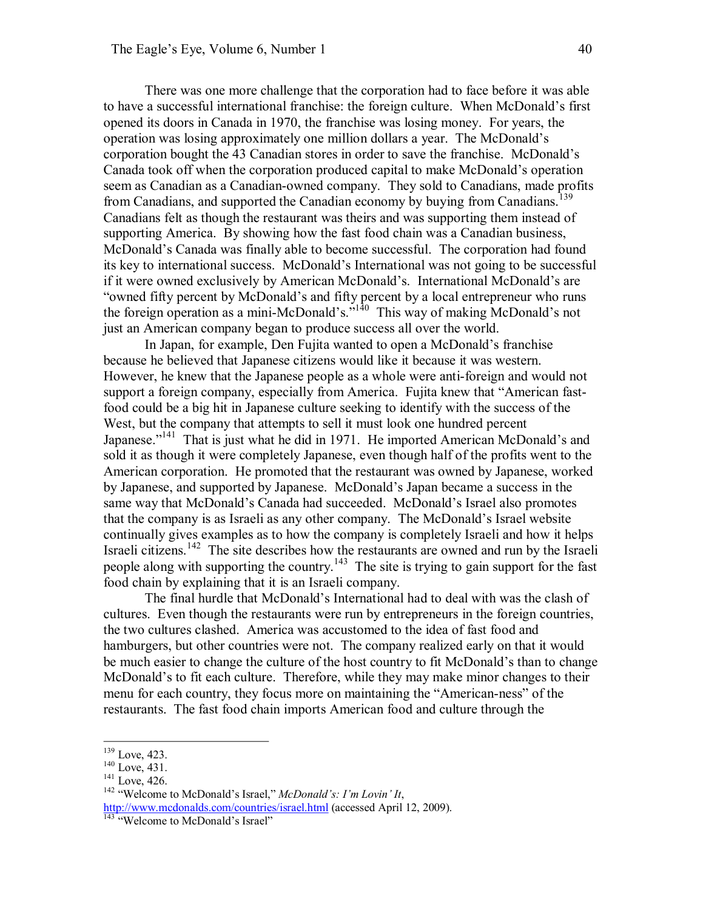There was one more challenge that the corporation had to face before it was able to have a successful international franchise: the foreign culture. When McDonald's first opened its doors in Canada in 1970, the franchise was losing money. For years, the operation was losing approximately one million dollars a year. The McDonald's corporation bought the 43 Canadian stores in order to save the franchise. McDonald's Canada took off when the corporation produced capital to make McDonald's operation seem as Canadian as a Canadian-owned company. They sold to Canadians, made profits from Canadians, and supported the Canadian economy by buying from Canadians.[139] Canadians felt as though the restaurant was theirs and was supporting them instead of supporting America. By showing how the fast food chain was a Canadian business, McDonald's Canada was finally able to become successful. The corporation had found its key to international success. McDonald's International was not going to be successful if it were owned exclusively by American McDonald's. International McDonald's are "owned fifty percent by McDonald's and fifty percent by a local entrepreneur who runs the foreign operation as a mini-McDonald's."[140] This way of making McDonald's not just an American company began to produce success all over the world.

In Japan, for example, Den Fujita wanted to open a McDonald's franchise because he believed that Japanese citizens would like it because it was western. However, he knew that the Japanese people as a whole were anti-foreign and would not support a foreign company, especially from America. Fujita knew that "American fast-food could be a big hit in Japanese culture seeking to identify with the success of the West, but the company that attempts to sell it must look one hundred percent Japanese."[141] That is just what he did in 1971. He imported American McDonald's and sold it as though it were completely Japanese, even though half of the profits went to the American corporation. He promoted that the restaurant was owned by Japanese, worked by Japanese, and supported by Japanese. McDonald's Japan became a success in the same way that McDonald's Canada had succeeded. McDonald's Israel also promotes that the company is as Israeli as any other company. The McDonald's Israel website continually gives examples as to how the company is completely Israeli and how it helps Israeli citizens.[142] The site describes how the restaurants are owned and run by the Israeli people along with supporting the country.[143] The site is trying to gain support for the fast food chain by explaining that it is an Israeli company.

The final hurdle that McDonald's International had to deal with was the clash of cultures. Even though the restaurants were run by entrepreneurs in the foreign countries, the two cultures clashed. America was accustomed to the idea of fast food and hamburgers, but other countries were not. The company realized early on that it would be much easier to change the culture of the host country to fit McDonald's than to change McDonald's to fit each culture. Therefore, while they may make minor changes to their menu for each country, they focus more on maintaining the "American-ness" of the restaurants. The fast food chain imports American food and culture through the

---

[139] Love, 423.
[140] Love, 431.
[141] Love, 426.
[142] "Welcome to McDonald's Israel," *McDonald's: I'm Lovin' It*, http://www.mcdonalds.com/countries/israel.html (accessed April 12, 2009).
[143] "Welcome to McDonald's Israel"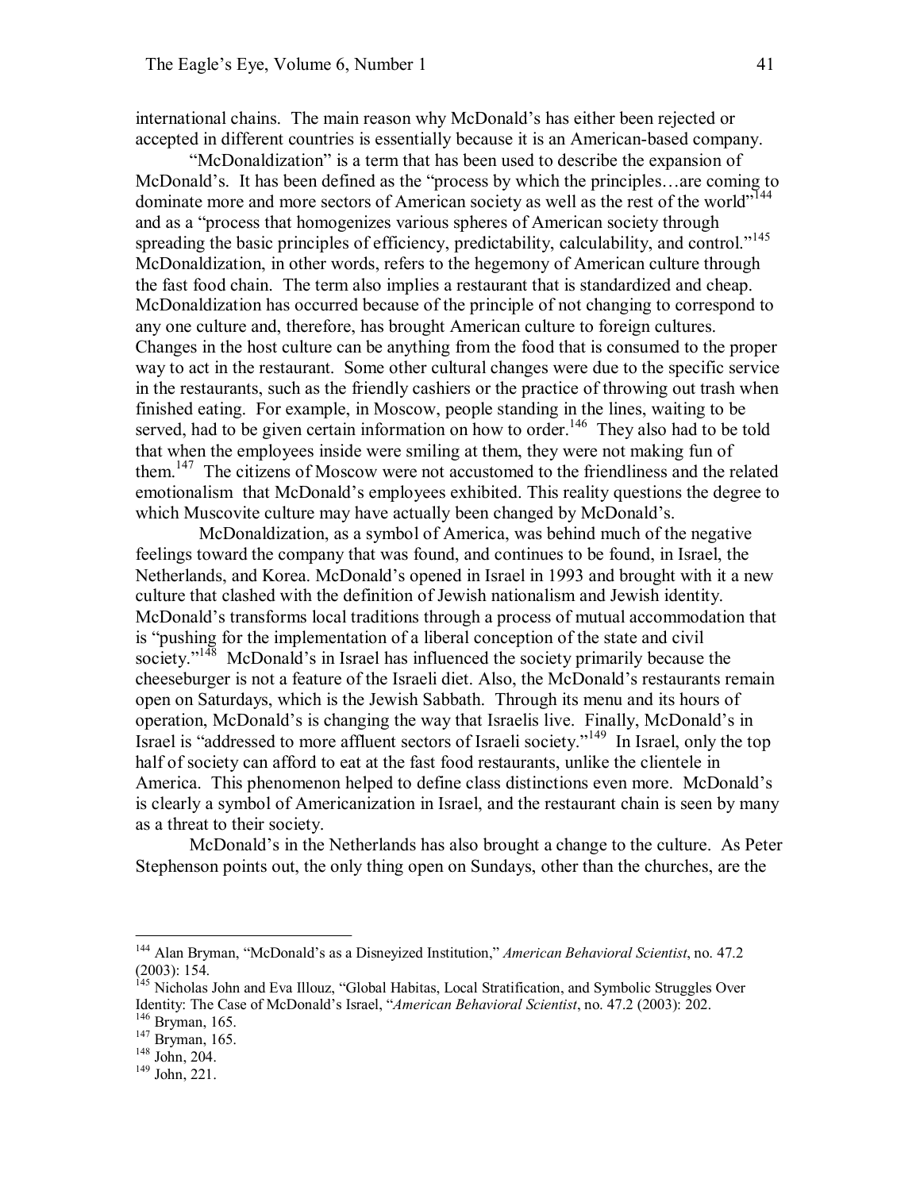international chains. The main reason why McDonald's has either been rejected or accepted in different countries is essentially because it is an American-based company.

"McDonaldization" is a term that has been used to describe the expansion of McDonald's. It has been defined as the "process by which the principles…are coming to dominate more and more sectors of American society as well as the rest of the world"[144] and as a "process that homogenizes various spheres of American society through spreading the basic principles of efficiency, predictability, calculability, and control."[145] McDonaldization, in other words, refers to the hegemony of American culture through the fast food chain. The term also implies a restaurant that is standardized and cheap. McDonaldization has occurred because of the principle of not changing to correspond to any one culture and, therefore, has brought American culture to foreign cultures. Changes in the host culture can be anything from the food that is consumed to the proper way to act in the restaurant. Some other cultural changes were due to the specific service in the restaurants, such as the friendly cashiers or the practice of throwing out trash when finished eating. For example, in Moscow, people standing in the lines, waiting to be served, had to be given certain information on how to order.[146] They also had to be told that when the employees inside were smiling at them, they were not making fun of them.[147] The citizens of Moscow were not accustomed to the friendliness and the related emotionalism that McDonald's employees exhibited. This reality questions the degree to which Muscovite culture may have actually been changed by McDonald's.

McDonaldization, as a symbol of America, was behind much of the negative feelings toward the company that was found, and continues to be found, in Israel, the Netherlands, and Korea. McDonald's opened in Israel in 1993 and brought with it a new culture that clashed with the definition of Jewish nationalism and Jewish identity. McDonald's transforms local traditions through a process of mutual accommodation that is "pushing for the implementation of a liberal conception of the state and civil society."[148] McDonald's in Israel has influenced the society primarily because the cheeseburger is not a feature of the Israeli diet. Also, the McDonald's restaurants remain open on Saturdays, which is the Jewish Sabbath. Through its menu and its hours of operation, McDonald's is changing the way that Israelis live. Finally, McDonald's in Israel is "addressed to more affluent sectors of Israeli society."[149] In Israel, only the top half of society can afford to eat at the fast food restaurants, unlike the clientele in America. This phenomenon helped to define class distinctions even more. McDonald's is clearly a symbol of Americanization in Israel, and the restaurant chain is seen by many as a threat to their society.

McDonald's in the Netherlands has also brought a change to the culture. As Peter Stephenson points out, the only thing open on Sundays, other than the churches, are the

---

[144] Alan Bryman, "McDonald's as a Disneyized Institution," *American Behavioral Scientist*, no. 47.2 (2003): 154.

[145] Nicholas John and Eva Illouz, "Global Habitas, Local Stratification, and Symbolic Struggles Over Identity: The Case of McDonald's Israel, "*American Behavioral Scientist*, no. 47.2 (2003): 202.

[146] Bryman, 165.

[147] Bryman, 165.

[148] John, 204.

[149] John, 221.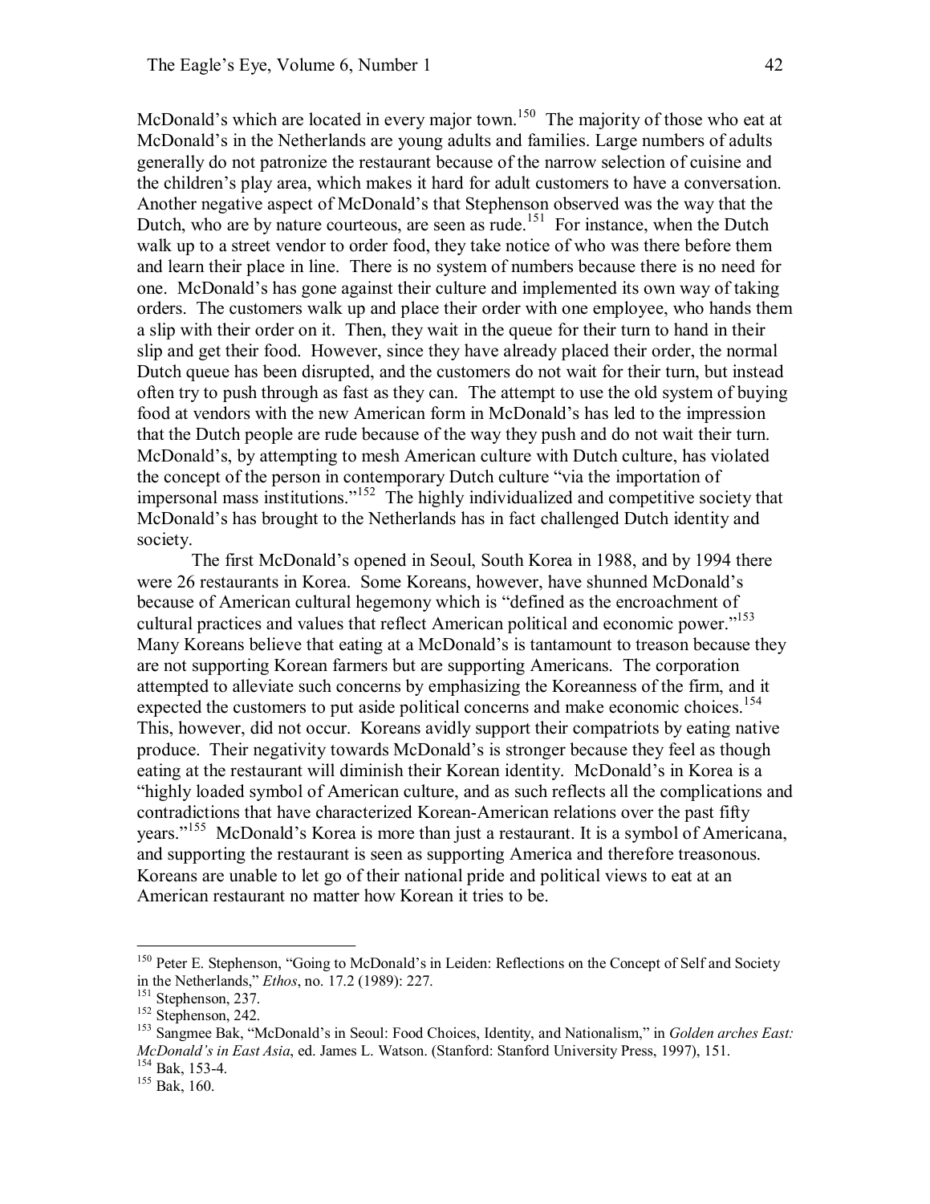McDonald's which are located in every major town.[150] The majority of those who eat at McDonald's in the Netherlands are young adults and families. Large numbers of adults generally do not patronize the restaurant because of the narrow selection of cuisine and the children's play area, which makes it hard for adult customers to have a conversation. Another negative aspect of McDonald's that Stephenson observed was the way that the Dutch, who are by nature courteous, are seen as rude.[151] For instance, when the Dutch walk up to a street vendor to order food, they take notice of who was there before them and learn their place in line. There is no system of numbers because there is no need for one. McDonald's has gone against their culture and implemented its own way of taking orders. The customers walk up and place their order with one employee, who hands them a slip with their order on it. Then, they wait in the queue for their turn to hand in their slip and get their food. However, since they have already placed their order, the normal Dutch queue has been disrupted, and the customers do not wait for their turn, but instead often try to push through as fast as they can. The attempt to use the old system of buying food at vendors with the new American form in McDonald's has led to the impression that the Dutch people are rude because of the way they push and do not wait their turn. McDonald's, by attempting to mesh American culture with Dutch culture, has violated the concept of the person in contemporary Dutch culture "via the importation of impersonal mass institutions."[152] The highly individualized and competitive society that McDonald's has brought to the Netherlands has in fact challenged Dutch identity and society.

The first McDonald's opened in Seoul, South Korea in 1988, and by 1994 there were 26 restaurants in Korea. Some Koreans, however, have shunned McDonald's because of American cultural hegemony which is "defined as the encroachment of cultural practices and values that reflect American political and economic power."[153] Many Koreans believe that eating at a McDonald's is tantamount to treason because they are not supporting Korean farmers but are supporting Americans. The corporation attempted to alleviate such concerns by emphasizing the Koreanness of the firm, and it expected the customers to put aside political concerns and make economic choices.[154] This, however, did not occur. Koreans avidly support their compatriots by eating native produce. Their negativity towards McDonald's is stronger because they feel as though eating at the restaurant will diminish their Korean identity. McDonald's in Korea is a "highly loaded symbol of American culture, and as such reflects all the complications and contradictions that have characterized Korean-American relations over the past fifty years."[155] McDonald's Korea is more than just a restaurant. It is a symbol of Americana, and supporting the restaurant is seen as supporting America and therefore treasonous. Koreans are unable to let go of their national pride and political views to eat at an American restaurant no matter how Korean it tries to be.

---

[150] Peter E. Stephenson, "Going to McDonald's in Leiden: Reflections on the Concept of Self and Society in the Netherlands," *Ethos*, no. 17.2 (1989): 227.

[151] Stephenson, 237.

[152] Stephenson, 242.

[153] Sangmee Bak, "McDonald's in Seoul: Food Choices, Identity, and Nationalism," in *Golden arches East: McDonald's in East Asia*, ed. James L. Watson. (Stanford: Stanford University Press, 1997), 151.

[154] Bak, 153-4.

[155] Bak, 160.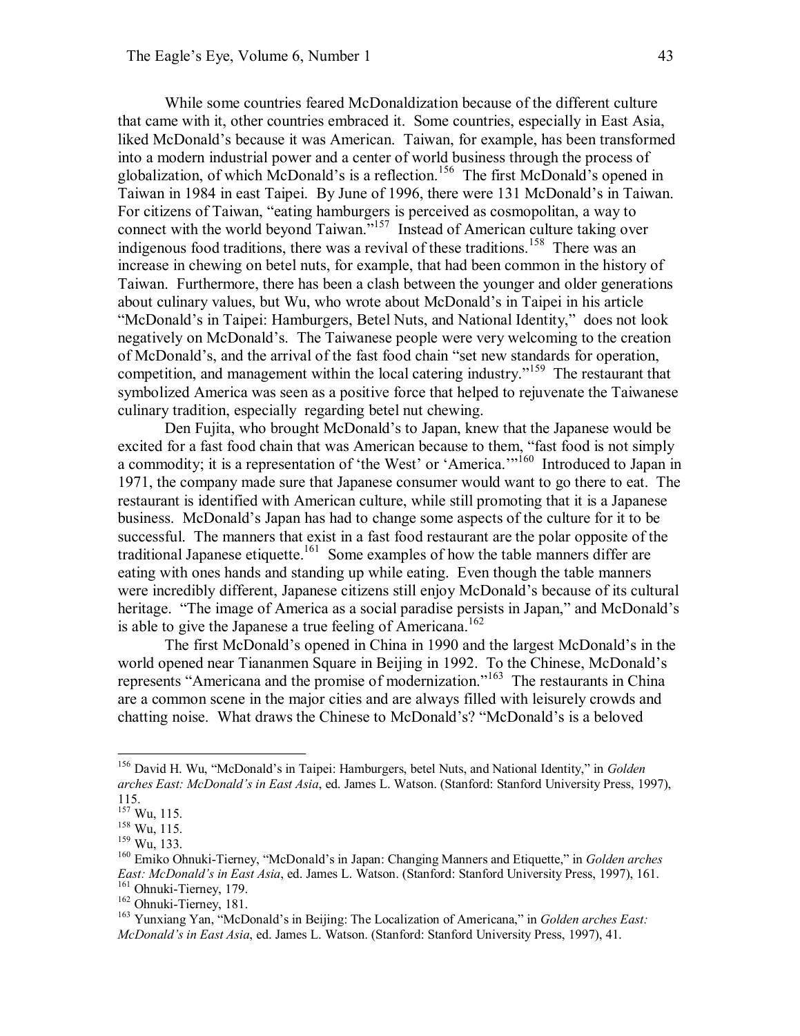While some countries feared McDonaldization because of the different culture that came with it, other countries embraced it. Some countries, especially in East Asia, liked McDonald's because it was American. Taiwan, for example, has been transformed into a modern industrial power and a center of world business through the process of globalization, of which McDonald's is a reflection.[156] The first McDonald's opened in Taiwan in 1984 in east Taipei. By June of 1996, there were 131 McDonald's in Taiwan. For citizens of Taiwan, "eating hamburgers is perceived as cosmopolitan, a way to connect with the world beyond Taiwan."[157] Instead of American culture taking over indigenous food traditions, there was a revival of these traditions.[158] There was an increase in chewing on betel nuts, for example, that had been common in the history of Taiwan. Furthermore, there has been a clash between the younger and older generations about culinary values, but Wu, who wrote about McDonald's in Taipei in his article "McDonald's in Taipei: Hamburgers, Betel Nuts, and National Identity," does not look negatively on McDonald's. The Taiwanese people were very welcoming to the creation of McDonald's, and the arrival of the fast food chain "set new standards for operation, competition, and management within the local catering industry."[159] The restaurant that symbolized America was seen as a positive force that helped to rejuvenate the Taiwanese culinary tradition, especially regarding betel nut chewing.

Den Fujita, who brought McDonald's to Japan, knew that the Japanese would be excited for a fast food chain that was American because to them, "fast food is not simply a commodity; it is a representation of 'the West' or 'America.'"[160] Introduced to Japan in 1971, the company made sure that Japanese consumer would want to go there to eat. The restaurant is identified with American culture, while still promoting that it is a Japanese business. McDonald's Japan has had to change some aspects of the culture for it to be successful. The manners that exist in a fast food restaurant are the polar opposite of the traditional Japanese etiquette.[161] Some examples of how the table manners differ are eating with ones hands and standing up while eating. Even though the table manners were incredibly different, Japanese citizens still enjoy McDonald's because of its cultural heritage. "The image of America as a social paradise persists in Japan," and McDonald's is able to give the Japanese a true feeling of Americana.[162]

The first McDonald's opened in China in 1990 and the largest McDonald's in the world opened near Tiananmen Square in Beijing in 1992. To the Chinese, McDonald's represents "Americana and the promise of modernization."[163] The restaurants in China are a common scene in the major cities and are always filled with leisurely crowds and chatting noise. What draws the Chinese to McDonald's? "McDonald's is a beloved

---

[156] David H. Wu, "McDonald's in Taipei: Hamburgers, betel Nuts, and National Identity," in *Golden arches East: McDonald's in East Asia*, ed. James L. Watson. (Stanford: Stanford University Press, 1997), 115.

[157] Wu, 115.

[158] Wu, 115.

[159] Wu, 133.

[160] Emiko Ohnuki-Tierney, "McDonald's in Japan: Changing Manners and Etiquette," in *Golden arches East: McDonald's in East Asia*, ed. James L. Watson. (Stanford: Stanford University Press, 1997), 161.

[161] Ohnuki-Tierney, 179.

[162] Ohnuki-Tierney, 181.

[163] Yunxiang Yan, "McDonald's in Beijing: The Localization of Americana," in *Golden arches East: McDonald's in East Asia*, ed. James L. Watson. (Stanford: Stanford University Press, 1997), 41.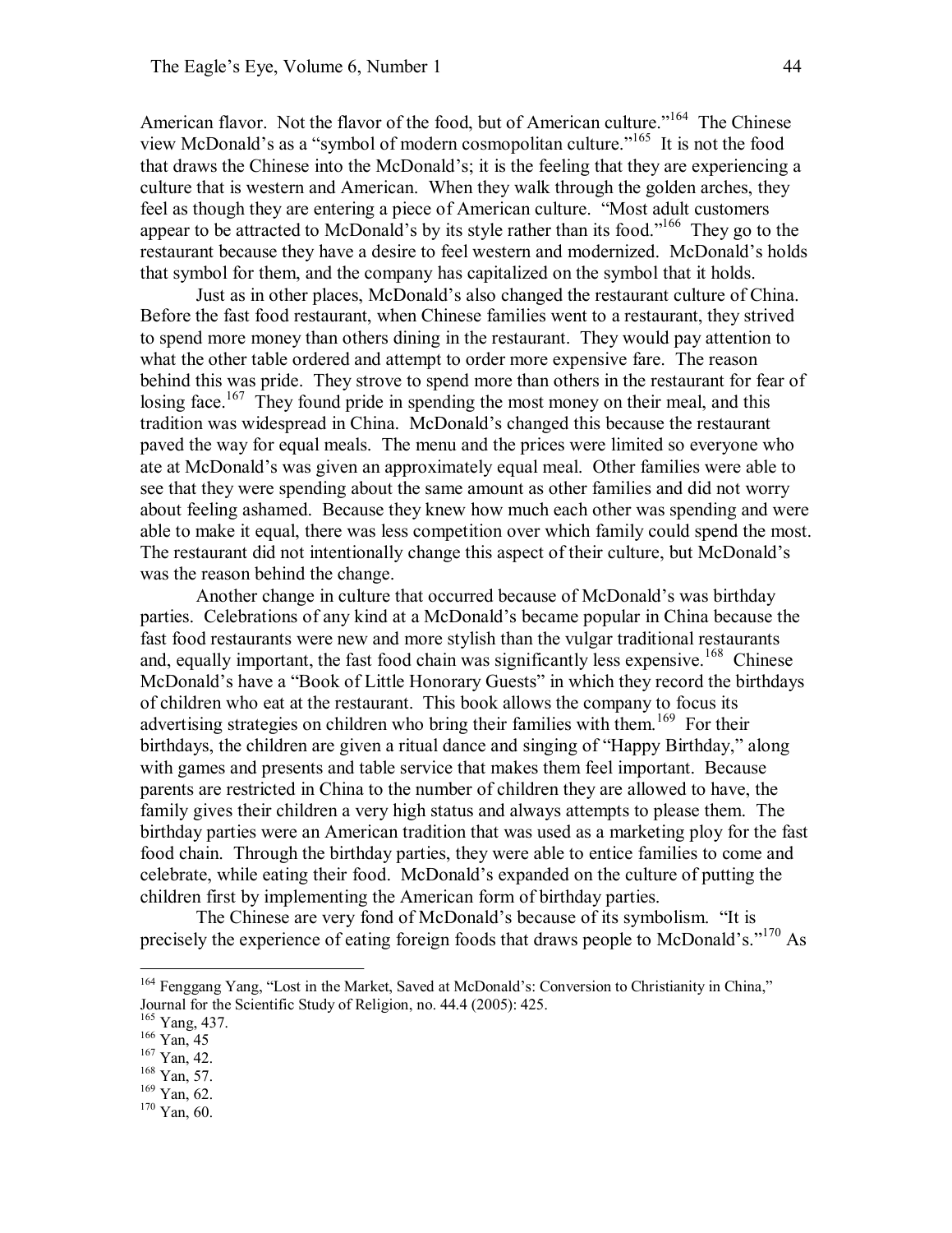American flavor. Not the flavor of the food, but of American culture."[164] The Chinese view McDonald's as a "symbol of modern cosmopolitan culture."[165] It is not the food that draws the Chinese into the McDonald's; it is the feeling that they are experiencing a culture that is western and American. When they walk through the golden arches, they feel as though they are entering a piece of American culture. "Most adult customers appear to be attracted to McDonald's by its style rather than its food."[166] They go to the restaurant because they have a desire to feel western and modernized. McDonald's holds that symbol for them, and the company has capitalized on the symbol that it holds.

Just as in other places, McDonald's also changed the restaurant culture of China. Before the fast food restaurant, when Chinese families went to a restaurant, they strived to spend more money than others dining in the restaurant. They would pay attention to what the other table ordered and attempt to order more expensive fare. The reason behind this was pride. They strove to spend more than others in the restaurant for fear of losing face.[167] They found pride in spending the most money on their meal, and this tradition was widespread in China. McDonald's changed this because the restaurant paved the way for equal meals. The menu and the prices were limited so everyone who ate at McDonald's was given an approximately equal meal. Other families were able to see that they were spending about the same amount as other families and did not worry about feeling ashamed. Because they knew how much each other was spending and were able to make it equal, there was less competition over which family could spend the most. The restaurant did not intentionally change this aspect of their culture, but McDonald's was the reason behind the change.

Another change in culture that occurred because of McDonald's was birthday parties. Celebrations of any kind at a McDonald's became popular in China because the fast food restaurants were new and more stylish than the vulgar traditional restaurants and, equally important, the fast food chain was significantly less expensive.[168] Chinese McDonald's have a "Book of Little Honorary Guests" in which they record the birthdays of children who eat at the restaurant. This book allows the company to focus its advertising strategies on children who bring their families with them.[169] For their birthdays, the children are given a ritual dance and singing of "Happy Birthday," along with games and presents and table service that makes them feel important. Because parents are restricted in China to the number of children they are allowed to have, the family gives their children a very high status and always attempts to please them. The birthday parties were an American tradition that was used as a marketing ploy for the fast food chain. Through the birthday parties, they were able to entice families to come and celebrate, while eating their food. McDonald's expanded on the culture of putting the children first by implementing the American form of birthday parties.

The Chinese are very fond of McDonald's because of its symbolism. "It is precisely the experience of eating foreign foods that draws people to McDonald's."[170] As

---

[164] Fenggang Yang, "Lost in the Market, Saved at McDonald's: Conversion to Christianity in China," Journal for the Scientific Study of Religion, no. 44.4 (2005): 425.

[165] Yang, 437.

[166] Yan, 45

[167] Yan, 42.

[168] Yan, 57.

[169] Yan, 62.

[170] Yan, 60.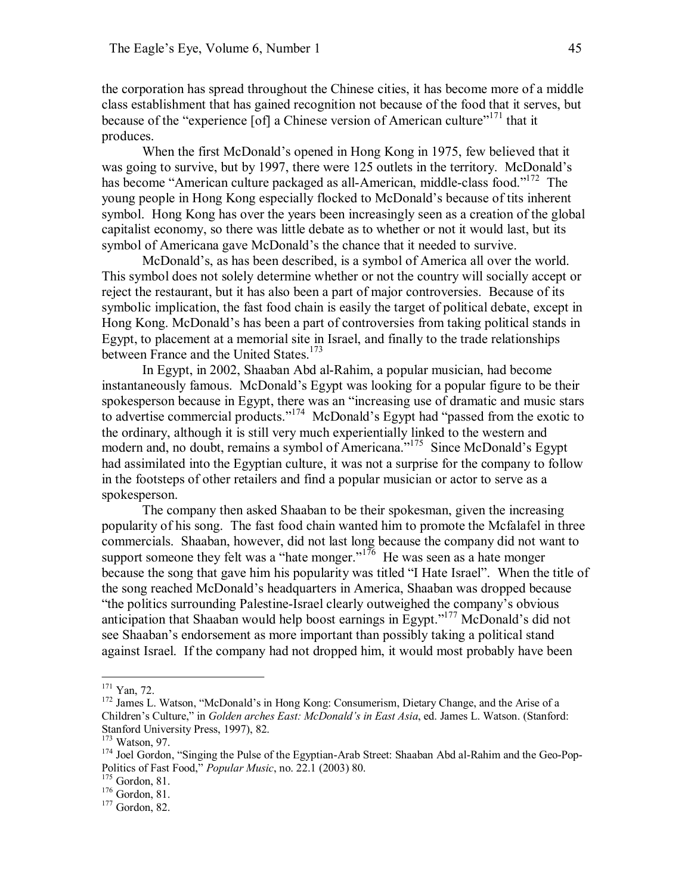the corporation has spread throughout the Chinese cities, it has become more of a middle class establishment that has gained recognition not because of the food that it serves, but because of the "experience [of] a Chinese version of American culture"[171] that it produces.

When the first McDonald's opened in Hong Kong in 1975, few believed that it was going to survive, but by 1997, there were 125 outlets in the territory. McDonald's has become "American culture packaged as all-American, middle-class food."[172] The young people in Hong Kong especially flocked to McDonald's because of tits inherent symbol. Hong Kong has over the years been increasingly seen as a creation of the global capitalist economy, so there was little debate as to whether or not it would last, but its symbol of Americana gave McDonald's the chance that it needed to survive.

McDonald's, as has been described, is a symbol of America all over the world. This symbol does not solely determine whether or not the country will socially accept or reject the restaurant, but it has also been a part of major controversies. Because of its symbolic implication, the fast food chain is easily the target of political debate, except in Hong Kong. McDonald's has been a part of controversies from taking political stands in Egypt, to placement at a memorial site in Israel, and finally to the trade relationships between France and the United States.[173]

In Egypt, in 2002, Shaaban Abd al-Rahim, a popular musician, had become instantaneously famous. McDonald's Egypt was looking for a popular figure to be their spokesperson because in Egypt, there was an "increasing use of dramatic and music stars to advertise commercial products."[174] McDonald's Egypt had "passed from the exotic to the ordinary, although it is still very much experientially linked to the western and modern and, no doubt, remains a symbol of Americana."[175] Since McDonald's Egypt had assimilated into the Egyptian culture, it was not a surprise for the company to follow in the footsteps of other retailers and find a popular musician or actor to serve as a spokesperson.

The company then asked Shaaban to be their spokesman, given the increasing popularity of his song. The fast food chain wanted him to promote the Mcfalafel in three commercials. Shaaban, however, did not last long because the company did not want to support someone they felt was a "hate monger."[176] He was seen as a hate monger because the song that gave him his popularity was titled "I Hate Israel". When the title of the song reached McDonald's headquarters in America, Shaaban was dropped because "the politics surrounding Palestine-Israel clearly outweighed the company's obvious anticipation that Shaaban would help boost earnings in Egypt."[177] McDonald's did not see Shaaban's endorsement as more important than possibly taking a political stand against Israel. If the company had not dropped him, it would most probably have been

---

[171] Yan, 72.

[172] James L. Watson, "McDonald's in Hong Kong: Consumerism, Dietary Change, and the Arise of a Children's Culture," in *Golden arches East: McDonald's in East Asia*, ed. James L. Watson. (Stanford: Stanford University Press, 1997), 82.

[173] Watson, 97.

[174] Joel Gordon, "Singing the Pulse of the Egyptian-Arab Street: Shaaban Abd al-Rahim and the Geo-Pop-Politics of Fast Food," *Popular Music*, no. 22.1 (2003) 80.

[175] Gordon, 81.

[176] Gordon, 81.

[177] Gordon, 82.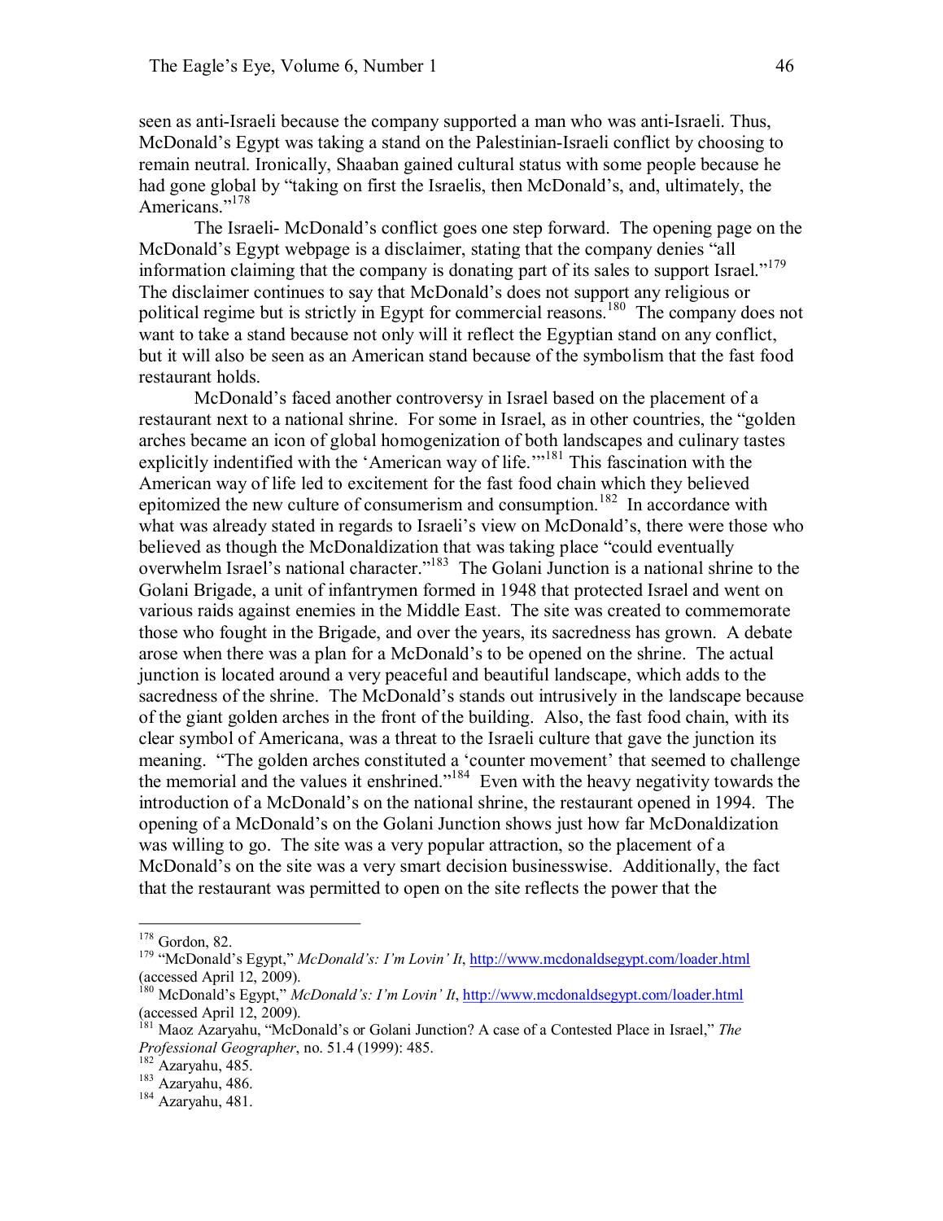seen as anti-Israeli because the company supported a man who was anti-Israeli. Thus, McDonald's Egypt was taking a stand on the Palestinian-Israeli conflict by choosing to remain neutral. Ironically, Shaaban gained cultural status with some people because he had gone global by "taking on first the Israelis, then McDonald's, and, ultimately, the Americans."[178]

The Israeli- McDonald's conflict goes one step forward. The opening page on the McDonald's Egypt webpage is a disclaimer, stating that the company denies "all information claiming that the company is donating part of its sales to support Israel."[179] The disclaimer continues to say that McDonald's does not support any religious or political regime but is strictly in Egypt for commercial reasons.[180] The company does not want to take a stand because not only will it reflect the Egyptian stand on any conflict, but it will also be seen as an American stand because of the symbolism that the fast food restaurant holds.

McDonald's faced another controversy in Israel based on the placement of a restaurant next to a national shrine. For some in Israel, as in other countries, the "golden arches became an icon of global homogenization of both landscapes and culinary tastes explicitly indentified with the 'American way of life.'"[181] This fascination with the American way of life led to excitement for the fast food chain which they believed epitomized the new culture of consumerism and consumption.[182] In accordance with what was already stated in regards to Israeli's view on McDonald's, there were those who believed as though the McDonaldization that was taking place "could eventually overwhelm Israel's national character."[183] The Golani Junction is a national shrine to the Golani Brigade, a unit of infantrymen formed in 1948 that protected Israel and went on various raids against enemies in the Middle East. The site was created to commemorate those who fought in the Brigade, and over the years, its sacredness has grown. A debate arose when there was a plan for a McDonald's to be opened on the shrine. The actual junction is located around a very peaceful and beautiful landscape, which adds to the sacredness of the shrine. The McDonald's stands out intrusively in the landscape because of the giant golden arches in the front of the building. Also, the fast food chain, with its clear symbol of Americana, was a threat to the Israeli culture that gave the junction its meaning. "The golden arches constituted a 'counter movement' that seemed to challenge the memorial and the values it enshrined."[184] Even with the heavy negativity towards the introduction of a McDonald's on the national shrine, the restaurant opened in 1994. The opening of a McDonald's on the Golani Junction shows just how far McDonaldization was willing to go. The site was a very popular attraction, so the placement of a McDonald's on the site was a very smart decision businesswise. Additionally, the fact that the restaurant was permitted to open on the site reflects the power that the

---

[178] Gordon, 82.

[179] "McDonald's Egypt," *McDonald's: I'm Lovin' It*, http://www.mcdonaldsegypt.com/loader.html (accessed April 12, 2009).

[180] McDonald's Egypt," *McDonald's: I'm Lovin' It*, http://www.mcdonaldsegypt.com/loader.html (accessed April 12, 2009).

[181] Maoz Azaryahu, "McDonald's or Golani Junction? A case of a Contested Place in Israel," *The Professional Geographer*, no. 51.4 (1999): 485.

[182] Azaryahu, 485.

[183] Azaryahu, 486.

[184] Azaryahu, 481.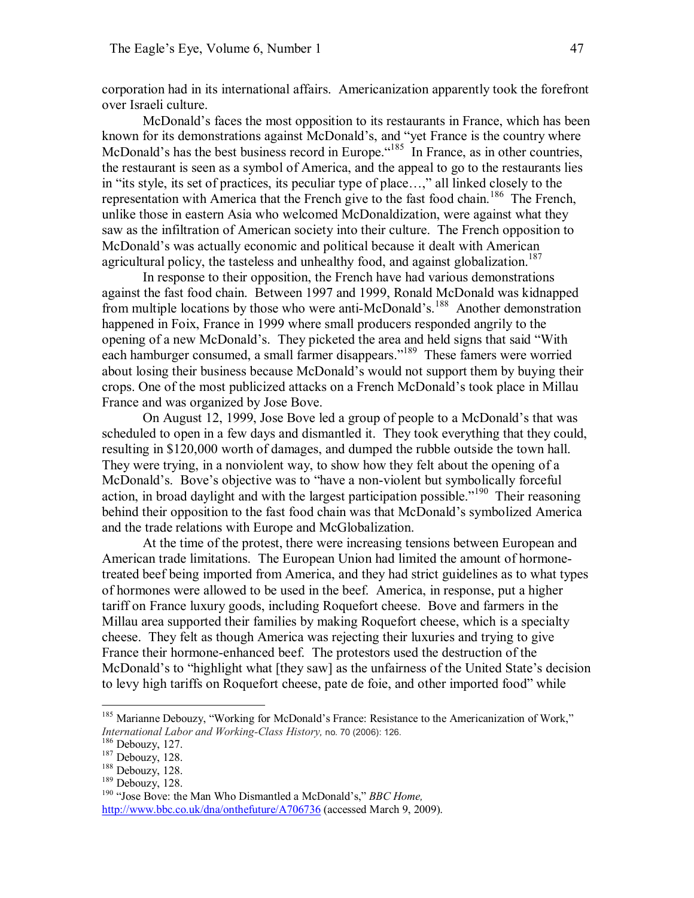corporation had in its international affairs. Americanization apparently took the forefront over Israeli culture.

McDonald's faces the most opposition to its restaurants in France, which has been known for its demonstrations against McDonald's, and "yet France is the country where McDonald's has the best business record in Europe."[185] In France, as in other countries, the restaurant is seen as a symbol of America, and the appeal to go to the restaurants lies in "its style, its set of practices, its peculiar type of place…," all linked closely to the representation with America that the French give to the fast food chain.[186] The French, unlike those in eastern Asia who welcomed McDonaldization, were against what they saw as the infiltration of American society into their culture. The French opposition to McDonald's was actually economic and political because it dealt with American agricultural policy, the tasteless and unhealthy food, and against globalization.[187]

In response to their opposition, the French have had various demonstrations against the fast food chain. Between 1997 and 1999, Ronald McDonald was kidnapped from multiple locations by those who were anti-McDonald's.[188] Another demonstration happened in Foix, France in 1999 where small producers responded angrily to the opening of a new McDonald's. They picketed the area and held signs that said "With each hamburger consumed, a small farmer disappears."[189] These famers were worried about losing their business because McDonald's would not support them by buying their crops. One of the most publicized attacks on a French McDonald's took place in Millau France and was organized by Jose Bove.

On August 12, 1999, Jose Bove led a group of people to a McDonald's that was scheduled to open in a few days and dismantled it. They took everything that they could, resulting in $120,000 worth of damages, and dumped the rubble outside the town hall. They were trying, in a nonviolent way, to show how they felt about the opening of a McDonald's. Bove's objective was to "have a non-violent but symbolically forceful action, in broad daylight and with the largest participation possible."[190] Their reasoning behind their opposition to the fast food chain was that McDonald's symbolized America and the trade relations with Europe and McGlobalization.

At the time of the protest, there were increasing tensions between European and American trade limitations. The European Union had limited the amount of hormone-treated beef being imported from America, and they had strict guidelines as to what types of hormones were allowed to be used in the beef. America, in response, put a higher tariff on France luxury goods, including Roquefort cheese. Bove and farmers in the Millau area supported their families by making Roquefort cheese, which is a specialty cheese. They felt as though America was rejecting their luxuries and trying to give France their hormone-enhanced beef. The protestors used the destruction of the McDonald's to "highlight what [they saw] as the unfairness of the United State's decision to levy high tariffs on Roquefort cheese, pate de foie, and other imported food" while

---

[185] Marianne Debouzy, "Working for McDonald's France: Resistance to the Americanization of Work," *International Labor and Working-Class History,* no. 70 (2006): 126.

[186] Debouzy, 127.

[187] Debouzy, 128.

[188] Debouzy, 128.

[189] Debouzy, 128.

[190] "Jose Bove: the Man Who Dismantled a McDonald's," *BBC Home,* http://www.bbc.co.uk/dna/onthefuture/A706736 (accessed March 9, 2009).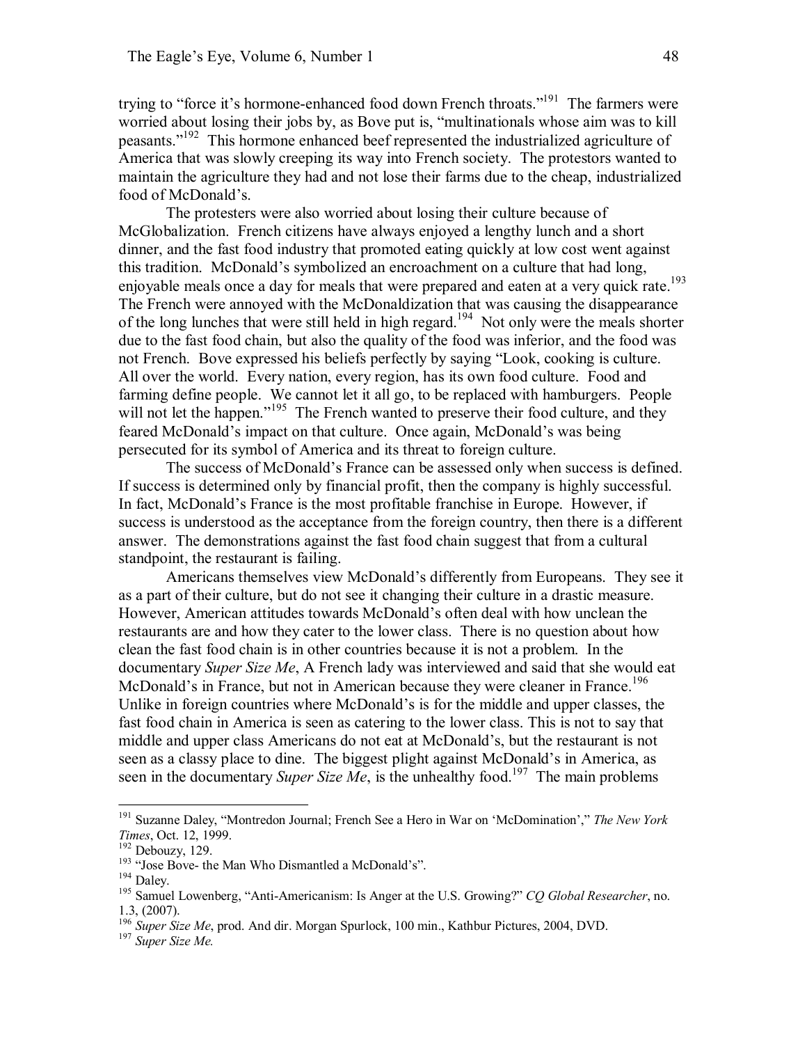trying to "force it's hormone-enhanced food down French throats."[191] The farmers were worried about losing their jobs by, as Bove put is, "multinationals whose aim was to kill peasants."[192] This hormone enhanced beef represented the industrialized agriculture of America that was slowly creeping its way into French society. The protestors wanted to maintain the agriculture they had and not lose their farms due to the cheap, industrialized food of McDonald's.

The protesters were also worried about losing their culture because of McGlobalization. French citizens have always enjoyed a lengthy lunch and a short dinner, and the fast food industry that promoted eating quickly at low cost went against this tradition. McDonald's symbolized an encroachment on a culture that had long, enjoyable meals once a day for meals that were prepared and eaten at a very quick rate.[193] The French were annoyed with the McDonaldization that was causing the disappearance of the long lunches that were still held in high regard.[194] Not only were the meals shorter due to the fast food chain, but also the quality of the food was inferior, and the food was not French. Bove expressed his beliefs perfectly by saying "Look, cooking is culture. All over the world. Every nation, every region, has its own food culture. Food and farming define people. We cannot let it all go, to be replaced with hamburgers. People will not let the happen."[195] The French wanted to preserve their food culture, and they feared McDonald's impact on that culture. Once again, McDonald's was being persecuted for its symbol of America and its threat to foreign culture.

The success of McDonald's France can be assessed only when success is defined. If success is determined only by financial profit, then the company is highly successful. In fact, McDonald's France is the most profitable franchise in Europe. However, if success is understood as the acceptance from the foreign country, then there is a different answer. The demonstrations against the fast food chain suggest that from a cultural standpoint, the restaurant is failing.

Americans themselves view McDonald's differently from Europeans. They see it as a part of their culture, but do not see it changing their culture in a drastic measure. However, American attitudes towards McDonald's often deal with how unclean the restaurants are and how they cater to the lower class. There is no question about how clean the fast food chain is in other countries because it is not a problem. In the documentary *Super Size Me*, A French lady was interviewed and said that she would eat McDonald's in France, but not in American because they were cleaner in France.[196] Unlike in foreign countries where McDonald's is for the middle and upper classes, the fast food chain in America is seen as catering to the lower class. This is not to say that middle and upper class Americans do not eat at McDonald's, but the restaurant is not seen as a classy place to dine. The biggest plight against McDonald's in America, as seen in the documentary *Super Size Me*, is the unhealthy food.[197] The main problems

---

[191] Suzanne Daley, "Montredon Journal; French See a Hero in War on 'McDomination'," *The New York Times*, Oct. 12, 1999.

[192] Debouzy, 129.

[193] "Jose Bove- the Man Who Dismantled a McDonald's".

[194] Daley.

[195] Samuel Lowenberg, "Anti-Americanism: Is Anger at the U.S. Growing?" *CQ Global Researcher*, no. 1.3, (2007).

[196] *Super Size Me*, prod. And dir. Morgan Spurlock, 100 min., Kathbur Pictures, 2004, DVD.

[197] *Super Size Me.*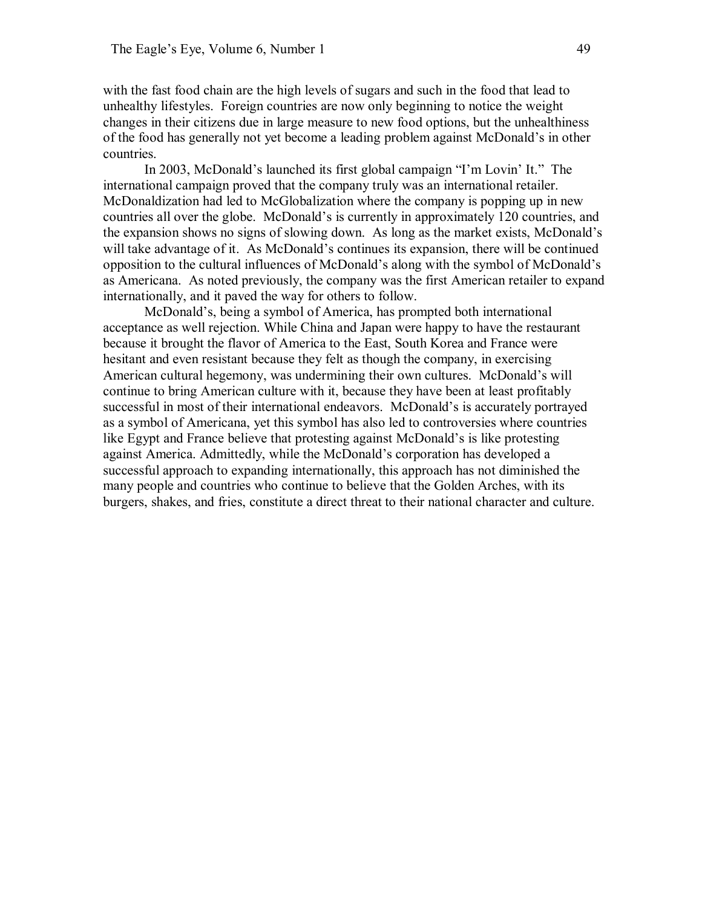with the fast food chain are the high levels of sugars and such in the food that lead to unhealthy lifestyles. Foreign countries are now only beginning to notice the weight changes in their citizens due in large measure to new food options, but the unhealthiness of the food has generally not yet become a leading problem against McDonald's in other countries.

In 2003, McDonald's launched its first global campaign "I'm Lovin' It." The international campaign proved that the company truly was an international retailer. McDonaldization had led to McGlobalization where the company is popping up in new countries all over the globe. McDonald's is currently in approximately 120 countries, and the expansion shows no signs of slowing down. As long as the market exists, McDonald's will take advantage of it. As McDonald's continues its expansion, there will be continued opposition to the cultural influences of McDonald's along with the symbol of McDonald's as Americana. As noted previously, the company was the first American retailer to expand internationally, and it paved the way for others to follow.

McDonald's, being a symbol of America, has prompted both international acceptance as well rejection. While China and Japan were happy to have the restaurant because it brought the flavor of America to the East, South Korea and France were hesitant and even resistant because they felt as though the company, in exercising American cultural hegemony, was undermining their own cultures. McDonald's will continue to bring American culture with it, because they have been at least profitably successful in most of their international endeavors. McDonald's is accurately portrayed as a symbol of Americana, yet this symbol has also led to controversies where countries like Egypt and France believe that protesting against McDonald's is like protesting against America. Admittedly, while the McDonald's corporation has developed a successful approach to expanding internationally, this approach has not diminished the many people and countries who continue to believe that the Golden Arches, with its burgers, shakes, and fries, constitute a direct threat to their national character and culture.